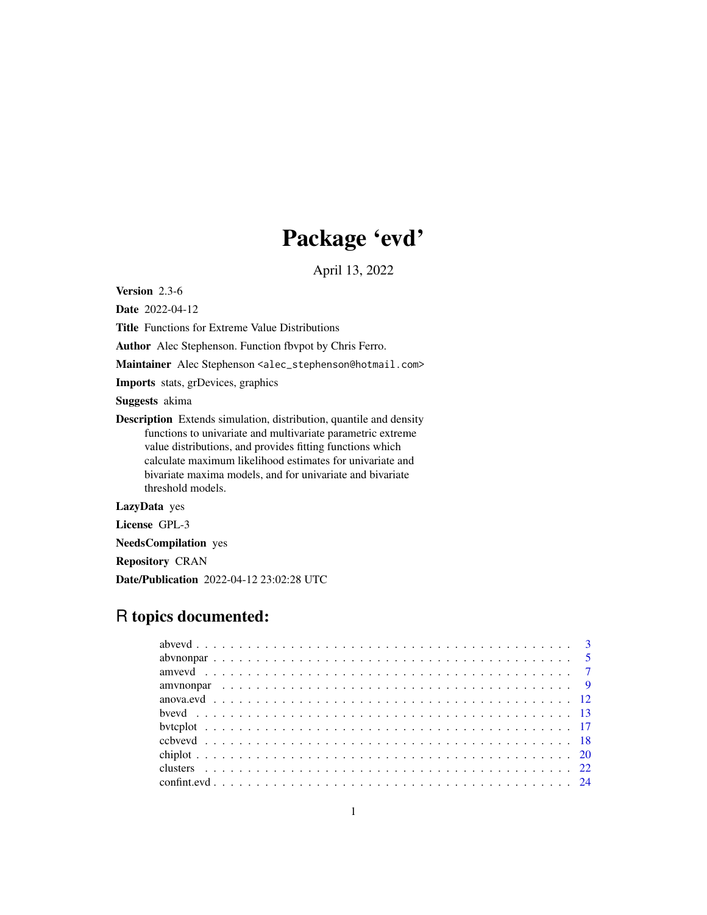# Package 'evd'

April 13, 2022

**Version** 2.3-6

**Date** 2022-04-12

**Title** Functions for Extreme Value Distributions

**Author** Alec Stephenson. Function fbvpot by Chris Ferro.

**Maintainer** Alec Stephenson <alec_stephenson@hotmail.com>

**Imports** stats, grDevices, graphics

**Suggests** akima

**Description** Extends simulation, distribution, quantile and density functions to univariate and multivariate parametric extreme value distributions, and provides fitting functions which calculate maximum likelihood estimates for univariate and bivariate maxima models, and for univariate and bivariate threshold models.

**LazyData** yes

**License** GPL-3

**NeedsCompilation** yes

**Repository** CRAN

**Date/Publication** 2022-04-12 23:02:28 UTC

## R topics documented:

- abvevd . . . . . . . . . . . . . . . . . . . . . . . . . . . . . . . . . . . . . . . . . . 3
- abvnonpar . . . . . . . . . . . . . . . . . . . . . . . . . . . . . . . . . . . . . . . . 5
- amvevd . . . . . . . . . . . . . . . . . . . . . . . . . . . . . . . . . . . . . . . . . . 7
- amvnonpar . . . . . . . . . . . . . . . . . . . . . . . . . . . . . . . . . . . . . . . . 9
- anova.evd . . . . . . . . . . . . . . . . . . . . . . . . . . . . . . . . . . . . . . . . 12
- bvevd . . . . . . . . . . . . . . . . . . . . . . . . . . . . . . . . . . . . . . . . . . . 13
- bvtcplot . . . . . . . . . . . . . . . . . . . . . . . . . . . . . . . . . . . . . . . . . 17
- ccbvevd . . . . . . . . . . . . . . . . . . . . . . . . . . . . . . . . . . . . . . . . . 18
- chiplot . . . . . . . . . . . . . . . . . . . . . . . . . . . . . . . . . . . . . . . . . . 20
- clusters . . . . . . . . . . . . . . . . . . . . . . . . . . . . . . . . . . . . . . . . . 22
- confint.evd . . . . . . . . . . . . . . . . . . . . . . . . . . . . . . . . . . . . . . . 24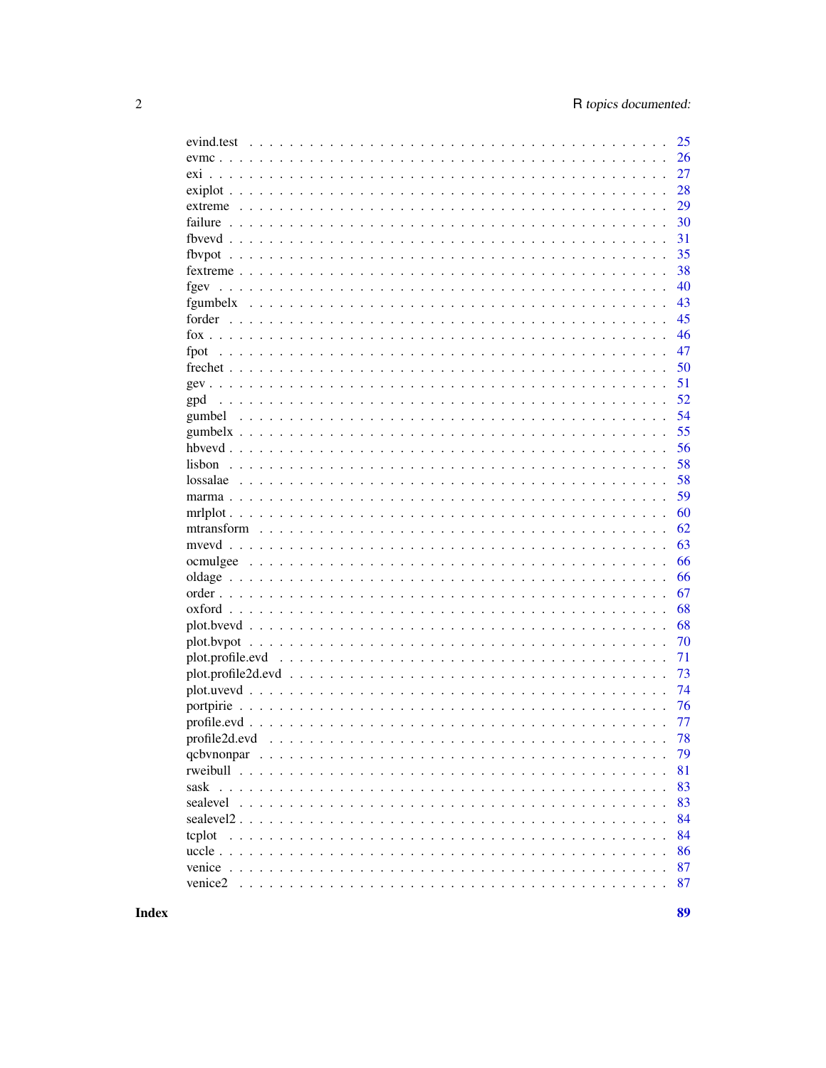evind.test . . . . . . . . . . . . . . . . . . . . . . . . . . . . . . . . . . . . . . . . 25
evmc . . . . . . . . . . . . . . . . . . . . . . . . . . . . . . . . . . . . . . . . . . . 26
exi . . . . . . . . . . . . . . . . . . . . . . . . . . . . . . . . . . . . . . . . . . . . 27
exiplot . . . . . . . . . . . . . . . . . . . . . . . . . . . . . . . . . . . . . . . . . . 28
extreme . . . . . . . . . . . . . . . . . . . . . . . . . . . . . . . . . . . . . . . . . 29
failure . . . . . . . . . . . . . . . . . . . . . . . . . . . . . . . . . . . . . . . . . . 30
fbvevd . . . . . . . . . . . . . . . . . . . . . . . . . . . . . . . . . . . . . . . . . . 31
fbvpot . . . . . . . . . . . . . . . . . . . . . . . . . . . . . . . . . . . . . . . . . . 35
fextreme . . . . . . . . . . . . . . . . . . . . . . . . . . . . . . . . . . . . . . . . 38
fgev . . . . . . . . . . . . . . . . . . . . . . . . . . . . . . . . . . . . . . . . . . . 40
fgumbelx . . . . . . . . . . . . . . . . . . . . . . . . . . . . . . . . . . . . . . . . 43
forder . . . . . . . . . . . . . . . . . . . . . . . . . . . . . . . . . . . . . . . . . . 45
fox . . . . . . . . . . . . . . . . . . . . . . . . . . . . . . . . . . . . . . . . . . . . 46
fpot . . . . . . . . . . . . . . . . . . . . . . . . . . . . . . . . . . . . . . . . . . . 47
frechet . . . . . . . . . . . . . . . . . . . . . . . . . . . . . . . . . . . . . . . . . . 50
gev . . . . . . . . . . . . . . . . . . . . . . . . . . . . . . . . . . . . . . . . . . . . 51
gpd . . . . . . . . . . . . . . . . . . . . . . . . . . . . . . . . . . . . . . . . . . . . 52
gumbel . . . . . . . . . . . . . . . . . . . . . . . . . . . . . . . . . . . . . . . . . . 54
gumbelx . . . . . . . . . . . . . . . . . . . . . . . . . . . . . . . . . . . . . . . . . 55
hbvevd . . . . . . . . . . . . . . . . . . . . . . . . . . . . . . . . . . . . . . . . . . 56
lisbon . . . . . . . . . . . . . . . . . . . . . . . . . . . . . . . . . . . . . . . . . . 58
lossalae . . . . . . . . . . . . . . . . . . . . . . . . . . . . . . . . . . . . . . . . . 58
marma . . . . . . . . . . . . . . . . . . . . . . . . . . . . . . . . . . . . . . . . . . 59
mrlplot . . . . . . . . . . . . . . . . . . . . . . . . . . . . . . . . . . . . . . . . . . 60
mtransform . . . . . . . . . . . . . . . . . . . . . . . . . . . . . . . . . . . . . . . 62
mvevd . . . . . . . . . . . . . . . . . . . . . . . . . . . . . . . . . . . . . . . . . . 63
ocmulgee . . . . . . . . . . . . . . . . . . . . . . . . . . . . . . . . . . . . . . . . 66
oldage . . . . . . . . . . . . . . . . . . . . . . . . . . . . . . . . . . . . . . . . . . 66
order . . . . . . . . . . . . . . . . . . . . . . . . . . . . . . . . . . . . . . . . . . . 67
oxford . . . . . . . . . . . . . . . . . . . . . . . . . . . . . . . . . . . . . . . . . . 68
plot.bvevd . . . . . . . . . . . . . . . . . . . . . . . . . . . . . . . . . . . . . . . . 68
plot.bvpot . . . . . . . . . . . . . . . . . . . . . . . . . . . . . . . . . . . . . . . . 70
plot.profile.evd . . . . . . . . . . . . . . . . . . . . . . . . . . . . . . . . . . . . 71
plot.profile2d.evd . . . . . . . . . . . . . . . . . . . . . . . . . . . . . . . . . . 73
plot.uvevd . . . . . . . . . . . . . . . . . . . . . . . . . . . . . . . . . . . . . . . 74
portpirie . . . . . . . . . . . . . . . . . . . . . . . . . . . . . . . . . . . . . . . . 76
profile.evd . . . . . . . . . . . . . . . . . . . . . . . . . . . . . . . . . . . . . . . 77
profile2d.evd . . . . . . . . . . . . . . . . . . . . . . . . . . . . . . . . . . . . . 78
qcbvnonpar . . . . . . . . . . . . . . . . . . . . . . . . . . . . . . . . . . . . . . 79
rweibull . . . . . . . . . . . . . . . . . . . . . . . . . . . . . . . . . . . . . . . . . 81
sask . . . . . . . . . . . . . . . . . . . . . . . . . . . . . . . . . . . . . . . . . . . . 83
sealevel . . . . . . . . . . . . . . . . . . . . . . . . . . . . . . . . . . . . . . . . . 83
sealevel2 . . . . . . . . . . . . . . . . . . . . . . . . . . . . . . . . . . . . . . . . 84
tcplot . . . . . . . . . . . . . . . . . . . . . . . . . . . . . . . . . . . . . . . . . . . 84
uccle . . . . . . . . . . . . . . . . . . . . . . . . . . . . . . . . . . . . . . . . . . . 86
venice . . . . . . . . . . . . . . . . . . . . . . . . . . . . . . . . . . . . . . . . . . . 87
venice2 . . . . . . . . . . . . . . . . . . . . . . . . . . . . . . . . . . . . . . . . . . 87

**Index** **89**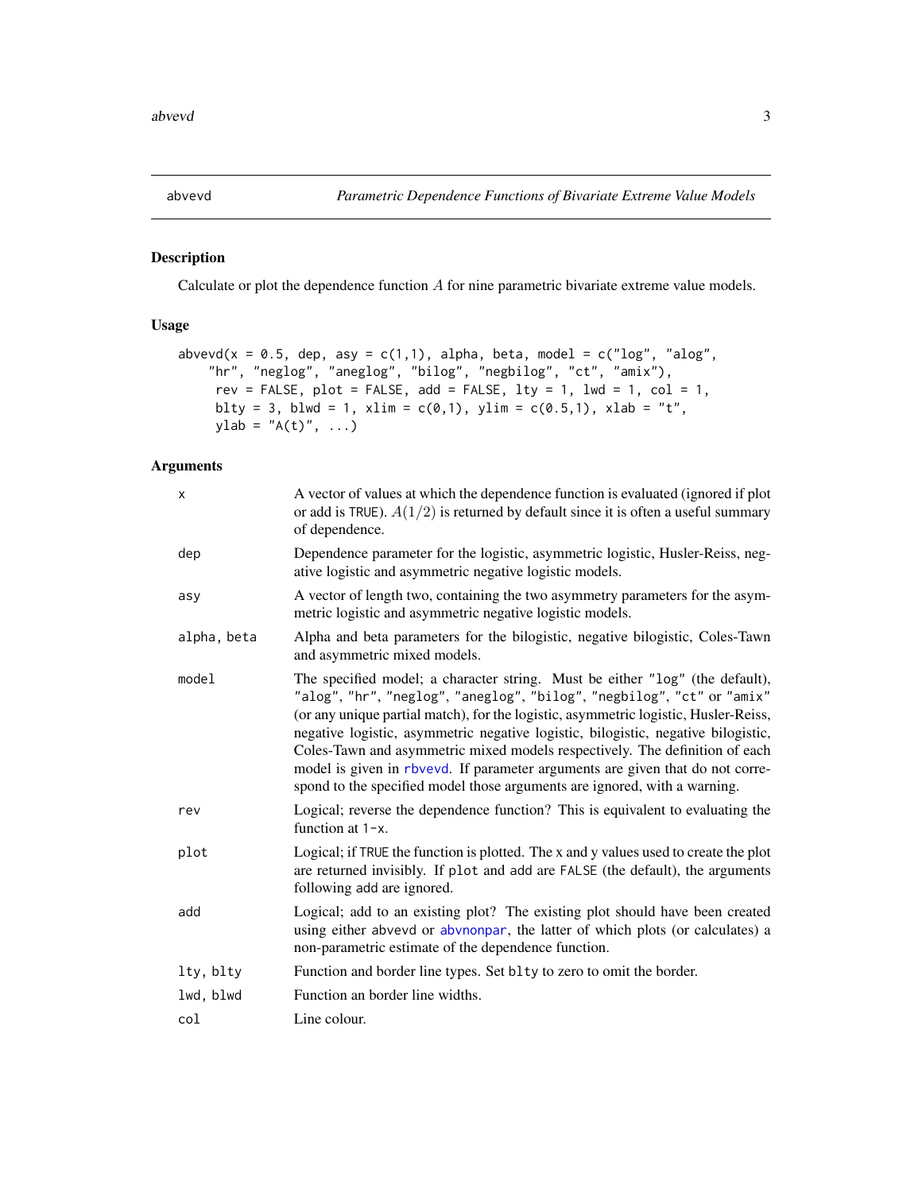abvevd — *Parametric Dependence Functions of Bivariate Extreme Value Models*

## Description

Calculate or plot the dependence function $A$ for nine parametric bivariate extreme value models.

## Usage

```
abvevd(x = 0.5, dep, asy = c(1,1), alpha, beta, model = c("log", "alog",
    "hr", "neglog", "aneglog", "bilog", "negbilog", "ct", "amix"),
     rev = FALSE, plot = FALSE, add = FALSE, lty = 1, lwd = 1, col = 1,
     blty = 3, blwd = 1, xlim = c(0,1), ylim = c(0.5,1), xlab = "t",
     ylab = "A(t)", ...)
```

## Arguments

| | |
|---|---|
| `x` | A vector of values at which the dependence function is evaluated (ignored if plot or add is `TRUE`). $A(1/2)$ is returned by default since it is often a useful summary of dependence. |
| `dep` | Dependence parameter for the logistic, asymmetric logistic, Husler-Reiss, negative logistic and asymmetric negative logistic models. |
| `asy` | A vector of length two, containing the two asymmetry parameters for the asymmetric logistic and asymmetric negative logistic models. |
| `alpha, beta` | Alpha and beta parameters for the bilogistic, negative bilogistic, Coles-Tawn and asymmetric mixed models. |
| `model` | The specified model; a character string. Must be either `"log"` (the default), `"alog"`, `"hr"`, `"neglog"`, `"aneglog"`, `"bilog"`, `"negbilog"`, `"ct"` or `"amix"` (or any unique partial match), for the logistic, asymmetric logistic, Husler-Reiss, negative logistic, asymmetric negative logistic, bilogistic, negative bilogistic, Coles-Tawn and asymmetric mixed models respectively. The definition of each model is given in `rbvevd`. If parameter arguments are given that do not correspond to the specified model those arguments are ignored, with a warning. |
| `rev` | Logical; reverse the dependence function? This is equivalent to evaluating the function at `1-x`. |
| `plot` | Logical; if `TRUE` the function is plotted. The x and y values used to create the plot are returned invisibly. If `plot` and `add` are `FALSE` (the default), the arguments following `add` are ignored. |
| `add` | Logical; add to an existing plot? The existing plot should have been created using either `abvevd` or `abvnonpar`, the latter of which plots (or calculates) a non-parametric estimate of the dependence function. |
| `lty, blty` | Function and border line types. Set `blty` to zero to omit the border. |
| `lwd, blwd` | Function an border line widths. |
| `col` | Line colour. |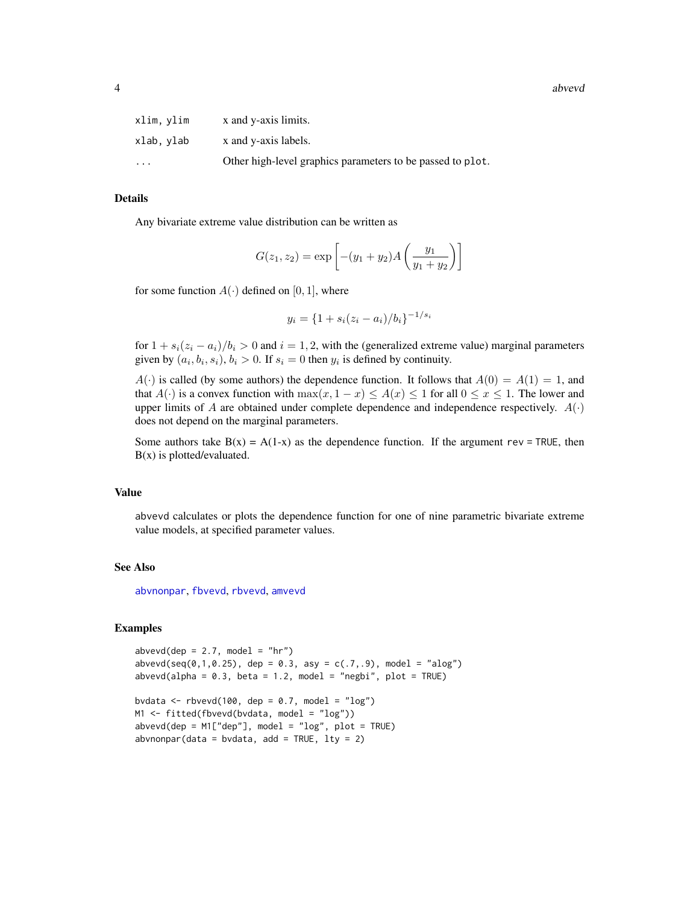| | |
|---|---|
| `xlim, ylim` | x and y-axis limits. |
| `xlab, ylab` | x and y-axis labels. |
| `...` | Other high-level graphics parameters to be passed to `plot`. |

## Details

Any bivariate extreme value distribution can be written as

$$G(z_1, z_2) = \exp\left[-(y_1 + y_2)A\left(\frac{y_1}{y_1 + y_2}\right)\right]$$

for some function $A(\cdot)$ defined on $[0, 1]$, where

$$y_i = \{1 + s_i(z_i - a_i)/b_i\}^{-1/s_i}$$

for $1 + s_i(z_i - a_i)/b_i > 0$ and $i = 1, 2$, with the (generalized extreme value) marginal parameters given by $(a_i, b_i, s_i)$, $b_i > 0$. If $s_i = 0$ then $y_i$ is defined by continuity.

$A(\cdot)$ is called (by some authors) the dependence function. It follows that $A(0) = A(1) = 1$, and that $A(\cdot)$ is a convex function with $\max(x, 1 - x) \leq A(x) \leq 1$ for all $0 \leq x \leq 1$. The lower and upper limits of $A$ are obtained under complete dependence and independence respectively. $A(\cdot)$ does not depend on the marginal parameters.

Some authors take B(x) = A(1-x) as the dependence function. If the argument `rev = TRUE`, then B(x) is plotted/evaluated.

## Value

`abvevd` calculates or plots the dependence function for one of nine parametric bivariate extreme value models, at specified parameter values.

## See Also

`abvnonpar`, `fbvevd`, `rbvevd`, `amvevd`

## Examples

```
abvevd(dep = 2.7, model = "hr")
abvevd(seq(0,1,0.25), dep = 0.3, asy = c(.7,.9), model = "alog")
abvevd(alpha = 0.3, beta = 1.2, model = "negbi", plot = TRUE)

bvdata <- rbvevd(100, dep = 0.7, model = "log")
M1 <- fitted(fbvevd(bvdata, model = "log"))
abvevd(dep = M1["dep"], model = "log", plot = TRUE)
abvnonpar(data = bvdata, add = TRUE, lty = 2)
```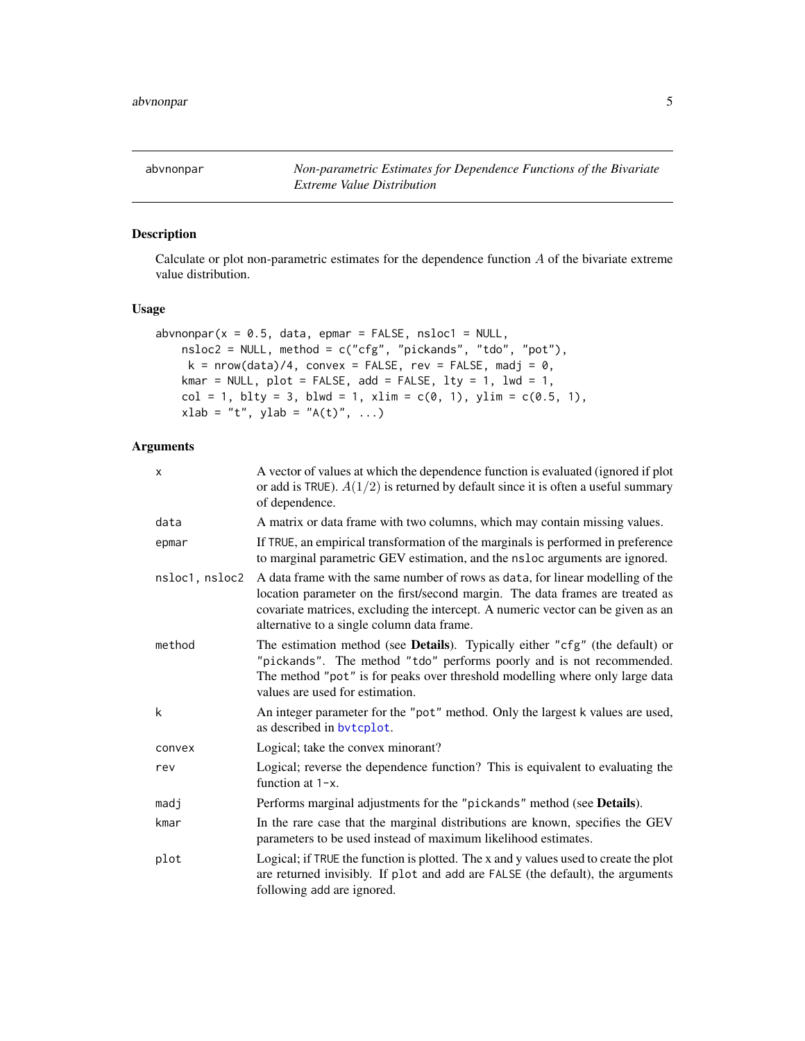abvnonpar *Non-parametric Estimates for Dependence Functions of the Bivariate Extreme Value Distribution*

## Description

Calculate or plot non-parametric estimates for the dependence function $A$ of the bivariate extreme value distribution.

## Usage

```
abvnonpar(x = 0.5, data, epmar = FALSE, nsloc1 = NULL,
    nsloc2 = NULL, method = c("cfg", "pickands", "tdo", "pot"),
     k = nrow(data)/4, convex = FALSE, rev = FALSE, madj = 0,
    kmar = NULL, plot = FALSE, add = FALSE, lty = 1, lwd = 1,
    col = 1, blty = 3, blwd = 1, xlim = c(0, 1), ylim = c(0.5, 1),
    xlab = "t", ylab = "A(t)", ...)
```

## Arguments

| | |
|---|---|
| x | A vector of values at which the dependence function is evaluated (ignored if plot or add is TRUE). $A(1/2)$ is returned by default since it is often a useful summary of dependence. |
| data | A matrix or data frame with two columns, which may contain missing values. |
| epmar | If TRUE, an empirical transformation of the marginals is performed in preference to marginal parametric GEV estimation, and the nsloc arguments are ignored. |
| nsloc1, nsloc2 | A data frame with the same number of rows as data, for linear modelling of the location parameter on the first/second margin. The data frames are treated as covariate matrices, excluding the intercept. A numeric vector can be given as an alternative to a single column data frame. |
| method | The estimation method (see **Details**). Typically either "cfg" (the default) or "pickands". The method "tdo" performs poorly and is not recommended. The method "pot" is for peaks over threshold modelling where only large data values are used for estimation. |
| k | An integer parameter for the "pot" method. Only the largest k values are used, as described in bvtcplot. |
| convex | Logical; take the convex minorant? |
| rev | Logical; reverse the dependence function? This is equivalent to evaluating the function at 1-x. |
| madj | Performs marginal adjustments for the "pickands" method (see **Details**). |
| kmar | In the rare case that the marginal distributions are known, specifies the GEV parameters to be used instead of maximum likelihood estimates. |
| plot | Logical; if TRUE the function is plotted. The x and y values used to create the plot are returned invisibly. If plot and add are FALSE (the default), the arguments following add are ignored. |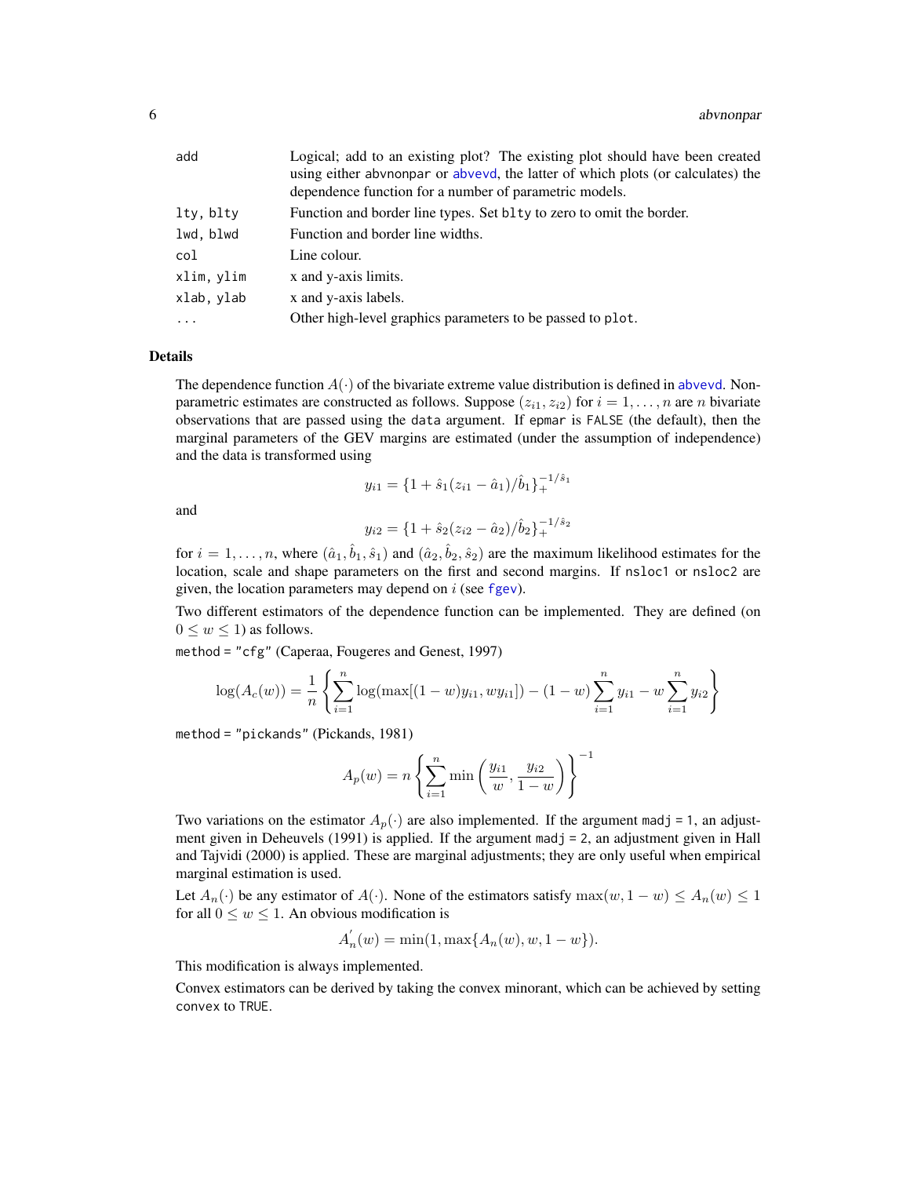| | |
|---|---|
| add | Logical; add to an existing plot? The existing plot should have been created using either abvnonpar or abvevd, the latter of which plots (or calculates) the dependence function for a number of parametric models. |
| lty, blty | Function and border line types. Set blty to zero to omit the border. |
| lwd, blwd | Function and border line widths. |
| col | Line colour. |
| xlim, ylim | x and y-axis limits. |
| xlab, ylab | x and y-axis labels. |
| ... | Other high-level graphics parameters to be passed to plot. |

### Details

The dependence function $A(\cdot)$ of the bivariate extreme value distribution is defined in abvevd. Non-parametric estimates are constructed as follows. Suppose $(z_{i1}, z_{i2})$ for $i = 1, \ldots, n$ are $n$ bivariate observations that are passed using the data argument. If epmar is FALSE (the default), then the marginal parameters of the GEV margins are estimated (under the assumption of independence) and the data is transformed using

$$y_{i1} = \{1 + \hat{s}_1(z_{i1} - \hat{a}_1)/\hat{b}_1\}_+^{-1/\hat{s}_1}$$

and

$$y_{i2} = \{1 + \hat{s}_2(z_{i2} - \hat{a}_2)/\hat{b}_2\}_+^{-1/\hat{s}_2}$$

for $i = 1, \ldots, n$, where $(\hat{a}_1, \hat{b}_1, \hat{s}_1)$ and $(\hat{a}_2, \hat{b}_2, \hat{s}_2)$ are the maximum likelihood estimates for the location, scale and shape parameters on the first and second margins. If nsloc1 or nsloc2 are given, the location parameters may depend on $i$ (see fgev).

Two different estimators of the dependence function can be implemented. They are defined (on $0 \leq w \leq 1$) as follows.

method = "cfg" (Caperaa, Fougeres and Genest, 1997)

$$\log(A_c(w)) = \frac{1}{n}\left\{\sum_{i=1}^{n}\log(\max[(1-w)y_{i1}, wy_{i1}]) - (1-w)\sum_{i=1}^{n}y_{i1} - w\sum_{i=1}^{n}y_{i2}\right\}$$

method = "pickands" (Pickands, 1981)

$$A_p(w) = n\left\{\sum_{i=1}^{n}\min\left(\frac{y_{i1}}{w}, \frac{y_{i2}}{1-w}\right)\right\}^{-1}$$

Two variations on the estimator $A_p(\cdot)$ are also implemented. If the argument madj = 1, an adjustment given in Deheuvels (1991) is applied. If the argument madj = 2, an adjustment given in Hall and Tajvidi (2000) is applied. These are marginal adjustments; they are only useful when empirical marginal estimation is used.

Let $A_n(\cdot)$ be any estimator of $A(\cdot)$. None of the estimators satisfy $\max(w, 1-w) \leq A_n(w) \leq 1$ for all $0 \leq w \leq 1$. An obvious modification is

$$A_n^{'}(w) = \min(1, \max\{A_n(w), w, 1-w\}).$$

This modification is always implemented.

Convex estimators can be derived by taking the convex minorant, which can be achieved by setting convex to TRUE.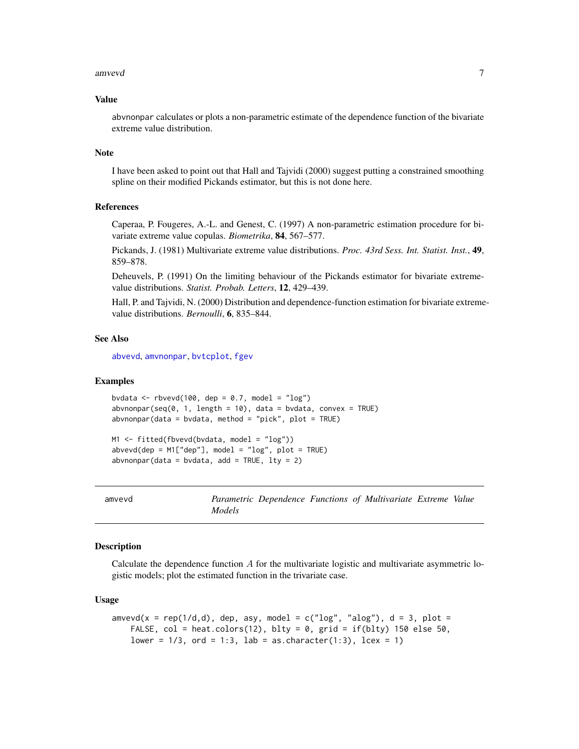### Value

abvnonpar calculates or plots a non-parametric estimate of the dependence function of the bivariate extreme value distribution.

### Note

I have been asked to point out that Hall and Tajvidi (2000) suggest putting a constrained smoothing spline on their modified Pickands estimator, but this is not done here.

### References

Caperaa, P. Fougeres, A.-L. and Genest, C. (1997) A non-parametric estimation procedure for bivariate extreme value copulas. *Biometrika*, **84**, 567–577.

Pickands, J. (1981) Multivariate extreme value distributions. *Proc. 43rd Sess. Int. Statist. Inst.*, **49**, 859–878.

Deheuvels, P. (1991) On the limiting behaviour of the Pickands estimator for bivariate extreme-value distributions. *Statist. Probab. Letters*, **12**, 429–439.

Hall, P. and Tajvidi, N. (2000) Distribution and dependence-function estimation for bivariate extreme-value distributions. *Bernoulli*, **6**, 835–844.

### See Also

abvevd, amvnonpar, bvtcplot, fgev

### Examples

```
bvdata <- rbvevd(100, dep = 0.7, model = "log")
abvnonpar(seq(0, 1, length = 10), data = bvdata, convex = TRUE)
abvnonpar(data = bvdata, method = "pick", plot = TRUE)

M1 <- fitted(fbvevd(bvdata, model = "log"))
abvevd(dep = M1["dep"], model = "log", plot = TRUE)
abvnonpar(data = bvdata, add = TRUE, lty = 2)
```

---

## amvevd — *Parametric Dependence Functions of Multivariate Extreme Value Models*

### Description

Calculate the dependence function $A$ for the multivariate logistic and multivariate asymmetric logistic models; plot the estimated function in the trivariate case.

### Usage

```
amvevd(x = rep(1/d,d), dep, asy, model = c("log", "alog"), d = 3, plot =
    FALSE, col = heat.colors(12), blty = 0, grid = if(blty) 150 else 50,
    lower = 1/3, ord = 1:3, lab = as.character(1:3), lcex = 1)
```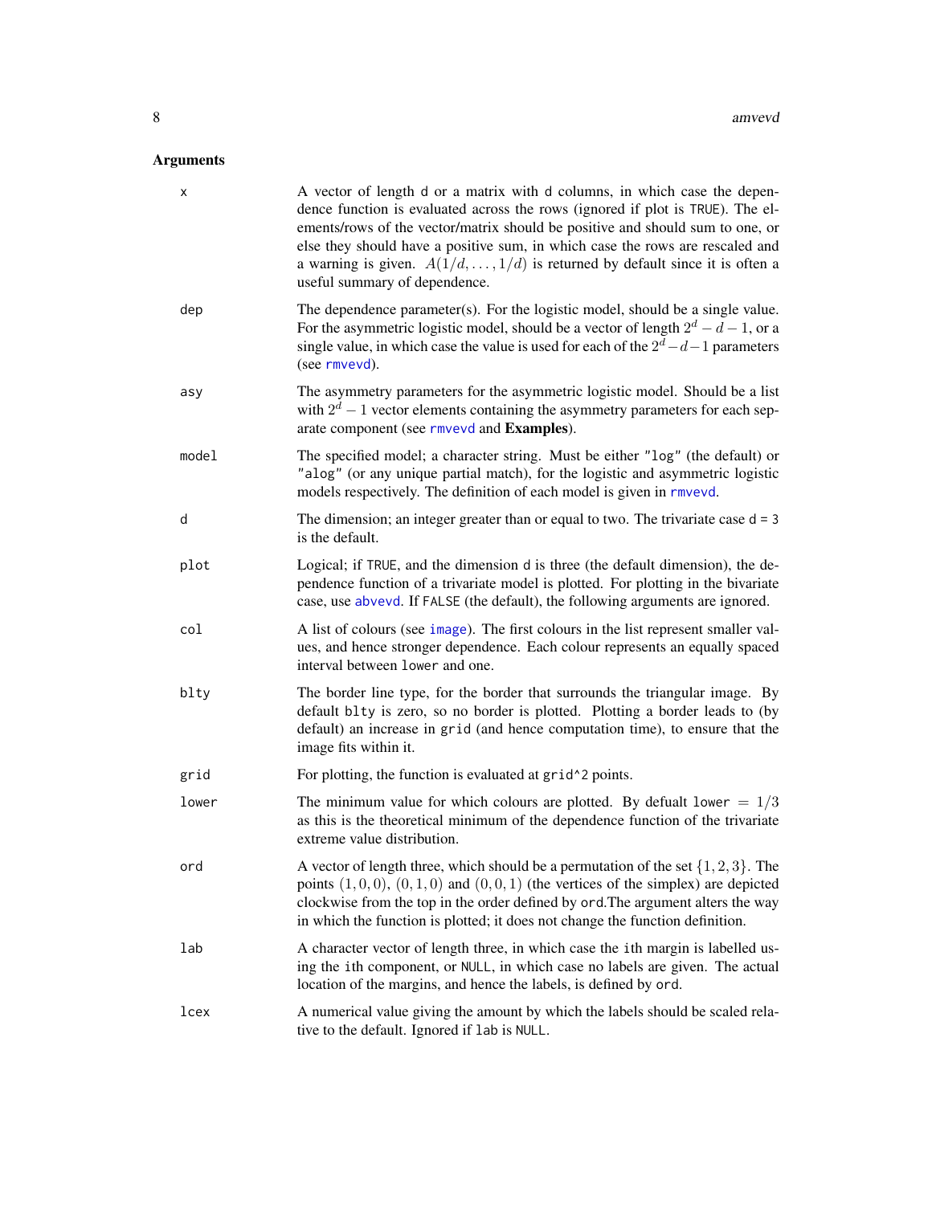## Arguments

| | |
|---|---|
| `x` | A vector of length `d` or a matrix with `d` columns, in which case the dependence function is evaluated across the rows (ignored if plot is `TRUE`). The elements/rows of the vector/matrix should be positive and should sum to one, or else they should have a positive sum, in which case the rows are rescaled and a warning is given. $A(1/d, \ldots, 1/d)$ is returned by default since it is often a useful summary of dependence. |
| `dep` | The dependence parameter(s). For the logistic model, should be a single value. For the asymmetric logistic model, should be a vector of length $2^d - d - 1$, or a single value, in which case the value is used for each of the $2^d - d - 1$ parameters (see `rmvevd`). |
| `asy` | The asymmetry parameters for the asymmetric logistic model. Should be a list with $2^d - 1$ vector elements containing the asymmetry parameters for each separate component (see `rmvevd` and **Examples**). |
| `model` | The specified model; a character string. Must be either `"log"` (the default) or `"alog"` (or any unique partial match), for the logistic and asymmetric logistic models respectively. The definition of each model is given in `rmvevd`. |
| `d` | The dimension; an integer greater than or equal to two. The trivariate case `d = 3` is the default. |
| `plot` | Logical; if `TRUE`, and the dimension `d` is three (the default dimension), the dependence function of a trivariate model is plotted. For plotting in the bivariate case, use `abvevd`. If `FALSE` (the default), the following arguments are ignored. |
| `col` | A list of colours (see `image`). The first colours in the list represent smaller values, and hence stronger dependence. Each colour represents an equally spaced interval between `lower` and one. |
| `blty` | The border line type, for the border that surrounds the triangular image. By default `blty` is zero, so no border is plotted. Plotting a border leads to (by default) an increase in `grid` (and hence computation time), to ensure that the image fits within it. |
| `grid` | For plotting, the function is evaluated at `grid^2` points. |
| `lower` | The minimum value for which colours are plotted. By defualt `lower` $= 1/3$ as this is the theoretical minimum of the dependence function of the trivariate extreme value distribution. |
| `ord` | A vector of length three, which should be a permutation of the set $\{1, 2, 3\}$. The points $(1, 0, 0)$, $(0, 1, 0)$ and $(0, 0, 1)$ (the vertices of the simplex) are depicted clockwise from the top in the order defined by `ord`.The argument alters the way in which the function is plotted; it does not change the function definition. |
| `lab` | A character vector of length three, in which case the `i`th margin is labelled using the `i`th component, or `NULL`, in which case no labels are given. The actual location of the margins, and hence the labels, is defined by `ord`. |
| `lcex` | A numerical value giving the amount by which the labels should be scaled relative to the default. Ignored if `lab` is `NULL`. |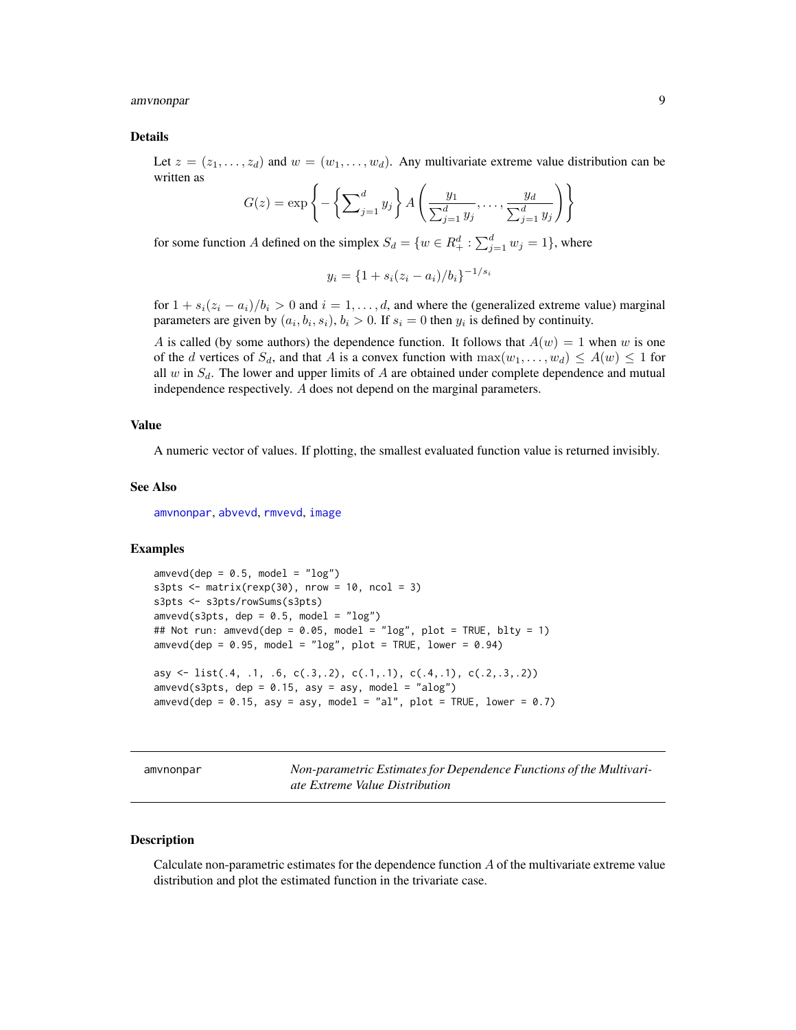## Details

Let $z = (z_1, \ldots, z_d)$ and $w = (w_1, \ldots, w_d)$. Any multivariate extreme value distribution can be written as

$$G(z) = \exp\left\{-\left\{\sum\nolimits_{j=1}^{d} y_j\right\} A\left(\frac{y_1}{\sum_{j=1}^{d} y_j}, \ldots, \frac{y_d}{\sum_{j=1}^{d} y_j}\right)\right\}$$

for some function $A$ defined on the simplex $S_d = \{w \in R_+^d : \sum_{j=1}^{d} w_j = 1\}$, where

$$y_i = \{1 + s_i(z_i - a_i)/b_i\}^{-1/s_i}$$

for $1 + s_i(z_i - a_i)/b_i > 0$ and $i = 1, \ldots, d$, and where the (generalized extreme value) marginal parameters are given by $(a_i, b_i, s_i)$, $b_i > 0$. If $s_i = 0$ then $y_i$ is defined by continuity.

$A$ is called (by some authors) the dependence function. It follows that $A(w) = 1$ when $w$ is one of the $d$ vertices of $S_d$, and that $A$ is a convex function with $\max(w_1, \ldots, w_d) \leq A(w) \leq 1$ for all $w$ in $S_d$. The lower and upper limits of $A$ are obtained under complete dependence and mutual independence respectively. $A$ does not depend on the marginal parameters.

## Value

A numeric vector of values. If plotting, the smallest evaluated function value is returned invisibly.

## See Also

amvnonpar, abvevd, rmvevd, image

## Examples

```
amvevd(dep = 0.5, model = "log")
s3pts <- matrix(rexp(30), nrow = 10, ncol = 3)
s3pts <- s3pts/rowSums(s3pts)
amvevd(s3pts, dep = 0.5, model = "log")
## Not run: amvevd(dep = 0.05, model = "log", plot = TRUE, blty = 1)
amvevd(dep = 0.95, model = "log", plot = TRUE, lower = 0.94)

asy <- list(.4, .1, .6, c(.3,.2), c(.1,.1), c(.4,.1), c(.2,.3,.2))
amvevd(s3pts, dep = 0.15, asy = asy, model = "alog")
amvevd(dep = 0.15, asy = asy, model = "al", plot = TRUE, lower = 0.7)
```

---

# amvnonpar — *Non-parametric Estimates for Dependence Functions of the Multivariate Extreme Value Distribution*

## Description

Calculate non-parametric estimates for the dependence function $A$ of the multivariate extreme value distribution and plot the estimated function in the trivariate case.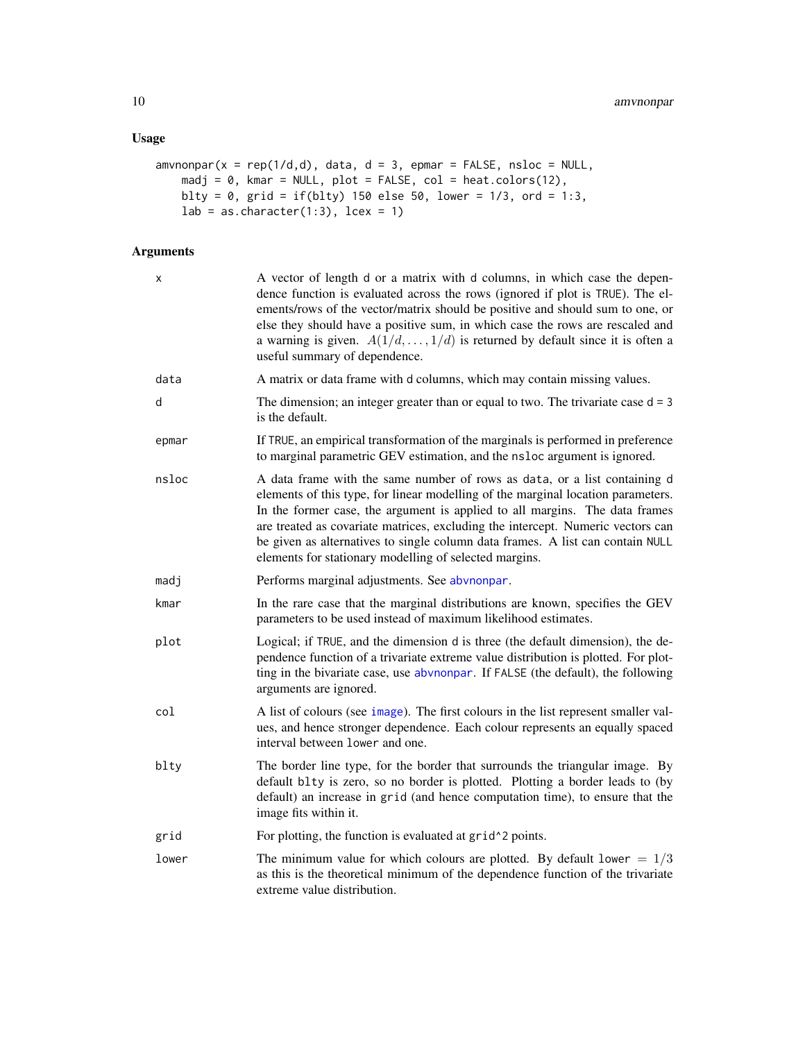## Usage

```
amvnonpar(x = rep(1/d,d), data, d = 3, epmar = FALSE, nsloc = NULL,
    madj = 0, kmar = NULL, plot = FALSE, col = heat.colors(12),
    blty = 0, grid = if(blty) 150 else 50, lower = 1/3, ord = 1:3,
    lab = as.character(1:3), lcex = 1)
```

## Arguments

| | |
|---|---|
| x | A vector of length d or a matrix with d columns, in which case the dependence function is evaluated across the rows (ignored if plot is TRUE). The elements/rows of the vector/matrix should be positive and should sum to one, or else they should have a positive sum, in which case the rows are rescaled and a warning is given. $A(1/d, \ldots, 1/d)$ is returned by default since it is often a useful summary of dependence. |
| data | A matrix or data frame with d columns, which may contain missing values. |
| d | The dimension; an integer greater than or equal to two. The trivariate case d = 3 is the default. |
| epmar | If TRUE, an empirical transformation of the marginals is performed in preference to marginal parametric GEV estimation, and the nsloc argument is ignored. |
| nsloc | A data frame with the same number of rows as data, or a list containing d elements of this type, for linear modelling of the marginal location parameters. In the former case, the argument is applied to all margins. The data frames are treated as covariate matrices, excluding the intercept. Numeric vectors can be given as alternatives to single column data frames. A list can contain NULL elements for stationary modelling of selected margins. |
| madj | Performs marginal adjustments. See abvnonpar. |
| kmar | In the rare case that the marginal distributions are known, specifies the GEV parameters to be used instead of maximum likelihood estimates. |
| plot | Logical; if TRUE, and the dimension d is three (the default dimension), the dependence function of a trivariate extreme value distribution is plotted. For plotting in the bivariate case, use abvnonpar. If FALSE (the default), the following arguments are ignored. |
| col | A list of colours (see image). The first colours in the list represent smaller values, and hence stronger dependence. Each colour represents an equally spaced interval between lower and one. |
| blty | The border line type, for the border that surrounds the triangular image. By default blty is zero, so no border is plotted. Plotting a border leads to (by default) an increase in grid (and hence computation time), to ensure that the image fits within it. |
| grid | For plotting, the function is evaluated at grid^2 points. |
| lower | The minimum value for which colours are plotted. By default lower $= 1/3$ as this is the theoretical minimum of the dependence function of the trivariate extreme value distribution. |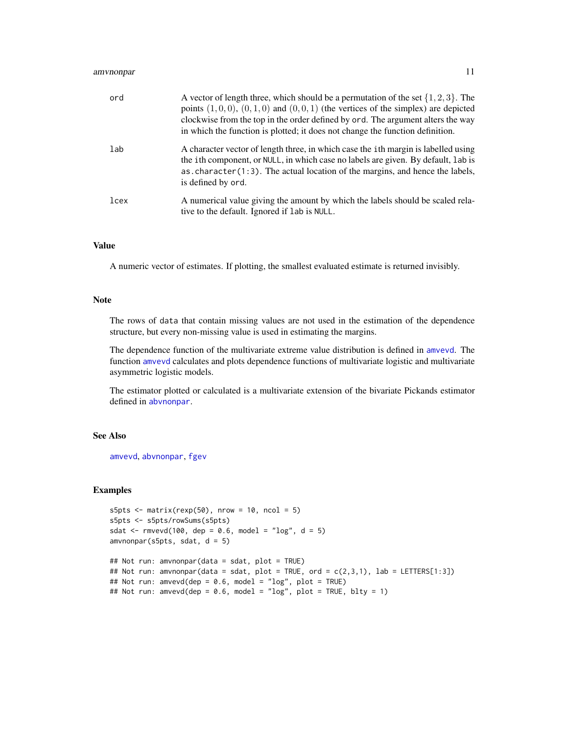| | |
|---|---|
| ord | A vector of length three, which should be a permutation of the set $\{1, 2, 3\}$. The points $(1, 0, 0)$, $(0, 1, 0)$ and $(0, 0, 1)$ (the vertices of the simplex) are depicted clockwise from the top in the order defined by ord. The argument alters the way in which the function is plotted; it does not change the function definition. |
| lab | A character vector of length three, in which case the ith margin is labelled using the ith component, or NULL, in which case no labels are given. By default, lab is as.character(1:3). The actual location of the margins, and hence the labels, is defined by ord. |
| lcex | A numerical value giving the amount by which the labels should be scaled relative to the default. Ignored if lab is NULL. |

## Value

A numeric vector of estimates. If plotting, the smallest evaluated estimate is returned invisibly.

## Note

The rows of data that contain missing values are not used in the estimation of the dependence structure, but every non-missing value is used in estimating the margins.

The dependence function of the multivariate extreme value distribution is defined in amvevd. The function amvevd calculates and plots dependence functions of multivariate logistic and multivariate asymmetric logistic models.

The estimator plotted or calculated is a multivariate extension of the bivariate Pickands estimator defined in abvnonpar.

## See Also

amvevd, abvnonpar, fgev

## Examples

```
s5pts <- matrix(rexp(50), nrow = 10, ncol = 5)
s5pts <- s5pts/rowSums(s5pts)
sdat <- rmvevd(100, dep = 0.6, model = "log", d = 5)
amvnonpar(s5pts, sdat, d = 5)

## Not run: amvnonpar(data = sdat, plot = TRUE)
## Not run: amvnonpar(data = sdat, plot = TRUE, ord = c(2,3,1), lab = LETTERS[1:3])
## Not run: amvevd(dep = 0.6, model = "log", plot = TRUE)
## Not run: amvevd(dep = 0.6, model = "log", plot = TRUE, blty = 1)
```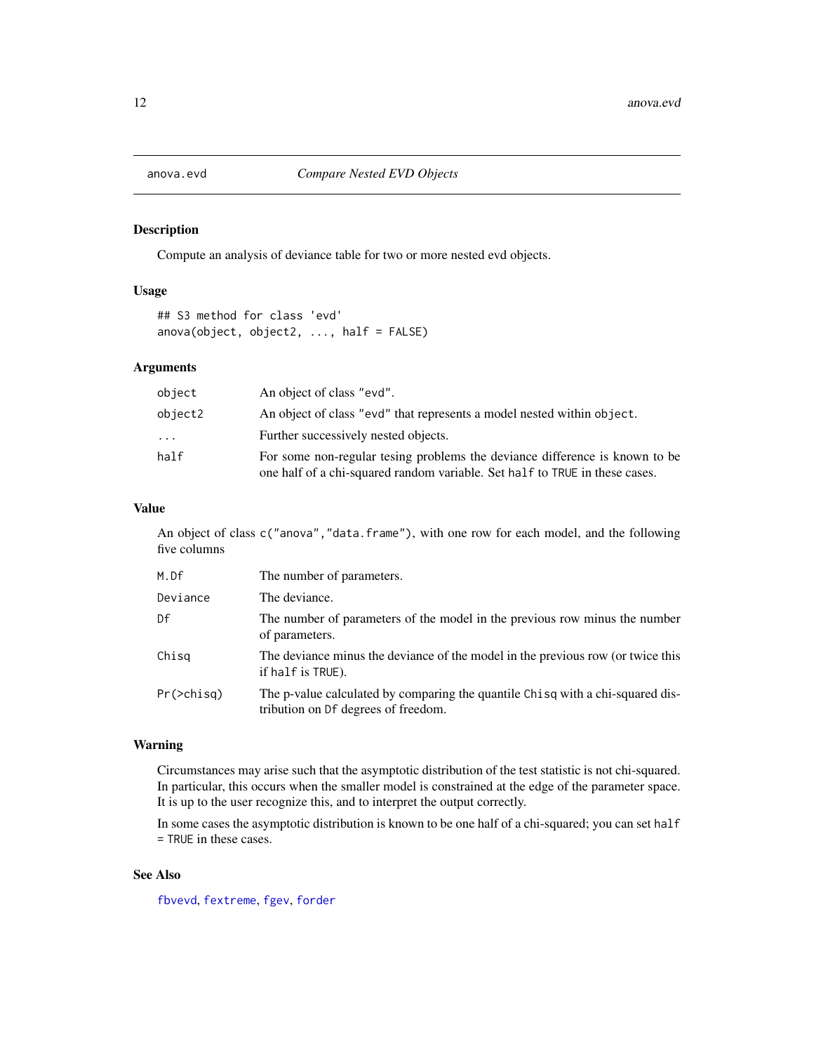anova.evd — *Compare Nested EVD Objects*

## Description

Compute an analysis of deviance table for two or more nested evd objects.

## Usage

```
## S3 method for class 'evd'
anova(object, object2, ..., half = FALSE)
```

## Arguments

| | |
|---|---|
| `object` | An object of class `"evd"`. |
| `object2` | An object of class `"evd"` that represents a model nested within `object`. |
| `...` | Further successively nested objects. |
| `half` | For some non-regular tesing problems the deviance difference is known to be one half of a chi-squared random variable. Set `half` to `TRUE` in these cases. |

## Value

An object of class `c("anova","data.frame")`, with one row for each model, and the following five columns

| | |
|---|---|
| `M.Df` | The number of parameters. |
| `Deviance` | The deviance. |
| `Df` | The number of parameters of the model in the previous row minus the number of parameters. |
| `Chisq` | The deviance minus the deviance of the model in the previous row (or twice this if `half` is `TRUE`). |
| `Pr(>chisq)` | The p-value calculated by comparing the quantile `Chisq` with a chi-squared distribution on `Df` degrees of freedom. |

## Warning

Circumstances may arise such that the asymptotic distribution of the test statistic is not chi-squared. In particular, this occurs when the smaller model is constrained at the edge of the parameter space. It is up to the user recognize this, and to interpret the output correctly.

In some cases the asymptotic distribution is known to be one half of a chi-squared; you can set `half = TRUE` in these cases.

## See Also

`fbvevd`, `fextreme`, `fgev`, `forder`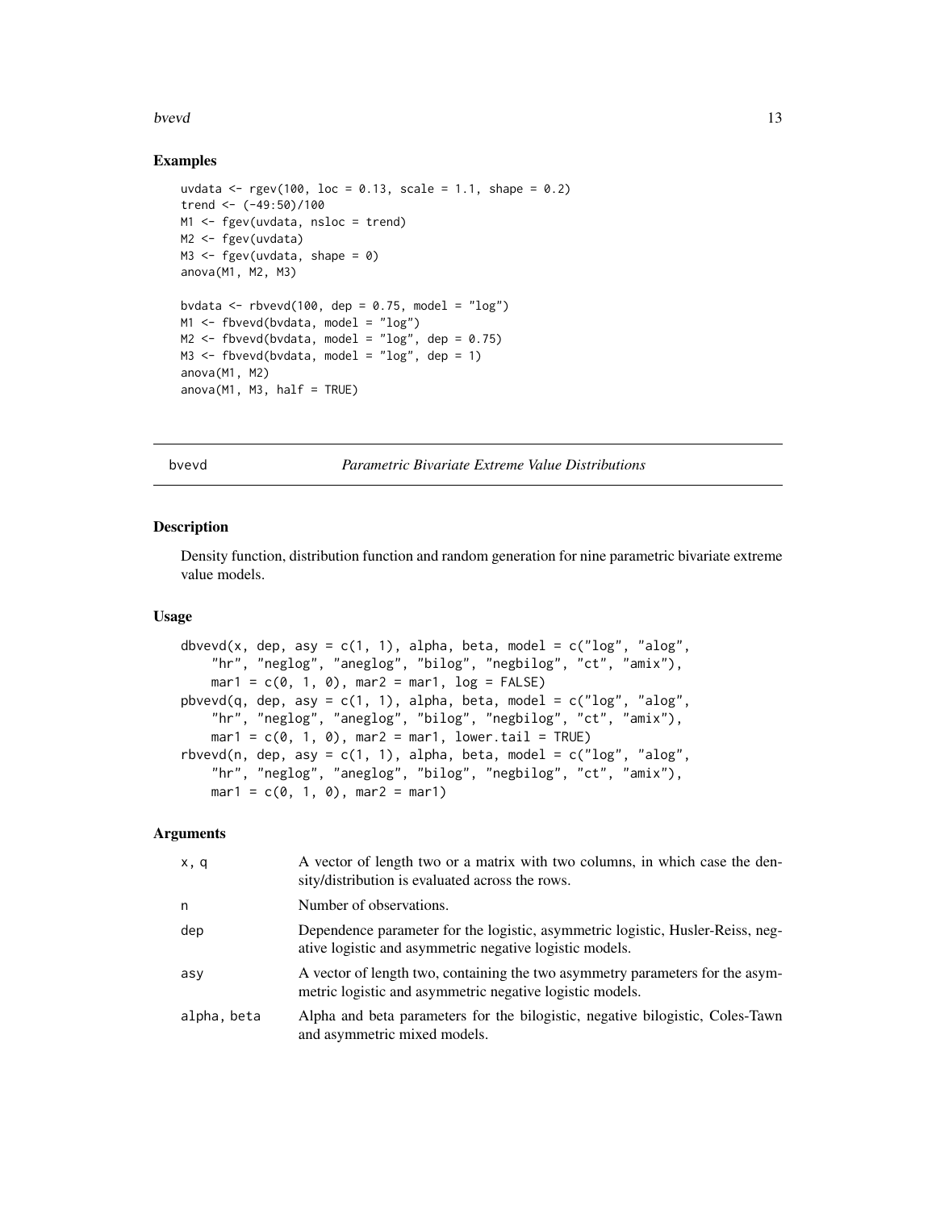## Examples

```
uvdata <- rgev(100, loc = 0.13, scale = 1.1, shape = 0.2)
trend <- (-49:50)/100
M1 <- fgev(uvdata, nsloc = trend)
M2 <- fgev(uvdata)
M3 <- fgev(uvdata, shape = 0)
anova(M1, M2, M3)

bvdata <- rbvevd(100, dep = 0.75, model = "log")
M1 <- fbvevd(bvdata, model = "log")
M2 <- fbvevd(bvdata, model = "log", dep = 0.75)
M3 <- fbvevd(bvdata, model = "log", dep = 1)
anova(M1, M2)
anova(M1, M3, half = TRUE)
```

---

# bvevd — *Parametric Bivariate Extreme Value Distributions*

## Description

Density function, distribution function and random generation for nine parametric bivariate extreme value models.

## Usage

```
dbvevd(x, dep, asy = c(1, 1), alpha, beta, model = c("log", "alog",
    "hr", "neglog", "aneglog", "bilog", "negbilog", "ct", "amix"),
    mar1 = c(0, 1, 0), mar2 = mar1, log = FALSE)
pbvevd(q, dep, asy = c(1, 1), alpha, beta, model = c("log", "alog",
    "hr", "neglog", "aneglog", "bilog", "negbilog", "ct", "amix"),
    mar1 = c(0, 1, 0), mar2 = mar1, lower.tail = TRUE)
rbvevd(n, dep, asy = c(1, 1), alpha, beta, model = c("log", "alog",
    "hr", "neglog", "aneglog", "bilog", "negbilog", "ct", "amix"),
    mar1 = c(0, 1, 0), mar2 = mar1)
```

## Arguments

| | |
|---|---|
| x, q | A vector of length two or a matrix with two columns, in which case the density/distribution is evaluated across the rows. |
| n | Number of observations. |
| dep | Dependence parameter for the logistic, asymmetric logistic, Husler-Reiss, negative logistic and asymmetric negative logistic models. |
| asy | A vector of length two, containing the two asymmetry parameters for the asymmetric logistic and asymmetric negative logistic models. |
| alpha, beta | Alpha and beta parameters for the bilogistic, negative bilogistic, Coles-Tawn and asymmetric mixed models. |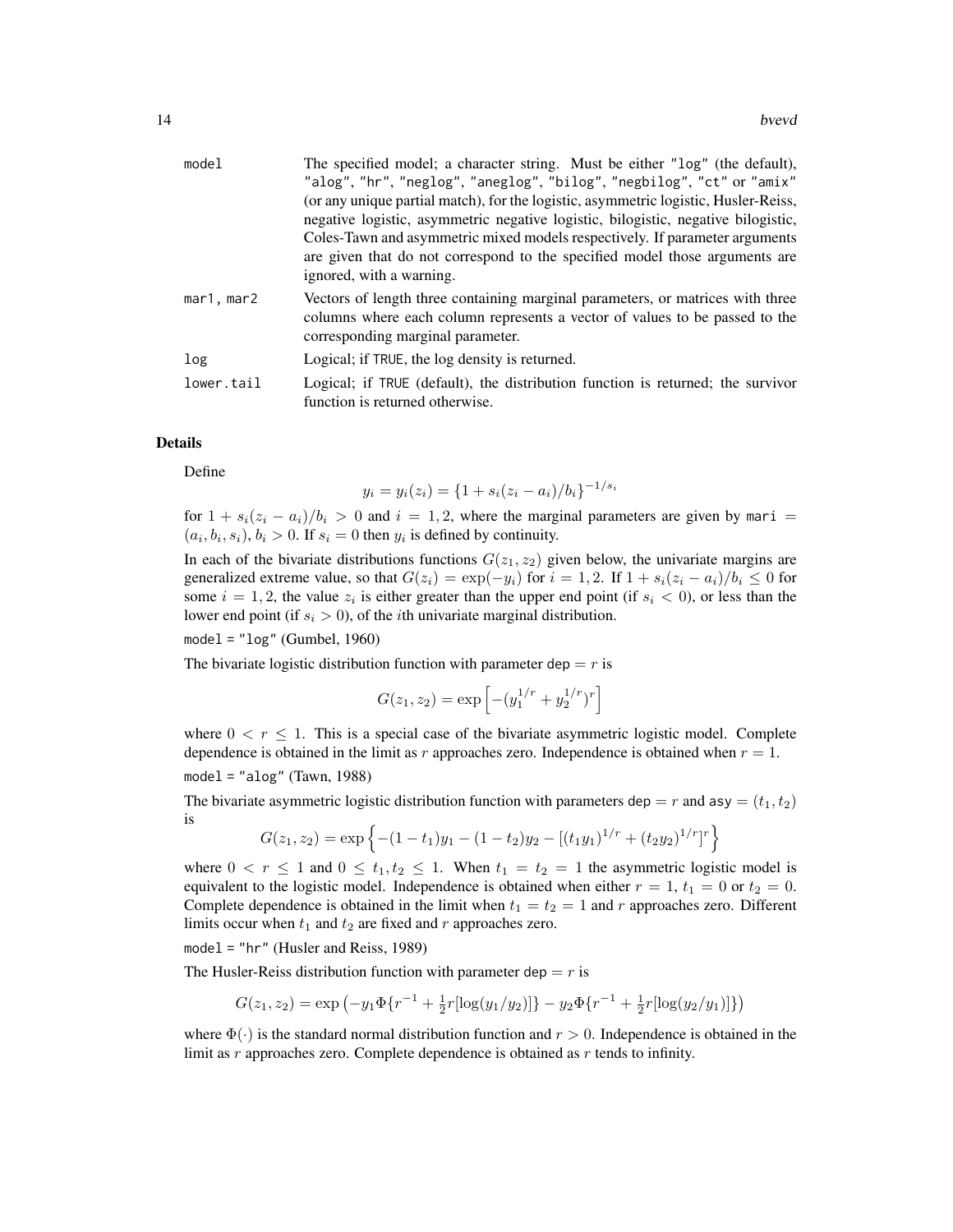| | |
|---|---|
| model | The specified model; a character string. Must be either "log" (the default), "alog", "hr", "neglog", "aneglog", "bilog", "negbilog", "ct" or "amix" (or any unique partial match), for the logistic, asymmetric logistic, Husler-Reiss, negative logistic, asymmetric negative logistic, bilogistic, negative bilogistic, Coles-Tawn and asymmetric mixed models respectively. If parameter arguments are given that do not correspond to the specified model those arguments are ignored, with a warning. |
| mar1, mar2 | Vectors of length three containing marginal parameters, or matrices with three columns where each column represents a vector of values to be passed to the corresponding marginal parameter. |
| log | Logical; if TRUE, the log density is returned. |
| lower.tail | Logical; if TRUE (default), the distribution function is returned; the survivor function is returned otherwise. |

## Details

Define

$$y_i = y_i(z_i) = \{1 + s_i(z_i - a_i)/b_i\}^{-1/s_i}$$

for $1 + s_i(z_i - a_i)/b_i > 0$ and $i = 1, 2$, where the marginal parameters are given by mari $= (a_i, b_i, s_i)$, $b_i > 0$. If $s_i = 0$ then $y_i$ is defined by continuity.

In each of the bivariate distributions functions $G(z_1, z_2)$ given below, the univariate margins are generalized extreme value, so that $G(z_i) = \exp(-y_i)$ for $i = 1, 2$. If $1 + s_i(z_i - a_i)/b_i \leq 0$ for some $i = 1, 2$, the value $z_i$ is either greater than the upper end point (if $s_i < 0$), or less than the lower end point (if $s_i > 0$), of the $i$th univariate marginal distribution.

model = "log" (Gumbel, 1960)

The bivariate logistic distribution function with parameter dep $= r$ is

$$G(z_1, z_2) = \exp\left[-(y_1^{1/r} + y_2^{1/r})^r\right]$$

where $0 < r \leq 1$. This is a special case of the bivariate asymmetric logistic model. Complete dependence is obtained in the limit as $r$ approaches zero. Independence is obtained when $r = 1$.

model = "alog" (Tawn, 1988)

The bivariate asymmetric logistic distribution function with parameters dep $= r$ and asy $= (t_1, t_2)$ is

$$G(z_1, z_2) = \exp\left\{-(1 - t_1)y_1 - (1 - t_2)y_2 - [(t_1 y_1)^{1/r} + (t_2 y_2)^{1/r}]^r\right\}$$

where $0 < r \leq 1$ and $0 \leq t_1, t_2 \leq 1$. When $t_1 = t_2 = 1$ the asymmetric logistic model is equivalent to the logistic model. Independence is obtained when either $r = 1$, $t_1 = 0$ or $t_2 = 0$. Complete dependence is obtained in the limit when $t_1 = t_2 = 1$ and $r$ approaches zero. Different limits occur when $t_1$ and $t_2$ are fixed and $r$ approaches zero.

model = "hr" (Husler and Reiss, 1989)

The Husler-Reiss distribution function with parameter dep $= r$ is

$$G(z_1, z_2) = \exp\left(-y_1 \Phi\{r^{-1} + \tfrac{1}{2}r[\log(y_1/y_2)]\} - y_2 \Phi\{r^{-1} + \tfrac{1}{2}r[\log(y_2/y_1)]\}\right)$$

where $\Phi(\cdot)$ is the standard normal distribution function and $r > 0$. Independence is obtained in the limit as $r$ approaches zero. Complete dependence is obtained as $r$ tends to infinity.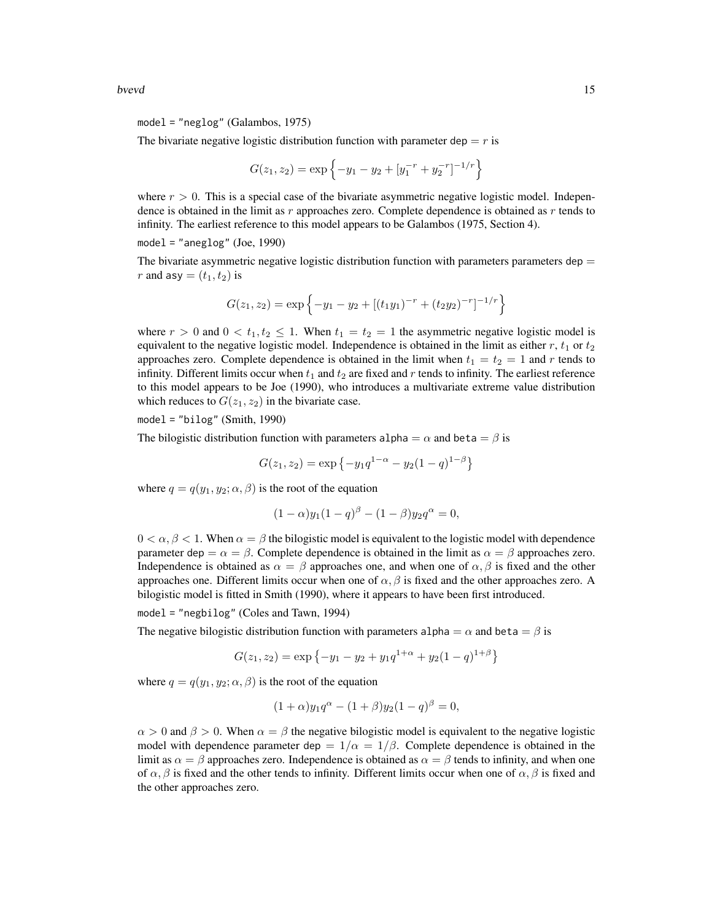model = "neglog" (Galambos, 1975)

The bivariate negative logistic distribution function with parameter dep $= r$ is

$$G(z_1, z_2) = \exp\left\{-y_1 - y_2 + [y_1^{-r} + y_2^{-r}]^{-1/r}\right\}$$

where $r > 0$. This is a special case of the bivariate asymmetric negative logistic model. Independence is obtained in the limit as $r$ approaches zero. Complete dependence is obtained as $r$ tends to infinity. The earliest reference to this model appears to be Galambos (1975, Section 4).

model = "aneglog" (Joe, 1990)

The bivariate asymmetric negative logistic distribution function with parameters parameters dep $=$ $r$ and asy $= (t_1, t_2)$ is

$$G(z_1, z_2) = \exp\left\{-y_1 - y_2 + [(t_1 y_1)^{-r} + (t_2 y_2)^{-r}]^{-1/r}\right\}$$

where $r > 0$ and $0 < t_1, t_2 \leq 1$. When $t_1 = t_2 = 1$ the asymmetric negative logistic model is equivalent to the negative logistic model. Independence is obtained in the limit as either $r$, $t_1$ or $t_2$ approaches zero. Complete dependence is obtained in the limit when $t_1 = t_2 = 1$ and $r$ tends to infinity. Different limits occur when $t_1$ and $t_2$ are fixed and $r$ tends to infinity. The earliest reference to this model appears to be Joe (1990), who introduces a multivariate extreme value distribution which reduces to $G(z_1, z_2)$ in the bivariate case.

model = "bilog" (Smith, 1990)

The bilogistic distribution function with parameters alpha $= \alpha$ and beta $= \beta$ is

$$G(z_1, z_2) = \exp\left\{-y_1 q^{1-\alpha} - y_2 (1-q)^{1-\beta}\right\}$$

where $q = q(y_1, y_2; \alpha, \beta)$ is the root of the equation

$$(1-\alpha) y_1 (1-q)^{\beta} - (1-\beta) y_2 q^{\alpha} = 0,$$

$0 < \alpha, \beta < 1$. When $\alpha = \beta$ the bilogistic model is equivalent to the logistic model with dependence parameter dep $= \alpha = \beta$. Complete dependence is obtained in the limit as $\alpha = \beta$ approaches zero. Independence is obtained as $\alpha = \beta$ approaches one, and when one of $\alpha, \beta$ is fixed and the other approaches one. Different limits occur when one of $\alpha, \beta$ is fixed and the other approaches zero. A bilogistic model is fitted in Smith (1990), where it appears to have been first introduced.

model = "negbilog" (Coles and Tawn, 1994)

The negative bilogistic distribution function with parameters alpha $= \alpha$ and beta $= \beta$ is

$$G(z_1, z_2) = \exp\left\{-y_1 - y_2 + y_1 q^{1+\alpha} + y_2 (1-q)^{1+\beta}\right\}$$

where $q = q(y_1, y_2; \alpha, \beta)$ is the root of the equation

$$(1+\alpha) y_1 q^{\alpha} - (1+\beta) y_2 (1-q)^{\beta} = 0,$$

$\alpha > 0$ and $\beta > 0$. When $\alpha = \beta$ the negative bilogistic model is equivalent to the negative logistic model with dependence parameter dep $= 1/\alpha = 1/\beta$. Complete dependence is obtained in the limit as $\alpha = \beta$ approaches zero. Independence is obtained as $\alpha = \beta$ tends to infinity, and when one of $\alpha, \beta$ is fixed and the other tends to infinity. Different limits occur when one of $\alpha, \beta$ is fixed and the other approaches zero.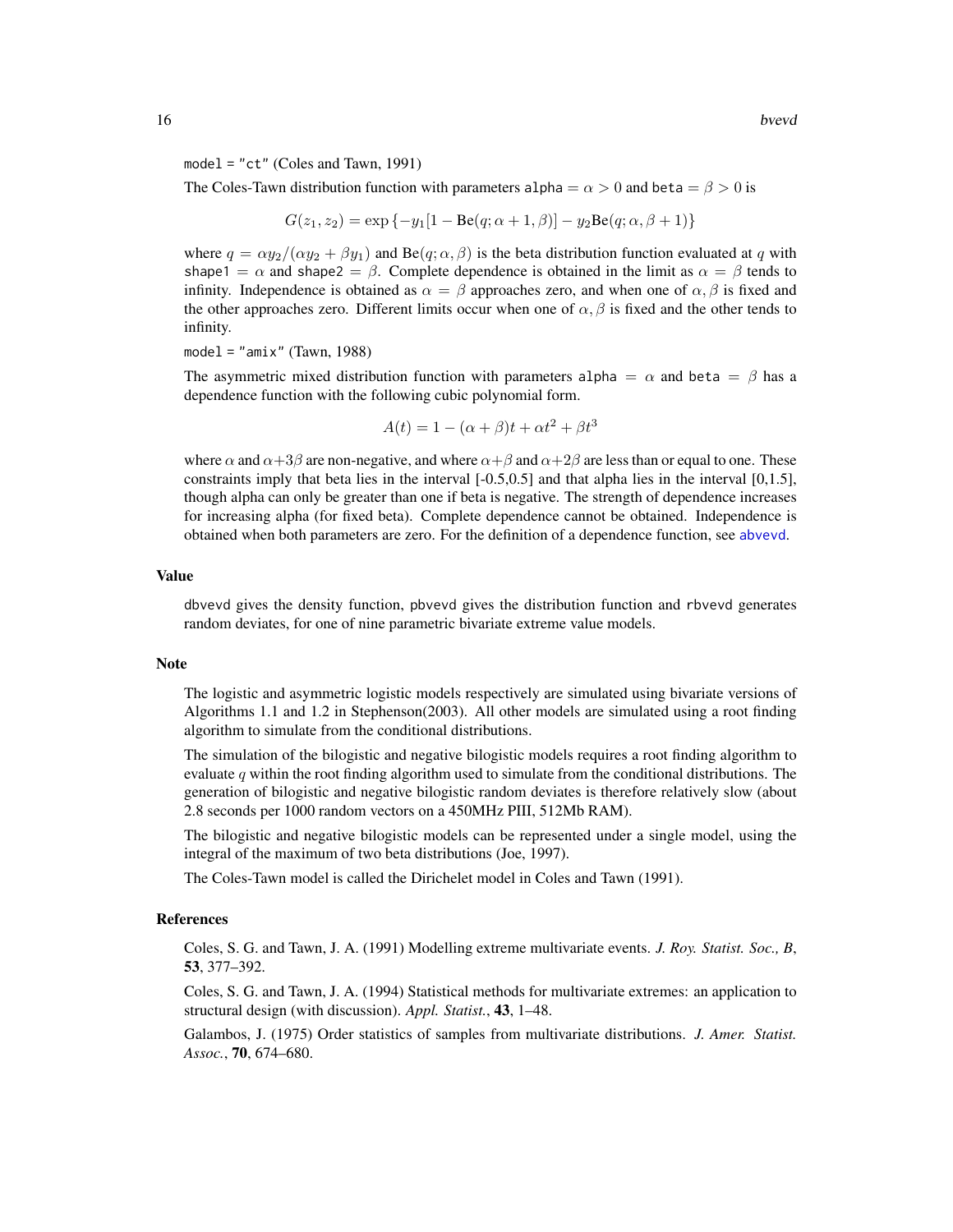model = "ct" (Coles and Tawn, 1991)

The Coles-Tawn distribution function with parameters alpha = $\alpha > 0$ and beta = $\beta > 0$ is

$$G(z_1, z_2) = \exp\{-y_1[1 - \text{Be}(q; \alpha + 1, \beta)] - y_2\text{Be}(q; \alpha, \beta + 1)\}$$

where $q = \alpha y_2/(\alpha y_2 + \beta y_1)$ and $\text{Be}(q; \alpha, \beta)$ is the beta distribution function evaluated at $q$ with shape1 = $\alpha$ and shape2 = $\beta$. Complete dependence is obtained in the limit as $\alpha = \beta$ tends to infinity. Independence is obtained as $\alpha = \beta$ approaches zero, and when one of $\alpha, \beta$ is fixed and the other approaches zero. Different limits occur when one of $\alpha, \beta$ is fixed and the other tends to infinity.

model = "amix" (Tawn, 1988)

The asymmetric mixed distribution function with parameters alpha = $\alpha$ and beta = $\beta$ has a dependence function with the following cubic polynomial form.

$$A(t) = 1 - (\alpha + \beta)t + \alpha t^2 + \beta t^3$$

where $\alpha$ and $\alpha + 3\beta$ are non-negative, and where $\alpha + \beta$ and $\alpha + 2\beta$ are less than or equal to one. These constraints imply that beta lies in the interval [-0.5,0.5] and that alpha lies in the interval [0,1.5], though alpha can only be greater than one if beta is negative. The strength of dependence increases for increasing alpha (for fixed beta). Complete dependence cannot be obtained. Independence is obtained when both parameters are zero. For the definition of a dependence function, see abvevd.

## Value

dbvevd gives the density function, pbvevd gives the distribution function and rbvevd generates random deviates, for one of nine parametric bivariate extreme value models.

## Note

The logistic and asymmetric logistic models respectively are simulated using bivariate versions of Algorithms 1.1 and 1.2 in Stephenson(2003). All other models are simulated using a root finding algorithm to simulate from the conditional distributions.

The simulation of the bilogistic and negative bilogistic models requires a root finding algorithm to evaluate $q$ within the root finding algorithm used to simulate from the conditional distributions. The generation of bilogistic and negative bilogistic random deviates is therefore relatively slow (about 2.8 seconds per 1000 random vectors on a 450MHz PIII, 512Mb RAM).

The bilogistic and negative bilogistic models can be represented under a single model, using the integral of the maximum of two beta distributions (Joe, 1997).

The Coles-Tawn model is called the Dirichelet model in Coles and Tawn (1991).

## References

Coles, S. G. and Tawn, J. A. (1991) Modelling extreme multivariate events. *J. Roy. Statist. Soc., B*, **53**, 377–392.

Coles, S. G. and Tawn, J. A. (1994) Statistical methods for multivariate extremes: an application to structural design (with discussion). *Appl. Statist.*, **43**, 1–48.

Galambos, J. (1975) Order statistics of samples from multivariate distributions. *J. Amer. Statist. Assoc.*, **70**, 674–680.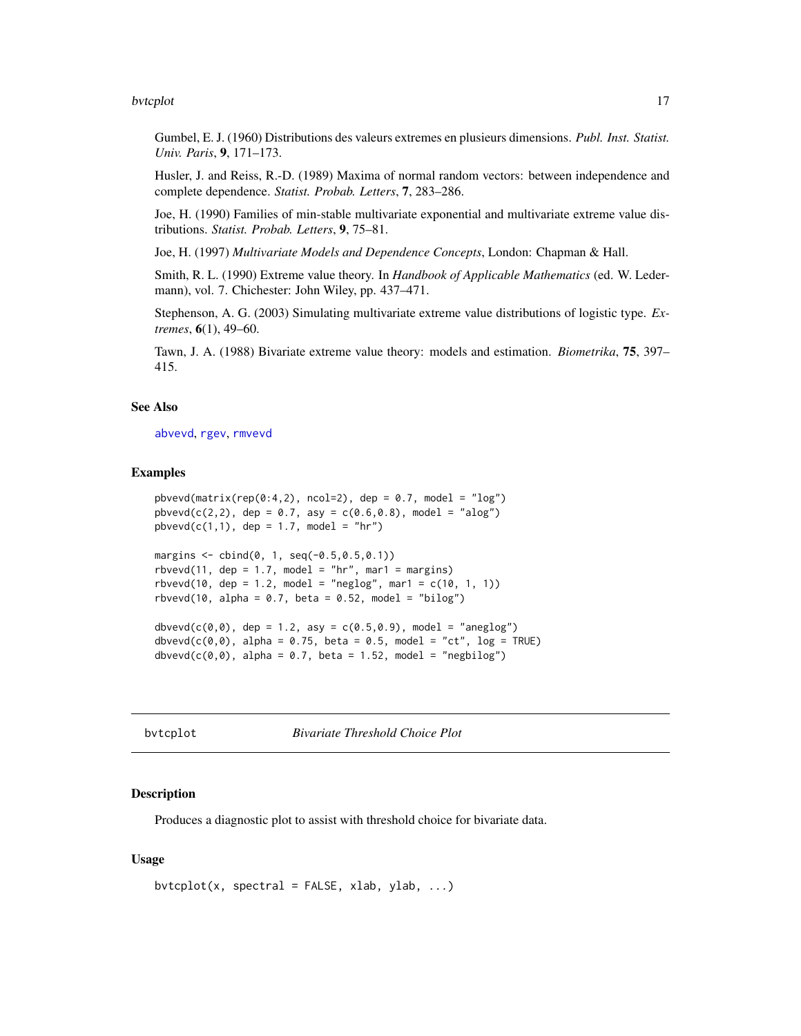Gumbel, E. J. (1960) Distributions des valeurs extremes en plusieurs dimensions. *Publ. Inst. Statist. Univ. Paris*, **9**, 171–173.

Husler, J. and Reiss, R.-D. (1989) Maxima of normal random vectors: between independence and complete dependence. *Statist. Probab. Letters*, **7**, 283–286.

Joe, H. (1990) Families of min-stable multivariate exponential and multivariate extreme value distributions. *Statist. Probab. Letters*, **9**, 75–81.

Joe, H. (1997) *Multivariate Models and Dependence Concepts*, London: Chapman & Hall.

Smith, R. L. (1990) Extreme value theory. In *Handbook of Applicable Mathematics* (ed. W. Ledermann), vol. 7. Chichester: John Wiley, pp. 437–471.

Stephenson, A. G. (2003) Simulating multivariate extreme value distributions of logistic type. *Extremes*, **6**(1), 49–60.

Tawn, J. A. (1988) Bivariate extreme value theory: models and estimation. *Biometrika*, **75**, 397–415.

### See Also

abvevd, rgev, rmvevd

### Examples

```
pbvevd(matrix(rep(0:4,2), ncol=2), dep = 0.7, model = "log")
pbvevd(c(2,2), dep = 0.7, asy = c(0.6,0.8), model = "alog")
pbvevd(c(1,1), dep = 1.7, model = "hr")

margins <- cbind(0, 1, seq(-0.5,0.5,0.1))
rbvevd(11, dep = 1.7, model = "hr", mar1 = margins)
rbvevd(10, dep = 1.2, model = "neglog", mar1 = c(10, 1, 1))
rbvevd(10, alpha = 0.7, beta = 0.52, model = "bilog")

dbvevd(c(0,0), dep = 1.2, asy = c(0.5,0.9), model = "aneglog")
dbvevd(c(0,0), alpha = 0.75, beta = 0.5, model = "ct", log = TRUE)
dbvevd(c(0,0), alpha = 0.7, beta = 1.52, model = "negbilog")
```

---

## bvtcplot — *Bivariate Threshold Choice Plot*

### Description

Produces a diagnostic plot to assist with threshold choice for bivariate data.

### Usage

```
bvtcplot(x, spectral = FALSE, xlab, ylab, ...)
```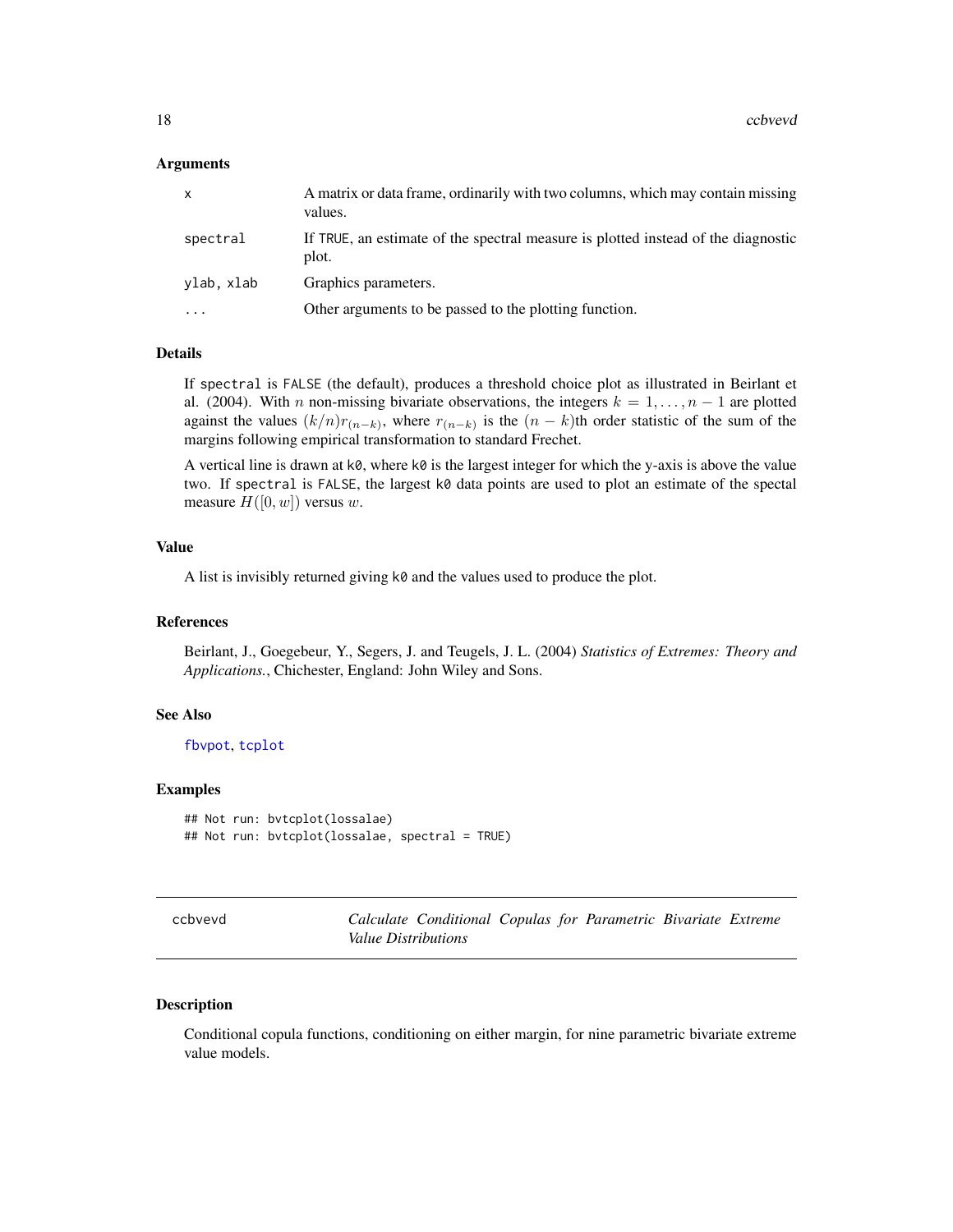### Arguments

| | |
|---|---|
| `x` | A matrix or data frame, ordinarily with two columns, which may contain missing values. |
| `spectral` | If `TRUE`, an estimate of the spectral measure is plotted instead of the diagnostic plot. |
| `ylab, xlab` | Graphics parameters. |
| `...` | Other arguments to be passed to the plotting function. |

### Details

If `spectral` is `FALSE` (the default), produces a threshold choice plot as illustrated in Beirlant et al. (2004). With $n$ non-missing bivariate observations, the integers $k = 1, \ldots, n - 1$ are plotted against the values $(k/n)r_{(n-k)}$, where $r_{(n-k)}$ is the $(n - k)$th order statistic of the sum of the margins following empirical transformation to standard Frechet.

A vertical line is drawn at `k0`, where `k0` is the largest integer for which the y-axis is above the value two. If `spectral` is `FALSE`, the largest `k0` data points are used to plot an estimate of the spectal measure $H([0, w])$ versus $w$.

### Value

A list is invisibly returned giving `k0` and the values used to produce the plot.

### References

Beirlant, J., Goegebeur, Y., Segers, J. and Teugels, J. L. (2004) *Statistics of Extremes: Theory and Applications.*, Chichester, England: John Wiley and Sons.

### See Also

`fbvpot`, `tcplot`

### Examples

```
## Not run: bvtcplot(lossalae)
## Not run: bvtcplot(lossalae, spectral = TRUE)
```

---

## ccbvevd — *Calculate Conditional Copulas for Parametric Bivariate Extreme Value Distributions*

---

### Description

Conditional copula functions, conditioning on either margin, for nine parametric bivariate extreme value models.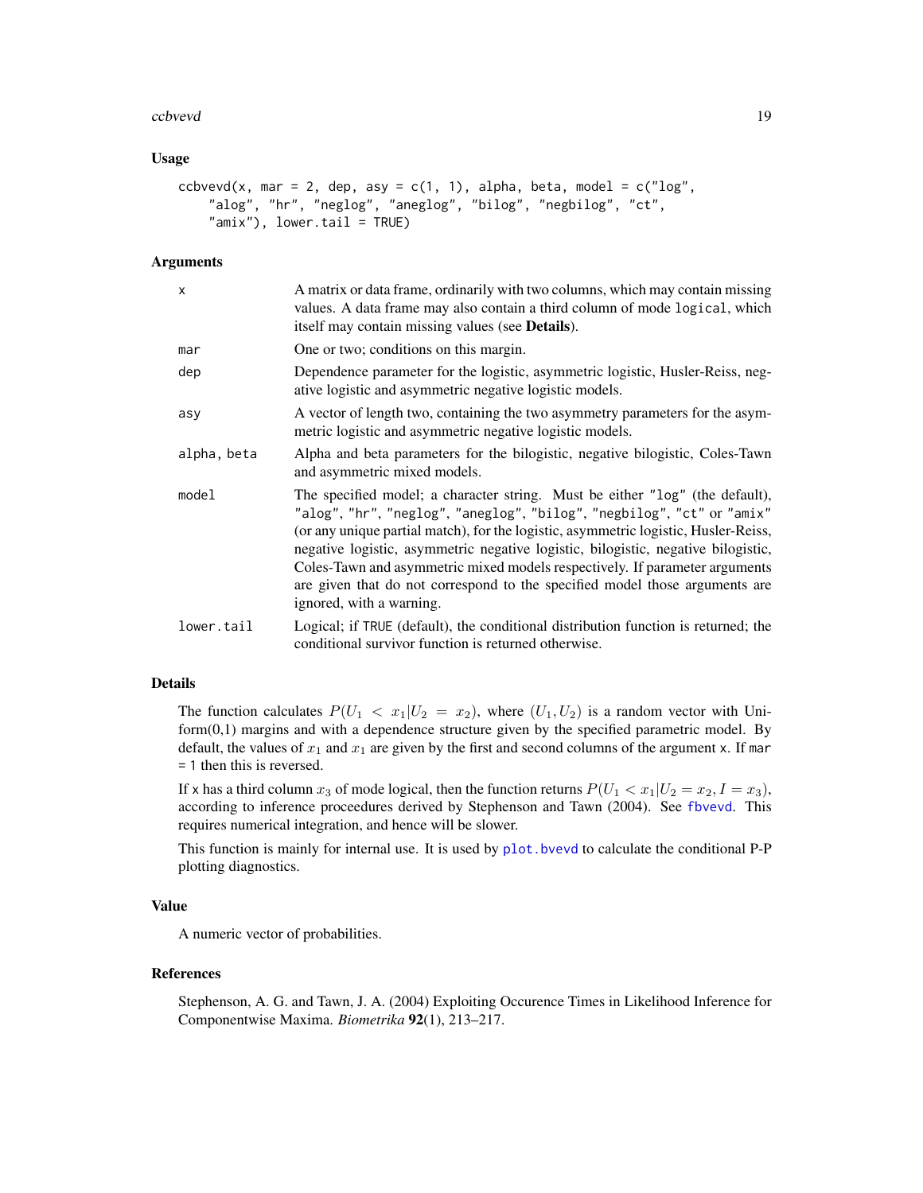## Usage

```
ccbvevd(x, mar = 2, dep, asy = c(1, 1), alpha, beta, model = c("log",
    "alog", "hr", "neglog", "aneglog", "bilog", "negbilog", "ct",
    "amix"), lower.tail = TRUE)
```

## Arguments

| | |
|---|---|
| x | A matrix or data frame, ordinarily with two columns, which may contain missing values. A data frame may also contain a third column of mode logical, which itself may contain missing values (see **Details**). |
| mar | One or two; conditions on this margin. |
| dep | Dependence parameter for the logistic, asymmetric logistic, Husler-Reiss, negative logistic and asymmetric negative logistic models. |
| asy | A vector of length two, containing the two asymmetry parameters for the asymmetric logistic and asymmetric negative logistic models. |
| alpha, beta | Alpha and beta parameters for the bilogistic, negative bilogistic, Coles-Tawn and asymmetric mixed models. |
| model | The specified model; a character string. Must be either "log" (the default), "alog", "hr", "neglog", "aneglog", "bilog", "negbilog", "ct" or "amix" (or any unique partial match), for the logistic, asymmetric logistic, Husler-Reiss, negative logistic, asymmetric negative logistic, bilogistic, negative bilogistic, Coles-Tawn and asymmetric mixed models respectively. If parameter arguments are given that do not correspond to the specified model those arguments are ignored, with a warning. |
| lower.tail | Logical; if TRUE (default), the conditional distribution function is returned; the conditional survivor function is returned otherwise. |

## Details

The function calculates $P(U_1 < x_1 | U_2 = x_2)$, where $(U_1, U_2)$ is a random vector with Uniform(0,1) margins and with a dependence structure given by the specified parametric model. By default, the values of $x_1$ and $x_1$ are given by the first and second columns of the argument x. If mar = 1 then this is reversed.

If x has a third column $x_3$ of mode logical, then the function returns $P(U_1 < x_1 | U_2 = x_2, I = x_3)$, according to inference proceedures derived by Stephenson and Tawn (2004). See fbvevd. This requires numerical integration, and hence will be slower.

This function is mainly for internal use. It is used by plot.bvevd to calculate the conditional P-P plotting diagnostics.

## Value

A numeric vector of probabilities.

## References

Stephenson, A. G. and Tawn, J. A. (2004) Exploiting Occurence Times in Likelihood Inference for Componentwise Maxima. *Biometrika* **92**(1), 213–217.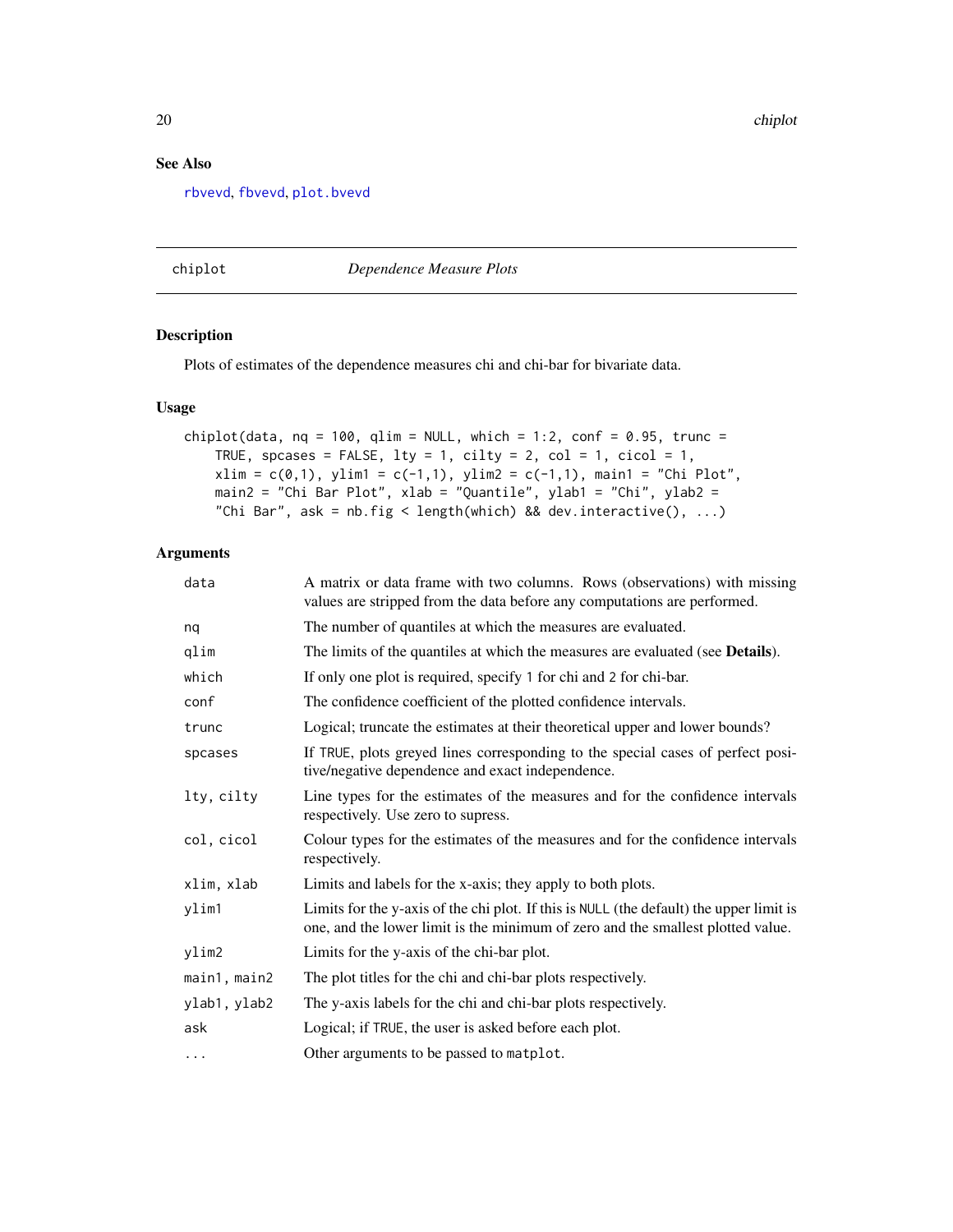## See Also

rbvevd, fbvevd, plot.bvevd

---

chiplot *Dependence Measure Plots*

---

## Description

Plots of estimates of the dependence measures chi and chi-bar for bivariate data.

## Usage

```
chiplot(data, nq = 100, qlim = NULL, which = 1:2, conf = 0.95, trunc =
    TRUE, spcases = FALSE, lty = 1, cilty = 2, col = 1, cicol = 1,
    xlim = c(0,1), ylim1 = c(-1,1), ylim2 = c(-1,1), main1 = "Chi Plot",
    main2 = "Chi Bar Plot", xlab = "Quantile", ylab1 = "Chi", ylab2 =
    "Chi Bar", ask = nb.fig < length(which) && dev.interactive(), ...)
```

## Arguments

| | |
|---|---|
| `data` | A matrix or data frame with two columns. Rows (observations) with missing values are stripped from the data before any computations are performed. |
| `nq` | The number of quantiles at which the measures are evaluated. |
| `qlim` | The limits of the quantiles at which the measures are evaluated (see **Details**). |
| `which` | If only one plot is required, specify 1 for chi and 2 for chi-bar. |
| `conf` | The confidence coefficient of the plotted confidence intervals. |
| `trunc` | Logical; truncate the estimates at their theoretical upper and lower bounds? |
| `spcases` | If TRUE, plots greyed lines corresponding to the special cases of perfect positive/negative dependence and exact independence. |
| `lty, cilty` | Line types for the estimates of the measures and for the confidence intervals respectively. Use zero to supress. |
| `col, cicol` | Colour types for the estimates of the measures and for the confidence intervals respectively. |
| `xlim, xlab` | Limits and labels for the x-axis; they apply to both plots. |
| `ylim1` | Limits for the y-axis of the chi plot. If this is NULL (the default) the upper limit is one, and the lower limit is the minimum of zero and the smallest plotted value. |
| `ylim2` | Limits for the y-axis of the chi-bar plot. |
| `main1, main2` | The plot titles for the chi and chi-bar plots respectively. |
| `ylab1, ylab2` | The y-axis labels for the chi and chi-bar plots respectively. |
| `ask` | Logical; if TRUE, the user is asked before each plot. |
| `...` | Other arguments to be passed to matplot. |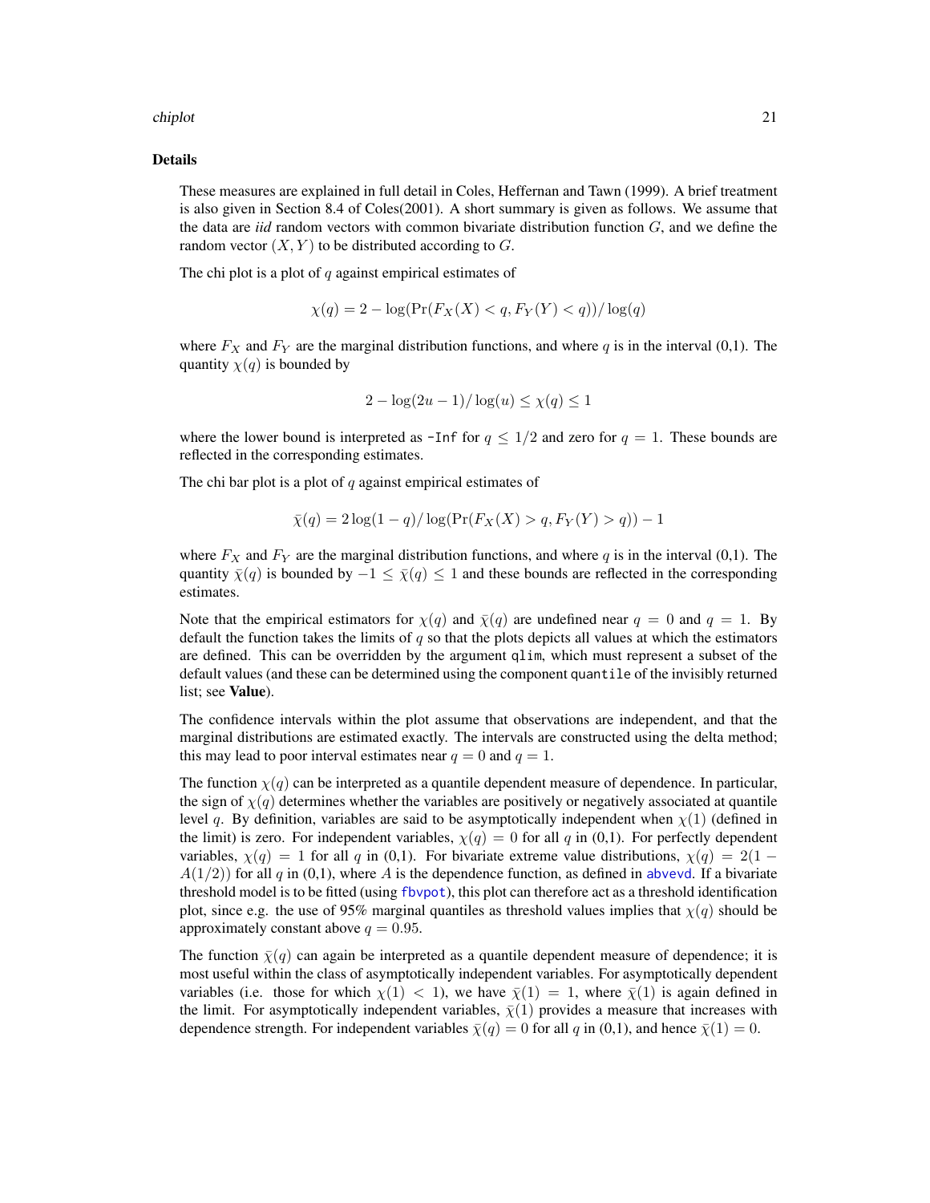## Details

These measures are explained in full detail in Coles, Heffernan and Tawn (1999). A brief treatment is also given in Section 8.4 of Coles(2001). A short summary is given as follows. We assume that the data are *iid* random vectors with common bivariate distribution function $G$, and we define the random vector $(X, Y)$ to be distributed according to $G$.

The chi plot is a plot of $q$ against empirical estimates of

$$\chi(q) = 2 - \log(\Pr(F_X(X) < q, F_Y(Y) < q))/\log(q)$$

where $F_X$ and $F_Y$ are the marginal distribution functions, and where $q$ is in the interval (0,1). The quantity $\chi(q)$ is bounded by

$$2 - \log(2u - 1)/\log(u) \leq \chi(q) \leq 1$$

where the lower bound is interpreted as `-Inf` for $q \leq 1/2$ and zero for $q = 1$. These bounds are reflected in the corresponding estimates.

The chi bar plot is a plot of $q$ against empirical estimates of

$$\bar{\chi}(q) = 2\log(1-q)/\log(\Pr(F_X(X) > q, F_Y(Y) > q)) - 1$$

where $F_X$ and $F_Y$ are the marginal distribution functions, and where $q$ is in the interval (0,1). The quantity $\bar{\chi}(q)$ is bounded by $-1 \leq \bar{\chi}(q) \leq 1$ and these bounds are reflected in the corresponding estimates.

Note that the empirical estimators for $\chi(q)$ and $\bar{\chi}(q)$ are undefined near $q = 0$ and $q = 1$. By default the function takes the limits of $q$ so that the plots depicts all values at which the estimators are defined. This can be overridden by the argument `qlim`, which must represent a subset of the default values (and these can be determined using the component `quantile` of the invisibly returned list; see **Value**).

The confidence intervals within the plot assume that observations are independent, and that the marginal distributions are estimated exactly. The intervals are constructed using the delta method; this may lead to poor interval estimates near $q = 0$ and $q = 1$.

The function $\chi(q)$ can be interpreted as a quantile dependent measure of dependence. In particular, the sign of $\chi(q)$ determines whether the variables are positively or negatively associated at quantile level $q$. By definition, variables are said to be asymptotically independent when $\chi(1)$ (defined in the limit) is zero. For independent variables, $\chi(q) = 0$ for all $q$ in (0,1). For perfectly dependent variables, $\chi(q) = 1$ for all $q$ in (0,1). For bivariate extreme value distributions, $\chi(q) = 2(1 - A(1/2))$ for all $q$ in (0,1), where $A$ is the dependence function, as defined in `abvevd`. If a bivariate threshold model is to be fitted (using `fbvpot`), this plot can therefore act as a threshold identification plot, since e.g. the use of 95% marginal quantiles as threshold values implies that $\chi(q)$ should be approximately constant above $q = 0.95$.

The function $\bar{\chi}(q)$ can again be interpreted as a quantile dependent measure of dependence; it is most useful within the class of asymptotically independent variables. For asymptotically dependent variables (i.e. those for which $\chi(1) < 1$), we have $\bar{\chi}(1) = 1$, where $\bar{\chi}(1)$ is again defined in the limit. For asymptotically independent variables, $\bar{\chi}(1)$ provides a measure that increases with dependence strength. For independent variables $\bar{\chi}(q) = 0$ for all $q$ in (0,1), and hence $\bar{\chi}(1) = 0$.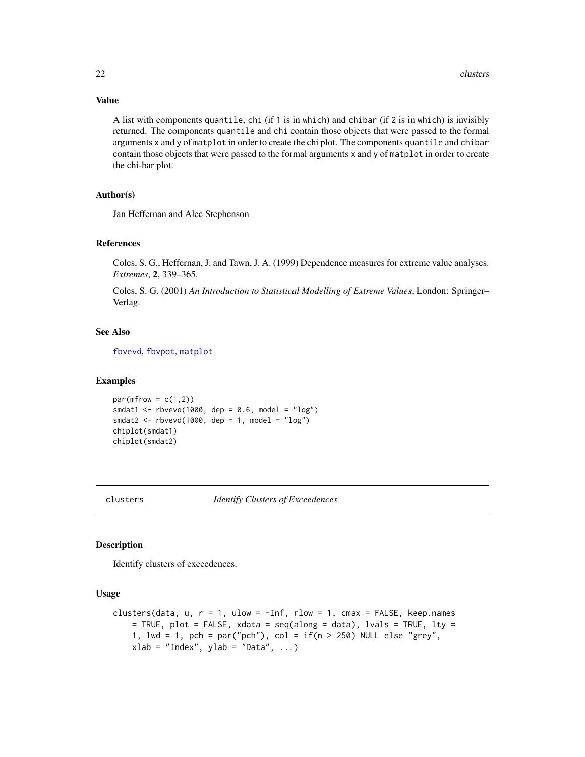## Value

A list with components `quantile`, `chi` (if `1` is in `which`) and `chibar` (if `2` is in `which`) is invisibly returned. The components `quantile` and `chi` contain those objects that were passed to the formal arguments `x` and `y` of `matplot` in order to create the chi plot. The components `quantile` and `chibar` contain those objects that were passed to the formal arguments `x` and `y` of `matplot` in order to create the chi-bar plot.

## Author(s)

Jan Heffernan and Alec Stephenson

## References

Coles, S. G., Heffernan, J. and Tawn, J. A. (1999) Dependence measures for extreme value analyses. *Extremes*, **2**, 339–365.

Coles, S. G. (2001) *An Introduction to Statistical Modelling of Extreme Values*, London: Springer–Verlag.

## See Also

`fbvevd`, `fbvpot`, `matplot`

## Examples

```
par(mfrow = c(1,2))
smdat1 <- rbvevd(1000, dep = 0.6, model = "log")
smdat2 <- rbvevd(1000, dep = 1, model = "log")
chiplot(smdat1)
chiplot(smdat2)
```

---

# clusters — *Identify Clusters of Exceedences*

## Description

Identify clusters of exceedences.

## Usage

```
clusters(data, u, r = 1, ulow = -Inf, rlow = 1, cmax = FALSE, keep.names
    = TRUE, plot = FALSE, xdata = seq(along = data), lvals = TRUE, lty =
    1, lwd = 1, pch = par("pch"), col = if(n > 250) NULL else "grey",
    xlab = "Index", ylab = "Data", ...)
```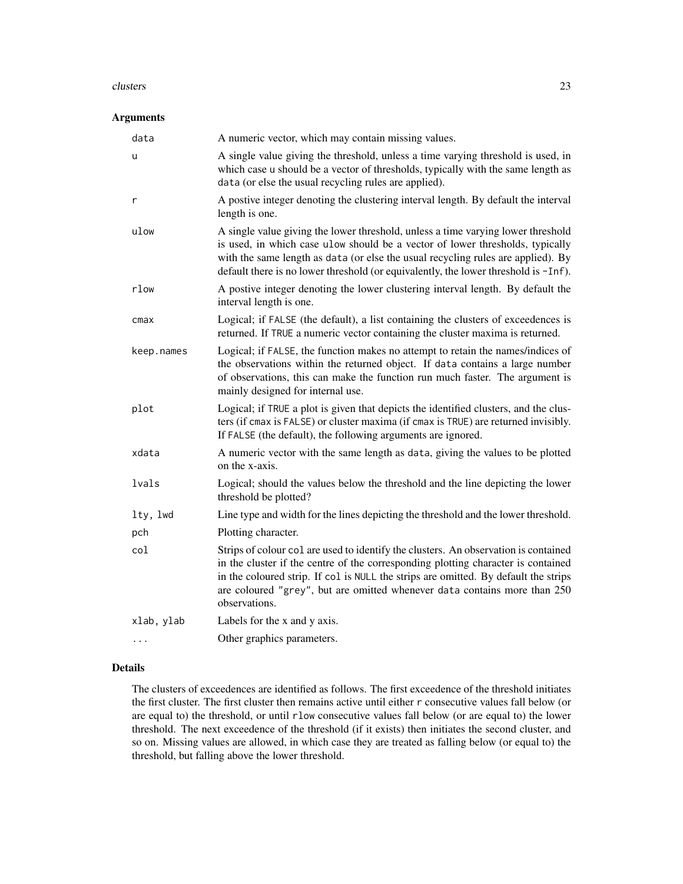## Arguments

| | |
|---|---|
| `data` | A numeric vector, which may contain missing values. |
| `u` | A single value giving the threshold, unless a time varying threshold is used, in which case `u` should be a vector of thresholds, typically with the same length as `data` (or else the usual recycling rules are applied). |
| `r` | A postive integer denoting the clustering interval length. By default the interval length is one. |
| `ulow` | A single value giving the lower threshold, unless a time varying lower threshold is used, in which case `ulow` should be a vector of lower thresholds, typically with the same length as `data` (or else the usual recycling rules are applied). By default there is no lower threshold (or equivalently, the lower threshold is `-Inf`). |
| `rlow` | A postive integer denoting the lower clustering interval length. By default the interval length is one. |
| `cmax` | Logical; if `FALSE` (the default), a list containing the clusters of exceedences is returned. If `TRUE` a numeric vector containing the cluster maxima is returned. |
| `keep.names` | Logical; if `FALSE`, the function makes no attempt to retain the names/indices of the observations within the returned object. If `data` contains a large number of observations, this can make the function run much faster. The argument is mainly designed for internal use. |
| `plot` | Logical; if `TRUE` a plot is given that depicts the identified clusters, and the clusters (if `cmax` is `FALSE`) or cluster maxima (if `cmax` is `TRUE`) are returned invisibly. If `FALSE` (the default), the following arguments are ignored. |
| `xdata` | A numeric vector with the same length as `data`, giving the values to be plotted on the x-axis. |
| `lvals` | Logical; should the values below the threshold and the line depicting the lower threshold be plotted? |
| `lty, lwd` | Line type and width for the lines depicting the threshold and the lower threshold. |
| `pch` | Plotting character. |
| `col` | Strips of colour `col` are used to identify the clusters. An observation is contained in the cluster if the centre of the corresponding plotting character is contained in the coloured strip. If `col` is `NULL` the strips are omitted. By default the strips are coloured `"grey"`, but are omitted whenever `data` contains more than 250 observations. |
| `xlab, ylab` | Labels for the x and y axis. |
| `...` | Other graphics parameters. |

## Details

The clusters of exceedences are identified as follows. The first exceedence of the threshold initiates the first cluster. The first cluster then remains active until either `r` consecutive values fall below (or are equal to) the threshold, or until `rlow` consecutive values fall below (or are equal to) the lower threshold. The next exceedence of the threshold (if it exists) then initiates the second cluster, and so on. Missing values are allowed, in which case they are treated as falling below (or equal to) the threshold, but falling above the lower threshold.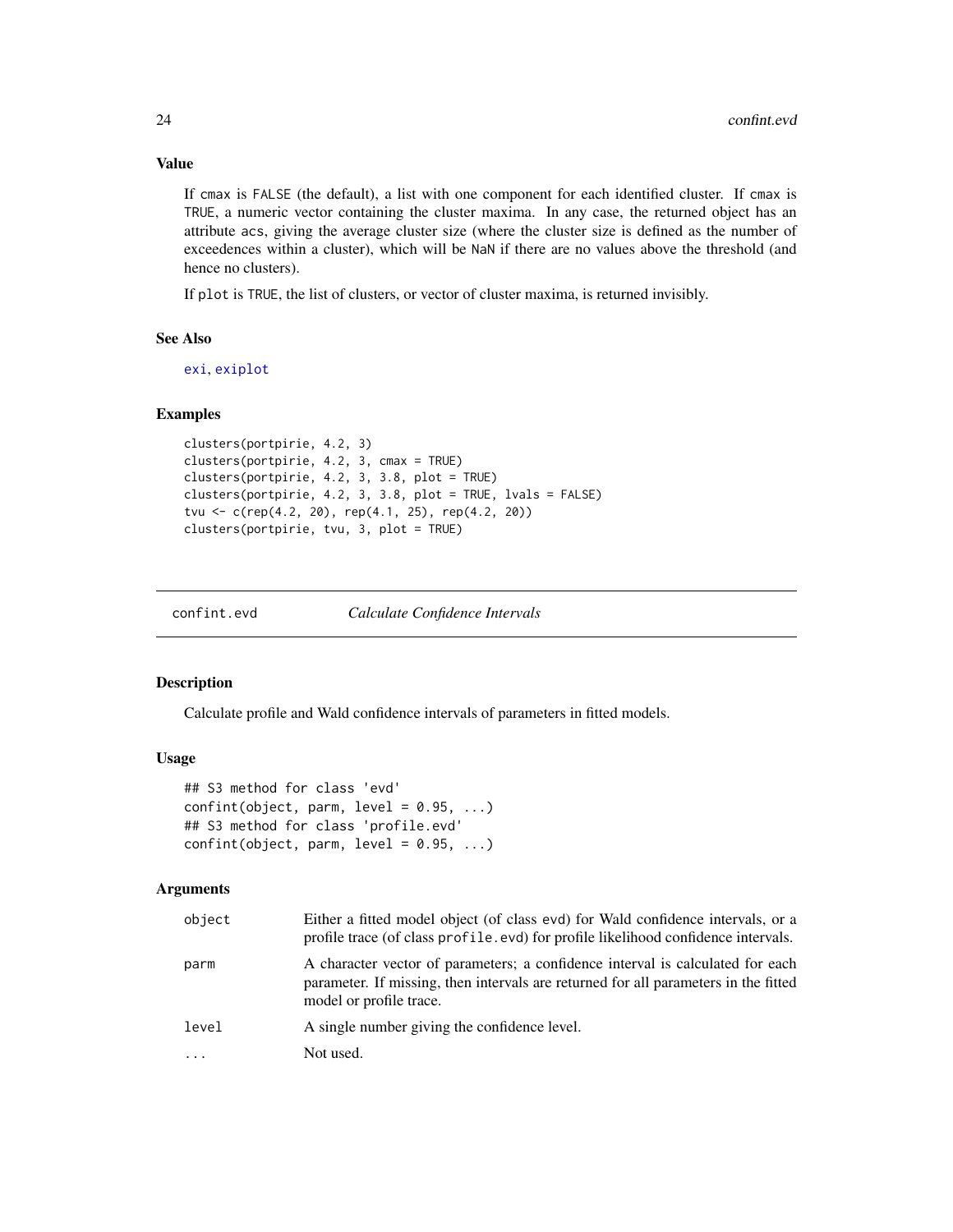### Value

If `cmax` is `FALSE` (the default), a list with one component for each identified cluster. If `cmax` is `TRUE`, a numeric vector containing the cluster maxima. In any case, the returned object has an attribute `acs`, giving the average cluster size (where the cluster size is defined as the number of exceedences within a cluster), which will be `NaN` if there are no values above the threshold (and hence no clusters).

If `plot` is `TRUE`, the list of clusters, or vector of cluster maxima, is returned invisibly.

### See Also

`exi`, `exiplot`

### Examples

```
clusters(portpirie, 4.2, 3)
clusters(portpirie, 4.2, 3, cmax = TRUE)
clusters(portpirie, 4.2, 3, 3.8, plot = TRUE)
clusters(portpirie, 4.2, 3, 3.8, plot = TRUE, lvals = FALSE)
tvu <- c(rep(4.2, 20), rep(4.1, 25), rep(4.2, 20))
clusters(portpirie, tvu, 3, plot = TRUE)
```

---

## confint.evd — *Calculate Confidence Intervals*

---

### Description

Calculate profile and Wald confidence intervals of parameters in fitted models.

### Usage

```
## S3 method for class 'evd'
confint(object, parm, level = 0.95, ...)
## S3 method for class 'profile.evd'
confint(object, parm, level = 0.95, ...)
```

### Arguments

| | |
|---|---|
| `object` | Either a fitted model object (of class `evd`) for Wald confidence intervals, or a profile trace (of class `profile.evd`) for profile likelihood confidence intervals. |
| `parm` | A character vector of parameters; a confidence interval is calculated for each parameter. If missing, then intervals are returned for all parameters in the fitted model or profile trace. |
| `level` | A single number giving the confidence level. |
| `...` | Not used. |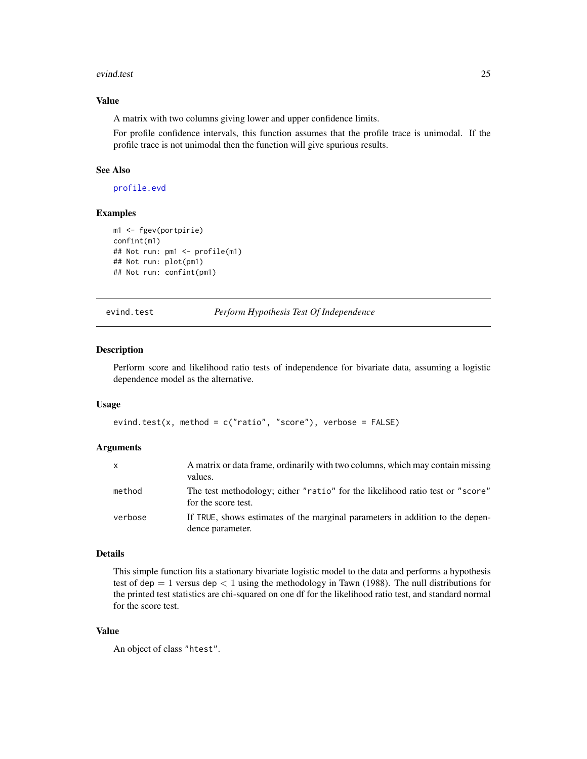### Value

A matrix with two columns giving lower and upper confidence limits.

For profile confidence intervals, this function assumes that the profile trace is unimodal. If the profile trace is not unimodal then the function will give spurious results.

### See Also

profile.evd

### Examples

```
m1 <- fgev(portpirie)
confint(m1)
## Not run: pm1 <- profile(m1)
## Not run: plot(pm1)
## Not run: confint(pm1)
```

---

## evind.test — *Perform Hypothesis Test Of Independence*

---

### Description

Perform score and likelihood ratio tests of independence for bivariate data, assuming a logistic dependence model as the alternative.

### Usage

```
evind.test(x, method = c("ratio", "score"), verbose = FALSE)
```

### Arguments

| | |
|---|---|
| x | A matrix or data frame, ordinarily with two columns, which may contain missing values. |
| method | The test methodology; either "ratio" for the likelihood ratio test or "score" for the score test. |
| verbose | If TRUE, shows estimates of the marginal parameters in addition to the dependence parameter. |

### Details

This simple function fits a stationary bivariate logistic model to the data and performs a hypothesis test of $\texttt{dep} = 1$ versus $\texttt{dep} < 1$ using the methodology in Tawn (1988). The null distributions for the printed test statistics are chi-squared on one df for the likelihood ratio test, and standard normal for the score test.

### Value

An object of class "htest".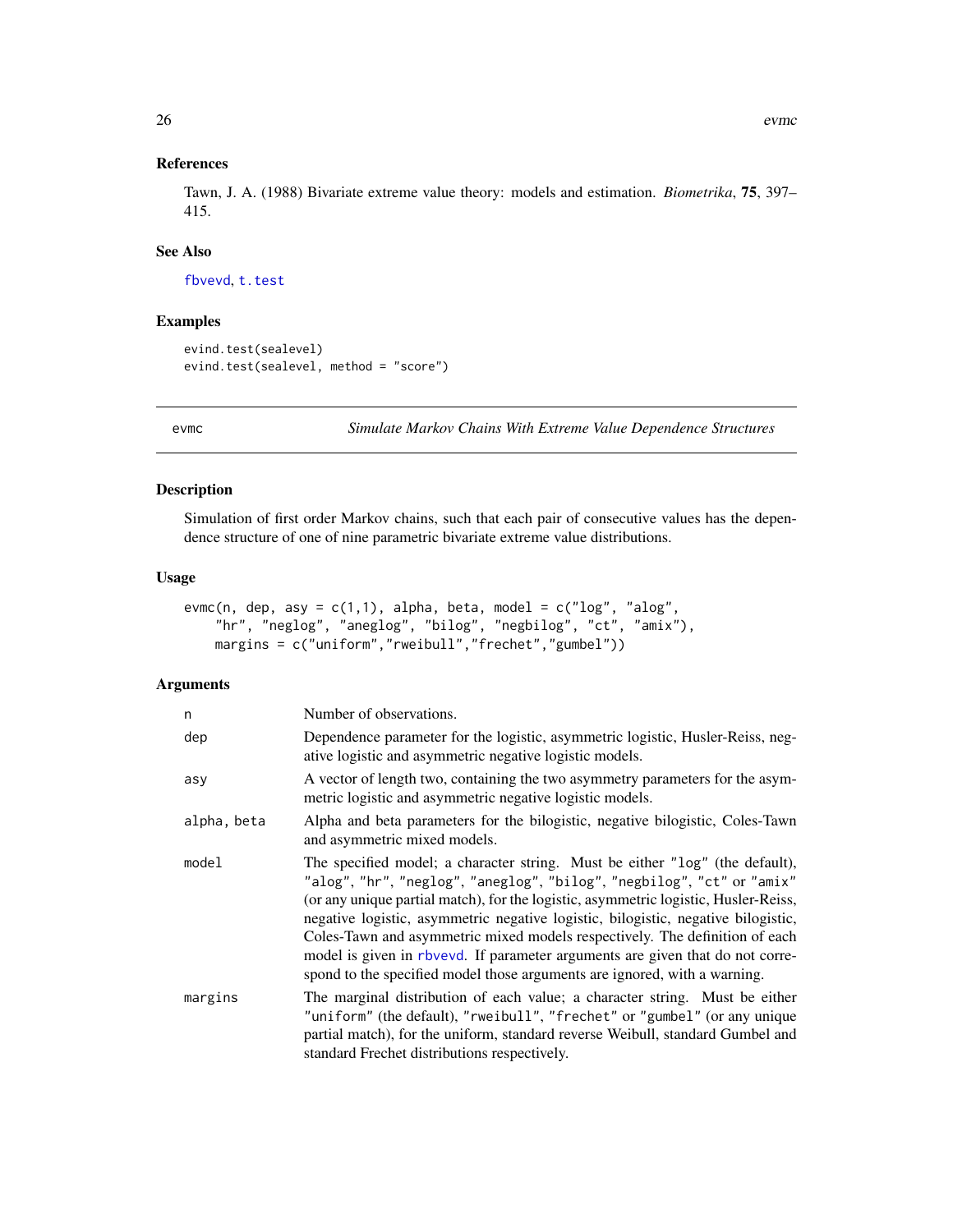### References

Tawn, J. A. (1988) Bivariate extreme value theory: models and estimation. *Biometrika*, **75**, 397–415.

### See Also

fbvevd, t.test

### Examples

```
evind.test(sealevel)
evind.test(sealevel, method = "score")
```

---

## evmc — *Simulate Markov Chains With Extreme Value Dependence Structures*

### Description

Simulation of first order Markov chains, such that each pair of consecutive values has the dependence structure of one of nine parametric bivariate extreme value distributions.

### Usage

```
evmc(n, dep, asy = c(1,1), alpha, beta, model = c("log", "alog",
    "hr", "neglog", "aneglog", "bilog", "negbilog", "ct", "amix"),
    margins = c("uniform","rweibull","frechet","gumbel"))
```

### Arguments

| | |
|---|---|
| n | Number of observations. |
| dep | Dependence parameter for the logistic, asymmetric logistic, Husler-Reiss, negative logistic and asymmetric negative logistic models. |
| asy | A vector of length two, containing the two asymmetry parameters for the asymmetric logistic and asymmetric negative logistic models. |
| alpha, beta | Alpha and beta parameters for the bilogistic, negative bilogistic, Coles-Tawn and asymmetric mixed models. |
| model | The specified model; a character string. Must be either "log" (the default), "alog", "hr", "neglog", "aneglog", "bilog", "negbilog", "ct" or "amix" (or any unique partial match), for the logistic, asymmetric logistic, Husler-Reiss, negative logistic, asymmetric negative logistic, bilogistic, negative bilogistic, Coles-Tawn and asymmetric mixed models respectively. The definition of each model is given in rbvevd. If parameter arguments are given that do not correspond to the specified model those arguments are ignored, with a warning. |
| margins | The marginal distribution of each value; a character string. Must be either "uniform" (the default), "rweibull", "frechet" or "gumbel" (or any unique partial match), for the uniform, standard reverse Weibull, standard Gumbel and standard Frechet distributions respectively. |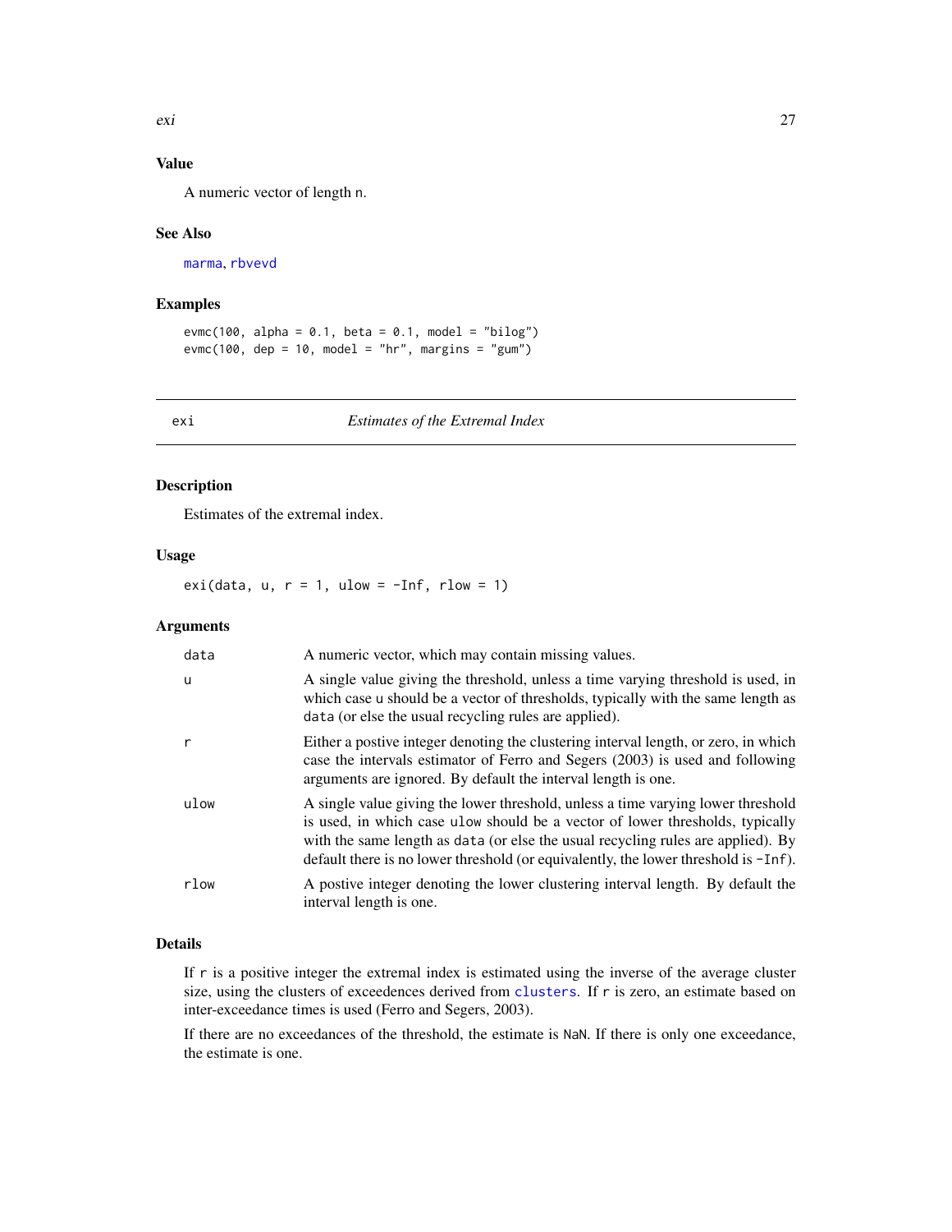### Value

A numeric vector of length n.

### See Also

marma, rbvevd

### Examples

```
evmc(100, alpha = 0.1, beta = 0.1, model = "bilog")
evmc(100, dep = 10, model = "hr", margins = "gum")
```

---

## exi — *Estimates of the Extremal Index*

### Description

Estimates of the extremal index.

### Usage

```
exi(data, u, r = 1, ulow = -Inf, rlow = 1)
```

### Arguments

| Argument | Description |
|---|---|
| data | A numeric vector, which may contain missing values. |
| u | A single value giving the threshold, unless a time varying threshold is used, in which case u should be a vector of thresholds, typically with the same length as data (or else the usual recycling rules are applied). |
| r | Either a postive integer denoting the clustering interval length, or zero, in which case the intervals estimator of Ferro and Segers (2003) is used and following arguments are ignored. By default the interval length is one. |
| ulow | A single value giving the lower threshold, unless a time varying lower threshold is used, in which case ulow should be a vector of lower thresholds, typically with the same length as data (or else the usual recycling rules are applied). By default there is no lower threshold (or equivalently, the lower threshold is -Inf). |
| rlow | A postive integer denoting the lower clustering interval length. By default the interval length is one. |

### Details

If r is a positive integer the extremal index is estimated using the inverse of the average cluster size, using the clusters of exceedences derived from clusters. If r is zero, an estimate based on inter-exceedance times is used (Ferro and Segers, 2003).

If there are no exceedances of the threshold, the estimate is NaN. If there is only one exceedance, the estimate is one.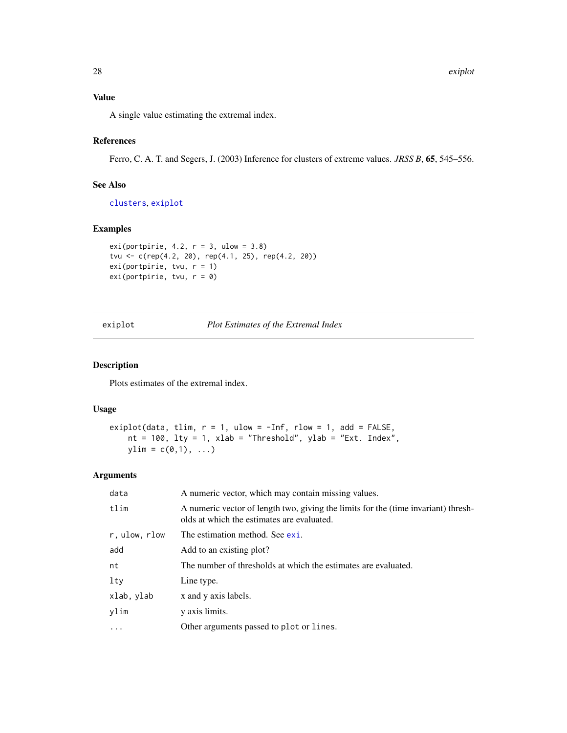### Value

A single value estimating the extremal index.

### References

Ferro, C. A. T. and Segers, J. (2003) Inference for clusters of extreme values. *JRSS B*, **65**, 545–556.

### See Also

clusters, exiplot

### Examples

```
exi(portpirie, 4.2, r = 3, ulow = 3.8)
tvu <- c(rep(4.2, 20), rep(4.1, 25), rep(4.2, 20))
exi(portpirie, tvu, r = 1)
exi(portpirie, tvu, r = 0)
```

---

## exiplot — *Plot Estimates of the Extremal Index*

### Description

Plots estimates of the extremal index.

### Usage

```
exiplot(data, tlim, r = 1, ulow = -Inf, rlow = 1, add = FALSE,
    nt = 100, lty = 1, xlab = "Threshold", ylab = "Ext. Index",
    ylim = c(0,1), ...)
```

### Arguments

| | |
|---|---|
| data | A numeric vector, which may contain missing values. |
| tlim | A numeric vector of length two, giving the limits for the (time invariant) thresholds at which the estimates are evaluated. |
| r, ulow, rlow | The estimation method. See exi. |
| add | Add to an existing plot? |
| nt | The number of thresholds at which the estimates are evaluated. |
| lty | Line type. |
| xlab, ylab | x and y axis labels. |
| ylim | y axis limits. |
| ... | Other arguments passed to plot or lines. |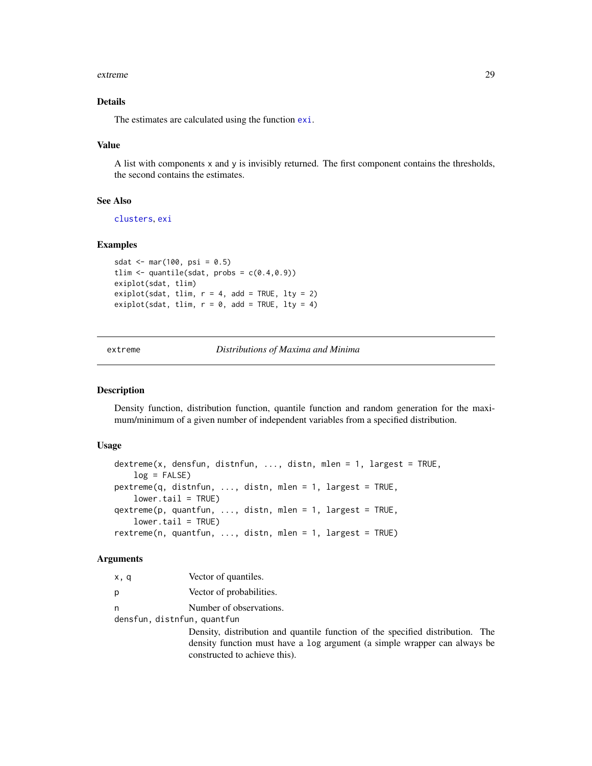### Details

The estimates are calculated using the function `exi`.

### Value

A list with components `x` and `y` is invisibly returned. The first component contains the thresholds, the second contains the estimates.

### See Also

`clusters`, `exi`

### Examples

```
sdat <- mar(100, psi = 0.5)
tlim <- quantile(sdat, probs = c(0.4,0.9))
exiplot(sdat, tlim)
exiplot(sdat, tlim, r = 4, add = TRUE, lty = 2)
exiplot(sdat, tlim, r = 0, add = TRUE, lty = 4)
```

---

## extreme — *Distributions of Maxima and Minima*

### Description

Density function, distribution function, quantile function and random generation for the maximum/minimum of a given number of independent variables from a specified distribution.

### Usage

```
dextreme(x, densfun, distnfun, ..., distn, mlen = 1, largest = TRUE,
    log = FALSE)
pextreme(q, distnfun, ..., distn, mlen = 1, largest = TRUE,
    lower.tail = TRUE)
qextreme(p, quantfun, ..., distn, mlen = 1, largest = TRUE,
    lower.tail = TRUE)
rextreme(n, quantfun, ..., distn, mlen = 1, largest = TRUE)
```

### Arguments

| | |
|---|---|
| `x, q` | Vector of quantiles. |
| `p` | Vector of probabilities. |
| `n` | Number of observations. |
| `densfun, distnfun, quantfun` | Density, distribution and quantile function of the specified distribution. The density function must have a `log` argument (a simple wrapper can always be constructed to achieve this). |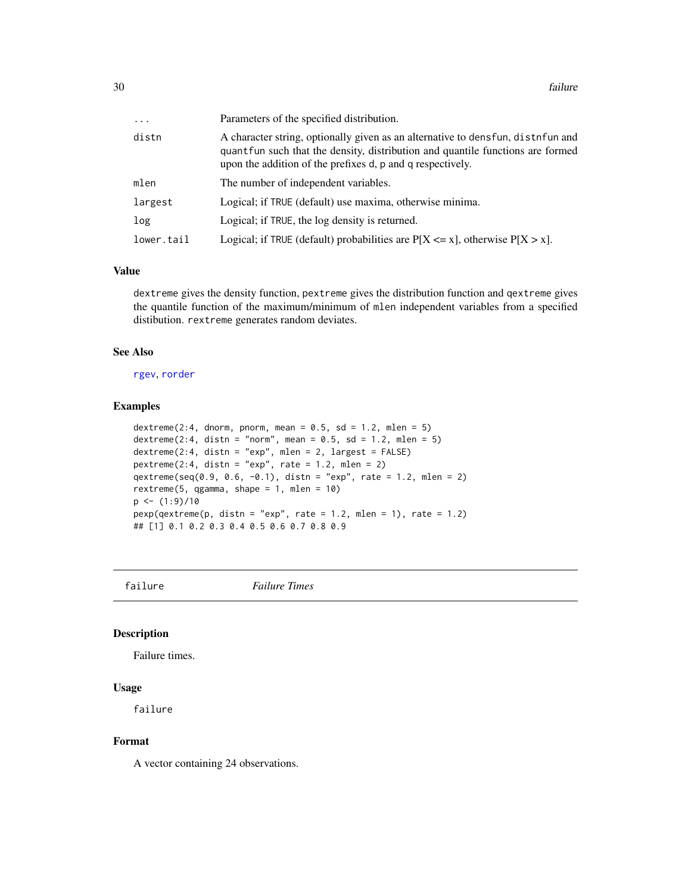| | |
|---|---|
| ... | Parameters of the specified distribution. |
| distn | A character string, optionally given as an alternative to densfun, distnfun and quantfun such that the density, distribution and quantile functions are formed upon the addition of the prefixes d, p and q respectively. |
| mlen | The number of independent variables. |
| largest | Logical; if TRUE (default) use maxima, otherwise minima. |
| log | Logical; if TRUE, the log density is returned. |
| lower.tail | Logical; if TRUE (default) probabilities are P[X <= x], otherwise P[X > x]. |

### Value

dextreme gives the density function, pextreme gives the distribution function and qextreme gives the quantile function of the maximum/minimum of mlen independent variables from a specified distibution. rextreme generates random deviates.

### See Also

rgev, rorder

### Examples

```
dextreme(2:4, dnorm, pnorm, mean = 0.5, sd = 1.2, mlen = 5)
dextreme(2:4, distn = "norm", mean = 0.5, sd = 1.2, mlen = 5)
dextreme(2:4, distn = "exp", mlen = 2, largest = FALSE)
pextreme(2:4, distn = "exp", rate = 1.2, mlen = 2)
qextreme(seq(0.9, 0.6, -0.1), distn = "exp", rate = 1.2, mlen = 2)
rextreme(5, qgamma, shape = 1, mlen = 10)
p <- (1:9)/10
pexp(qextreme(p, distn = "exp", rate = 1.2, mlen = 1), rate = 1.2)
## [1] 0.1 0.2 0.3 0.4 0.5 0.6 0.7 0.8 0.9
```

---

## failure *Failure Times*

---

### Description

Failure times.

### Usage

```
failure
```

### Format

A vector containing 24 observations.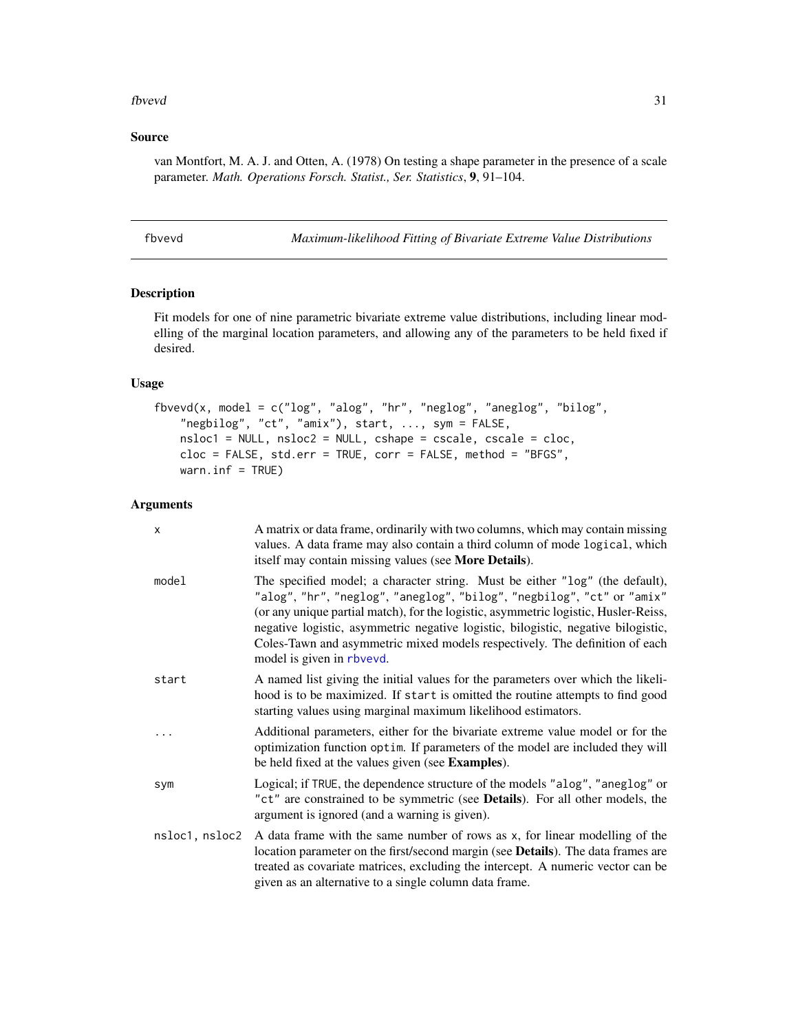## Source

van Montfort, M. A. J. and Otten, A. (1978) On testing a shape parameter in the presence of a scale parameter. *Math. Operations Forsch. Statist., Ser. Statistics*, **9**, 91–104.

---

# fbvevd — *Maximum-likelihood Fitting of Bivariate Extreme Value Distributions*

## Description

Fit models for one of nine parametric bivariate extreme value distributions, including linear modelling of the marginal location parameters, and allowing any of the parameters to be held fixed if desired.

## Usage

```
fbvevd(x, model = c("log", "alog", "hr", "neglog", "aneglog", "bilog",
    "negbilog", "ct", "amix"), start, ..., sym = FALSE,
    nsloc1 = NULL, nsloc2 = NULL, cshape = cscale, cscale = cloc,
    cloc = FALSE, std.err = TRUE, corr = FALSE, method = "BFGS",
    warn.inf = TRUE)
```

## Arguments

| | |
|---|---|
| `x` | A matrix or data frame, ordinarily with two columns, which may contain missing values. A data frame may also contain a third column of mode `logical`, which itself may contain missing values (see **More Details**). |
| `model` | The specified model; a character string. Must be either `"log"` (the default), `"alog"`, `"hr"`, `"neglog"`, `"aneglog"`, `"bilog"`, `"negbilog"`, `"ct"` or `"amix"` (or any unique partial match), for the logistic, asymmetric logistic, Husler-Reiss, negative logistic, asymmetric negative logistic, bilogistic, negative bilogistic, Coles-Tawn and asymmetric mixed models respectively. The definition of each model is given in `rbvevd`. |
| `start` | A named list giving the initial values for the parameters over which the likelihood is to be maximized. If `start` is omitted the routine attempts to find good starting values using marginal maximum likelihood estimators. |
| `...` | Additional parameters, either for the bivariate extreme value model or for the optimization function `optim`. If parameters of the model are included they will be held fixed at the values given (see **Examples**). |
| `sym` | Logical; if `TRUE`, the dependence structure of the models `"alog"`, `"aneglog"` or `"ct"` are constrained to be symmetric (see **Details**). For all other models, the argument is ignored (and a warning is given). |
| `nsloc1, nsloc2` | A data frame with the same number of rows as `x`, for linear modelling of the location parameter on the first/second margin (see **Details**). The data frames are treated as covariate matrices, excluding the intercept. A numeric vector can be given as an alternative to a single column data frame. |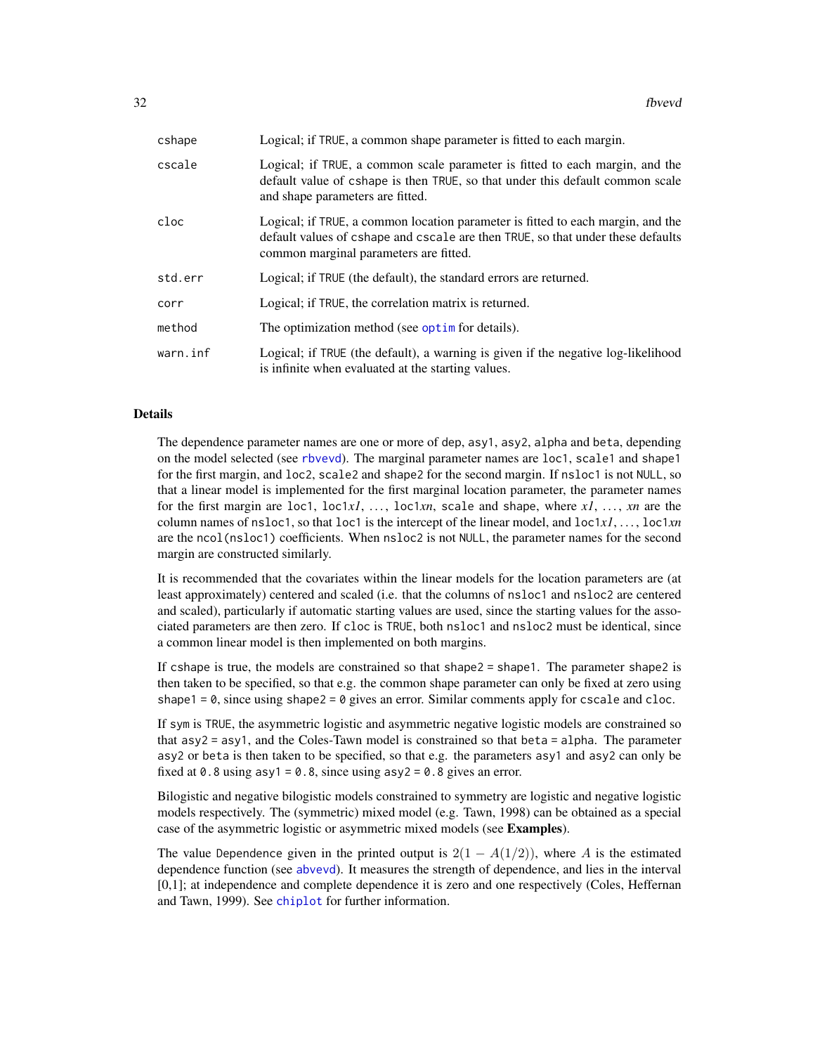| | |
|---|---|
| cshape | Logical; if TRUE, a common shape parameter is fitted to each margin. |
| cscale | Logical; if TRUE, a common scale parameter is fitted to each margin, and the default value of cshape is then TRUE, so that under this default common scale and shape parameters are fitted. |
| cloc | Logical; if TRUE, a common location parameter is fitted to each margin, and the default values of cshape and cscale are then TRUE, so that under these defaults common marginal parameters are fitted. |
| std.err | Logical; if TRUE (the default), the standard errors are returned. |
| corr | Logical; if TRUE, the correlation matrix is returned. |
| method | The optimization method (see optim for details). |
| warn.inf | Logical; if TRUE (the default), a warning is given if the negative log-likelihood is infinite when evaluated at the starting values. |

## Details

The dependence parameter names are one or more of dep, asy1, asy2, alpha and beta, depending on the model selected (see rbvevd). The marginal parameter names are loc1, scale1 and shape1 for the first margin, and loc2, scale2 and shape2 for the second margin. If nsloc1 is not NULL, so that a linear model is implemented for the first marginal location parameter, the parameter names for the first margin are loc1, loc1*x1*, ..., loc1*xn*, scale and shape, where *x1*, ..., *xn* are the column names of nsloc1, so that loc1 is the intercept of the linear model, and loc1*x1*, ..., loc1*xn* are the ncol(nsloc1) coefficients. When nsloc2 is not NULL, the parameter names for the second margin are constructed similarly.

It is recommended that the covariates within the linear models for the location parameters are (at least approximately) centered and scaled (i.e. that the columns of nsloc1 and nsloc2 are centered and scaled), particularly if automatic starting values are used, since the starting values for the associated parameters are then zero. If cloc is TRUE, both nsloc1 and nsloc2 must be identical, since a common linear model is then implemented on both margins.

If cshape is true, the models are constrained so that shape2 = shape1. The parameter shape2 is then taken to be specified, so that e.g. the common shape parameter can only be fixed at zero using shape1 = 0, since using shape2 = 0 gives an error. Similar comments apply for cscale and cloc.

If sym is TRUE, the asymmetric logistic and asymmetric negative logistic models are constrained so that asy2 = asy1, and the Coles-Tawn model is constrained so that beta = alpha. The parameter asy2 or beta is then taken to be specified, so that e.g. the parameters asy1 and asy2 can only be fixed at 0.8 using asy1 = 0.8, since using asy2 = 0.8 gives an error.

Bilogistic and negative bilogistic models constrained to symmetry are logistic and negative logistic models respectively. The (symmetric) mixed model (e.g. Tawn, 1998) can be obtained as a special case of the asymmetric logistic or asymmetric mixed models (see **Examples**).

The value Dependence given in the printed output is $2(1 - A(1/2))$, where $A$ is the estimated dependence function (see abvevd). It measures the strength of dependence, and lies in the interval [0,1]; at independence and complete dependence it is zero and one respectively (Coles, Heffernan and Tawn, 1999). See chiplot for further information.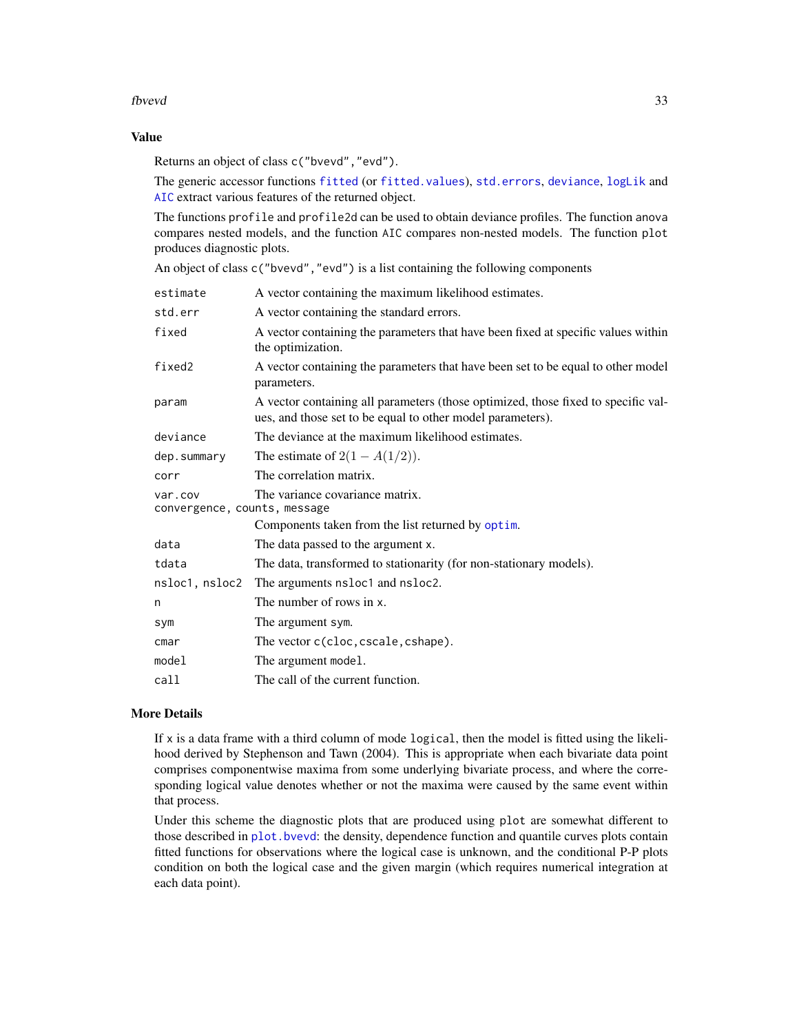## Value

Returns an object of class `c("bvevd","evd")`.

The generic accessor functions `fitted` (or `fitted.values`), `std.errors`, `deviance`, `logLik` and `AIC` extract various features of the returned object.

The functions `profile` and `profile2d` can be used to obtain deviance profiles. The function `anova` compares nested models, and the function `AIC` compares non-nested models. The function `plot` produces diagnostic plots.

An object of class `c("bvevd","evd")` is a list containing the following components

| | |
|---|---|
| `estimate` | A vector containing the maximum likelihood estimates. |
| `std.err` | A vector containing the standard errors. |
| `fixed` | A vector containing the parameters that have been fixed at specific values within the optimization. |
| `fixed2` | A vector containing the parameters that have been set to be equal to other model parameters. |
| `param` | A vector containing all parameters (those optimized, those fixed to specific values, and those set to be equal to other model parameters). |
| `deviance` | The deviance at the maximum likelihood estimates. |
| `dep.summary` | The estimate of $2(1 - A(1/2))$. |
| `corr` | The correlation matrix. |
| `var.cov` | The variance covariance matrix. |
| `convergence, counts, message` | Components taken from the list returned by `optim`. |
| `data` | The data passed to the argument `x`. |
| `tdata` | The data, transformed to stationarity (for non-stationary models). |
| `nsloc1, nsloc2` | The arguments `nsloc1` and `nsloc2`. |
| `n` | The number of rows in `x`. |
| `sym` | The argument `sym`. |
| `cmar` | The vector `c(cloc,cscale,cshape)`. |
| `model` | The argument `model`. |
| `call` | The call of the current function. |

## More Details

If `x` is a data frame with a third column of mode `logical`, then the model is fitted using the likelihood derived by Stephenson and Tawn (2004). This is appropriate when each bivariate data point comprises componentwise maxima from some underlying bivariate process, and where the corresponding logical value denotes whether or not the maxima were caused by the same event within that process.

Under this scheme the diagnostic plots that are produced using `plot` are somewhat different to those described in `plot.bvevd`: the density, dependence function and quantile curves plots contain fitted functions for observations where the logical case is unknown, and the conditional P-P plots condition on both the logical case and the given margin (which requires numerical integration at each data point).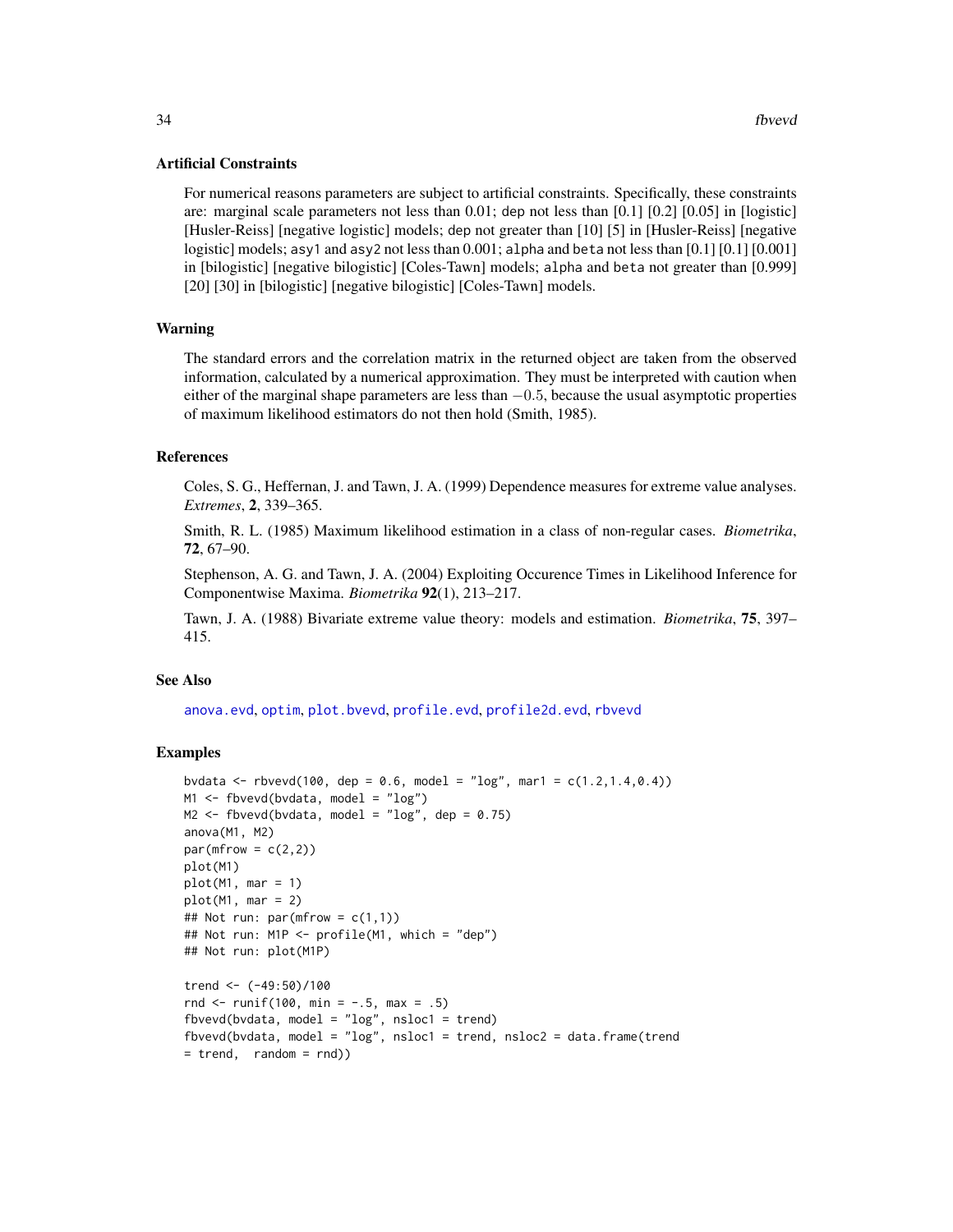## Artificial Constraints

For numerical reasons parameters are subject to artificial constraints. Specifically, these constraints are: marginal scale parameters not less than 0.01; `dep` not less than [0.1] [0.2] [0.05] in [logistic] [Husler-Reiss] [negative logistic] models; `dep` not greater than [10] [5] in [Husler-Reiss] [negative logistic] models; `asy1` and `asy2` not less than 0.001; `alpha` and `beta` not less than [0.1] [0.1] [0.001] in [bilogistic] [negative bilogistic] [Coles-Tawn] models; `alpha` and `beta` not greater than [0.999] [20] [30] in [bilogistic] [negative bilogistic] [Coles-Tawn] models.

## Warning

The standard errors and the correlation matrix in the returned object are taken from the observed information, calculated by a numerical approximation. They must be interpreted with caution when either of the marginal shape parameters are less than $-0.5$, because the usual asymptotic properties of maximum likelihood estimators do not then hold (Smith, 1985).

## References

Coles, S. G., Heffernan, J. and Tawn, J. A. (1999) Dependence measures for extreme value analyses. *Extremes*, **2**, 339–365.

Smith, R. L. (1985) Maximum likelihood estimation in a class of non-regular cases. *Biometrika*, **72**, 67–90.

Stephenson, A. G. and Tawn, J. A. (2004) Exploiting Occurence Times in Likelihood Inference for Componentwise Maxima. *Biometrika* **92**(1), 213–217.

Tawn, J. A. (1988) Bivariate extreme value theory: models and estimation. *Biometrika*, **75**, 397–415.

## See Also

`anova.evd`, `optim`, `plot.bvevd`, `profile.evd`, `profile2d.evd`, `rbvevd`

## Examples

```
bvdata <- rbvevd(100, dep = 0.6, model = "log", mar1 = c(1.2,1.4,0.4))
M1 <- fbvevd(bvdata, model = "log")
M2 <- fbvevd(bvdata, model = "log", dep = 0.75)
anova(M1, M2)
par(mfrow = c(2,2))
plot(M1)
plot(M1, mar = 1)
plot(M1, mar = 2)
## Not run: par(mfrow = c(1,1))
## Not run: M1P <- profile(M1, which = "dep")
## Not run: plot(M1P)

trend <- (-49:50)/100
rnd <- runif(100, min = -.5, max = .5)
fbvevd(bvdata, model = "log", nsloc1 = trend)
fbvevd(bvdata, model = "log", nsloc1 = trend, nsloc2 = data.frame(trend
= trend,  random = rnd))
```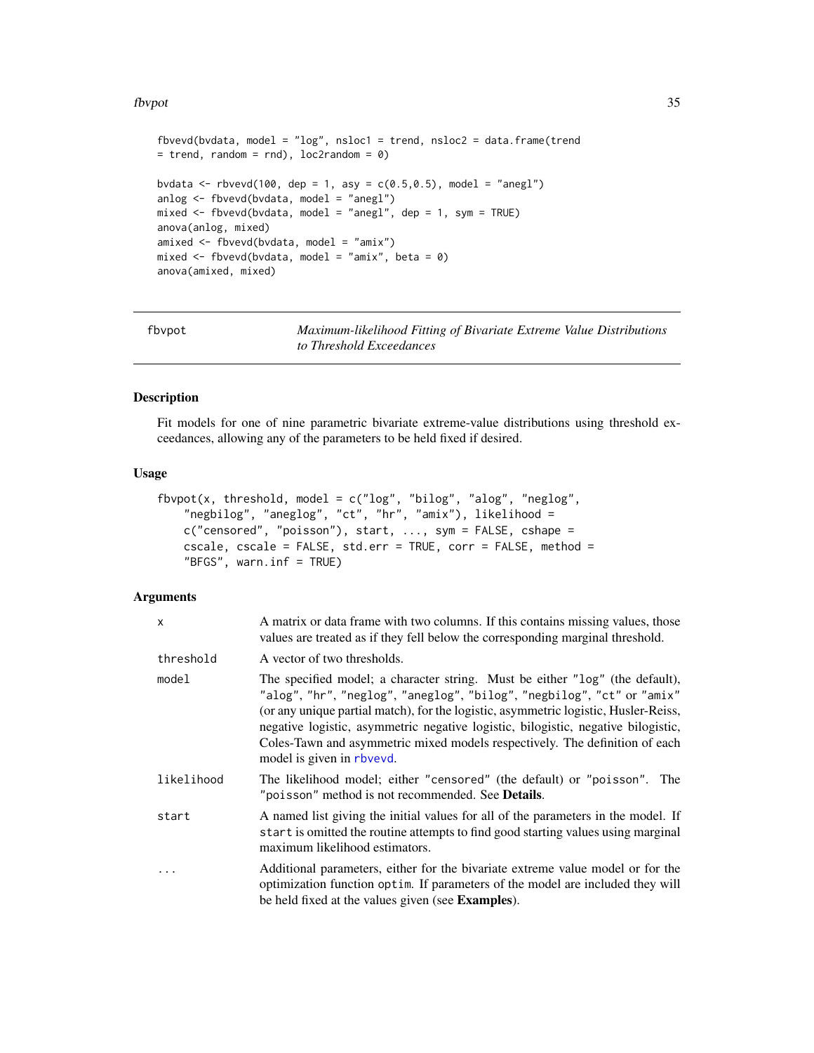```
fbvevd(bvdata, model = "log", nsloc1 = trend, nsloc2 = data.frame(trend
= trend, random = rnd), loc2random = 0)

bvdata <- rbvevd(100, dep = 1, asy = c(0.5,0.5), model = "anegl")
anlog <- fbvevd(bvdata, model = "anegl")
mixed <- fbvevd(bvdata, model = "anegl", dep = 1, sym = TRUE)
anova(anlog, mixed)
amixed <- fbvevd(bvdata, model = "amix")
mixed <- fbvevd(bvdata, model = "amix", beta = 0)
anova(amixed, mixed)
```

---

## fbvpot — *Maximum-likelihood Fitting of Bivariate Extreme Value Distributions to Threshold Exceedances*

### Description

Fit models for one of nine parametric bivariate extreme-value distributions using threshold exceedances, allowing any of the parameters to be held fixed if desired.

### Usage

```
fbvpot(x, threshold, model = c("log", "bilog", "alog", "neglog",
    "negbilog", "aneglog", "ct", "hr", "amix"), likelihood =
    c("censored", "poisson"), start, ..., sym = FALSE, cshape =
    cscale, cscale = FALSE, std.err = TRUE, corr = FALSE, method =
    "BFGS", warn.inf = TRUE)
```

### Arguments

| | |
|---|---|
| `x` | A matrix or data frame with two columns. If this contains missing values, those values are treated as if they fell below the corresponding marginal threshold. |
| `threshold` | A vector of two thresholds. |
| `model` | The specified model; a character string. Must be either `"log"` (the default), `"alog"`, `"hr"`, `"neglog"`, `"aneglog"`, `"bilog"`, `"negbilog"`, `"ct"` or `"amix"` (or any unique partial match), for the logistic, asymmetric logistic, Husler-Reiss, negative logistic, asymmetric negative logistic, bilogistic, negative bilogistic, Coles-Tawn and asymmetric mixed models respectively. The definition of each model is given in `rbvevd`. |
| `likelihood` | The likelihood model; either `"censored"` (the default) or `"poisson"`. The `"poisson"` method is not recommended. See **Details**. |
| `start` | A named list giving the initial values for all of the parameters in the model. If `start` is omitted the routine attempts to find good starting values using marginal maximum likelihood estimators. |
| `...` | Additional parameters, either for the bivariate extreme value model or for the optimization function `optim`. If parameters of the model are included they will be held fixed at the values given (see **Examples**). |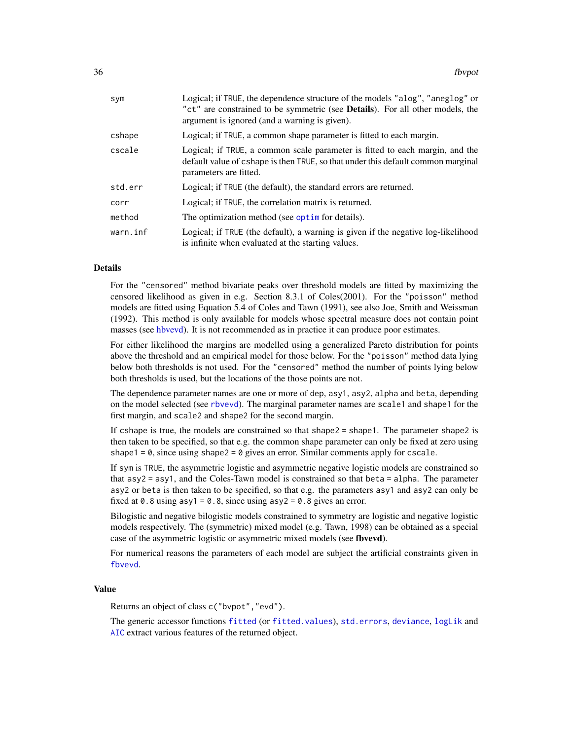| | |
|---|---|
| sym | Logical; if TRUE, the dependence structure of the models "alog", "aneglog" or "ct" are constrained to be symmetric (see **Details**). For all other models, the argument is ignored (and a warning is given). |
| cshape | Logical; if TRUE, a common shape parameter is fitted to each margin. |
| cscale | Logical; if TRUE, a common scale parameter is fitted to each margin, and the default value of cshape is then TRUE, so that under this default common marginal parameters are fitted. |
| std.err | Logical; if TRUE (the default), the standard errors are returned. |
| corr | Logical; if TRUE, the correlation matrix is returned. |
| method | The optimization method (see optim for details). |
| warn.inf | Logical; if TRUE (the default), a warning is given if the negative log-likelihood is infinite when evaluated at the starting values. |

## Details

For the "censored" method bivariate peaks over threshold models are fitted by maximizing the censored likelihood as given in e.g. Section 8.3.1 of Coles(2001). For the "poisson" method models are fitted using Equation 5.4 of Coles and Tawn (1991), see also Joe, Smith and Weissman (1992). This method is only available for models whose spectral measure does not contain point masses (see hbvevd). It is not recommended as in practice it can produce poor estimates.

For either likelihood the margins are modelled using a generalized Pareto distribution for points above the threshold and an empirical model for those below. For the "poisson" method data lying below both thresholds is not used. For the "censored" method the number of points lying below both thresholds is used, but the locations of the those points are not.

The dependence parameter names are one or more of dep, asy1, asy2, alpha and beta, depending on the model selected (see rbvevd). The marginal parameter names are scale1 and shape1 for the first margin, and scale2 and shape2 for the second margin.

If cshape is true, the models are constrained so that shape2 = shape1. The parameter shape2 is then taken to be specified, so that e.g. the common shape parameter can only be fixed at zero using shape1 = 0, since using shape2 = 0 gives an error. Similar comments apply for cscale.

If sym is TRUE, the asymmetric logistic and asymmetric negative logistic models are constrained so that asy2 = asy1, and the Coles-Tawn model is constrained so that beta = alpha. The parameter asy2 or beta is then taken to be specified, so that e.g. the parameters asy1 and asy2 can only be fixed at 0.8 using asy1 = 0.8, since using asy2 = 0.8 gives an error.

Bilogistic and negative bilogistic models constrained to symmetry are logistic and negative logistic models respectively. The (symmetric) mixed model (e.g. Tawn, 1998) can be obtained as a special case of the asymmetric logistic or asymmetric mixed models (see **fbvevd**).

For numerical reasons the parameters of each model are subject the artificial constraints given in fbvevd.

## Value

Returns an object of class c("bvpot","evd").

The generic accessor functions fitted (or fitted.values), std.errors, deviance, logLik and AIC extract various features of the returned object.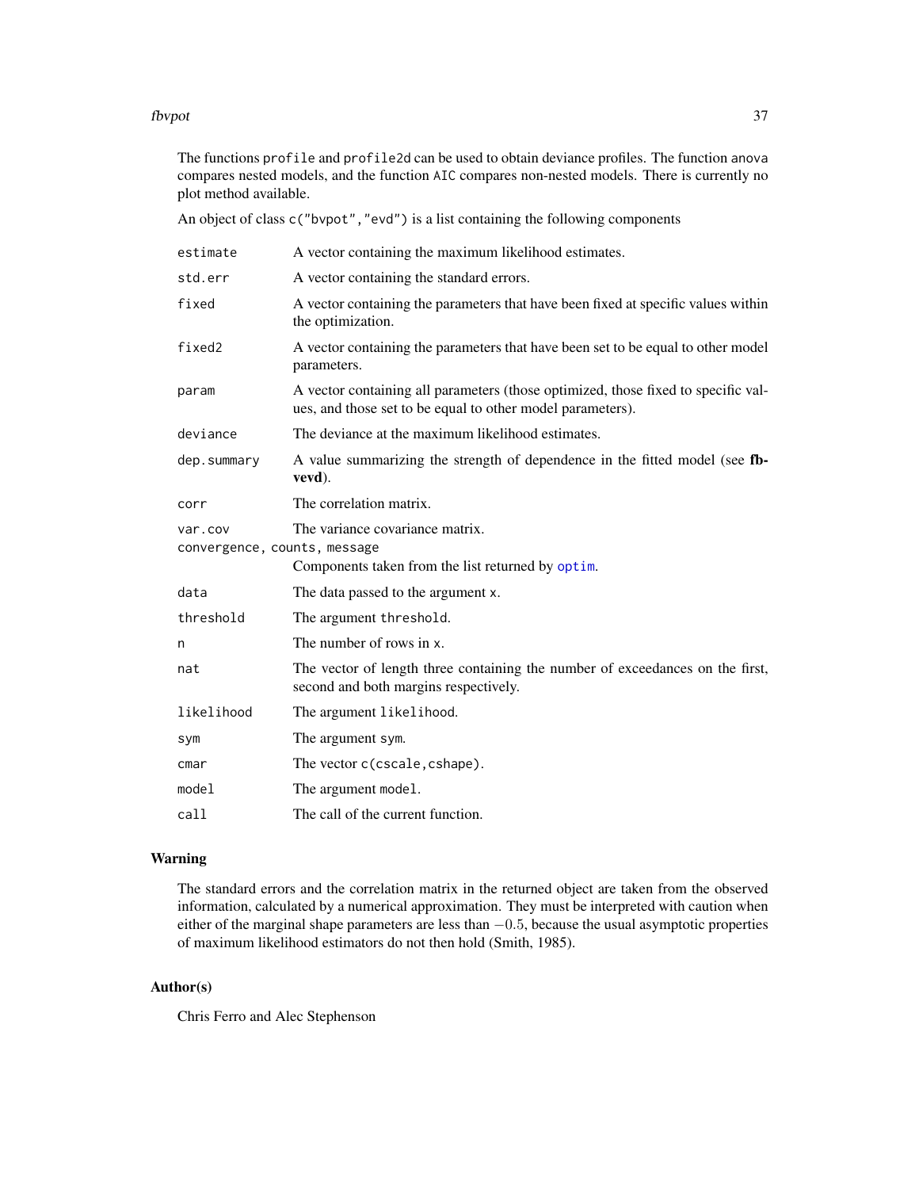The functions `profile` and `profile2d` can be used to obtain deviance profiles. The function `anova` compares nested models, and the function `AIC` compares non-nested models. There is currently no plot method available.

An object of class `c("bvpot","evd")` is a list containing the following components

| | |
|---|---|
| `estimate` | A vector containing the maximum likelihood estimates. |
| `std.err` | A vector containing the standard errors. |
| `fixed` | A vector containing the parameters that have been fixed at specific values within the optimization. |
| `fixed2` | A vector containing the parameters that have been set to be equal to other model parameters. |
| `param` | A vector containing all parameters (those optimized, those fixed to specific values, and those set to be equal to other model parameters). |
| `deviance` | The deviance at the maximum likelihood estimates. |
| `dep.summary` | A value summarizing the strength of dependence in the fitted model (see **fbvevd**). |
| `corr` | The correlation matrix. |
| `var.cov` | The variance covariance matrix. |
| `convergence, counts, message` | Components taken from the list returned by `optim`. |
| `data` | The data passed to the argument `x`. |
| `threshold` | The argument `threshold`. |
| `n` | The number of rows in `x`. |
| `nat` | The vector of length three containing the number of exceedances on the first, second and both margins respectively. |
| `likelihood` | The argument `likelihood`. |
| `sym` | The argument `sym`. |
| `cmar` | The vector `c(cscale,cshape)`. |
| `model` | The argument `model`. |
| `call` | The call of the current function. |

## Warning

The standard errors and the correlation matrix in the returned object are taken from the observed information, calculated by a numerical approximation. They must be interpreted with caution when either of the marginal shape parameters are less than $-0.5$, because the usual asymptotic properties of maximum likelihood estimators do not then hold (Smith, 1985).

## Author(s)

Chris Ferro and Alec Stephenson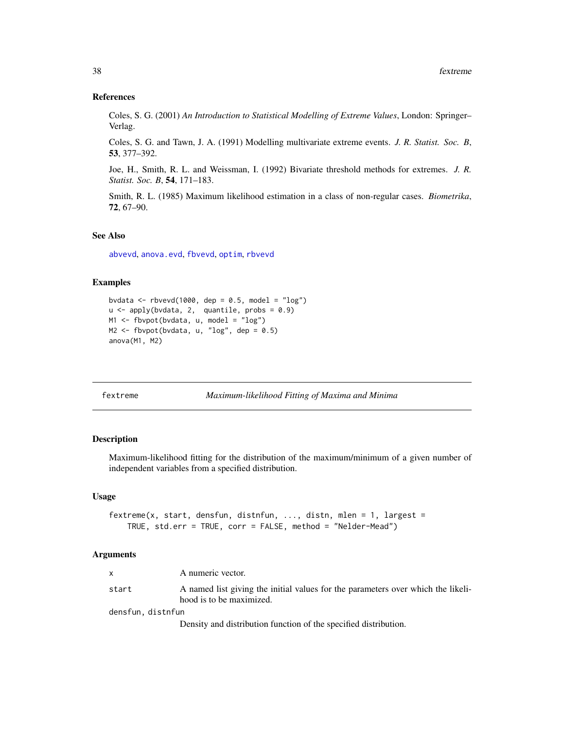## References

Coles, S. G. (2001) *An Introduction to Statistical Modelling of Extreme Values*, London: Springer–Verlag.

Coles, S. G. and Tawn, J. A. (1991) Modelling multivariate extreme events. *J. R. Statist. Soc. B*, **53**, 377–392.

Joe, H., Smith, R. L. and Weissman, I. (1992) Bivariate threshold methods for extremes. *J. R. Statist. Soc. B*, **54**, 171–183.

Smith, R. L. (1985) Maximum likelihood estimation in a class of non-regular cases. *Biometrika*, **72**, 67–90.

## See Also

abvevd, anova.evd, fbvevd, optim, rbvevd

## Examples

```
bvdata <- rbvevd(1000, dep = 0.5, model = "log")
u <- apply(bvdata, 2,  quantile, probs = 0.9)
M1 <- fbvpot(bvdata, u, model = "log")
M2 <- fbvpot(bvdata, u, "log", dep = 0.5)
anova(M1, M2)
```

---

# fextreme — *Maximum-likelihood Fitting of Maxima and Minima*

## Description

Maximum-likelihood fitting for the distribution of the maximum/minimum of a given number of independent variables from a specified distribution.

## Usage

```
fextreme(x, start, densfun, distnfun, ..., distn, mlen = 1, largest =
    TRUE, std.err = TRUE, corr = FALSE, method = "Nelder-Mead")
```

## Arguments

| | |
|---|---|
| x | A numeric vector. |
| start | A named list giving the initial values for the parameters over which the likelihood is to be maximized. |
| densfun, distnfun | Density and distribution function of the specified distribution. |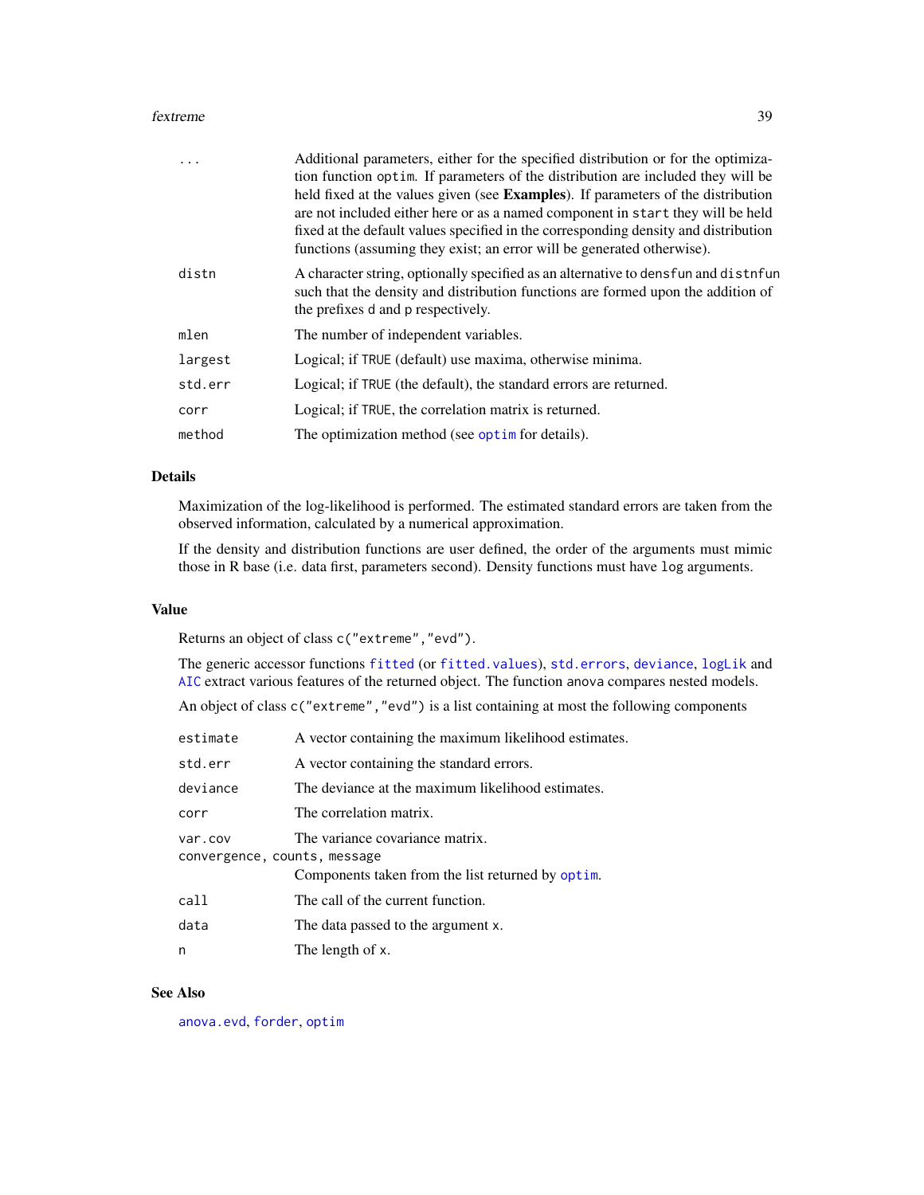| | |
|---|---|
| ... | Additional parameters, either for the specified distribution or for the optimization function `optim`. If parameters of the distribution are included they will be held fixed at the values given (see **Examples**). If parameters of the distribution are not included either here or as a named component in `start` they will be held fixed at the default values specified in the corresponding density and distribution functions (assuming they exist; an error will be generated otherwise). |
| distn | A character string, optionally specified as an alternative to `densfun` and `distnfun` such that the density and distribution functions are formed upon the addition of the prefixes `d` and `p` respectively. |
| mlen | The number of independent variables. |
| largest | Logical; if `TRUE` (default) use maxima, otherwise minima. |
| std.err | Logical; if `TRUE` (the default), the standard errors are returned. |
| corr | Logical; if `TRUE`, the correlation matrix is returned. |
| method | The optimization method (see `optim` for details). |

### Details

Maximization of the log-likelihood is performed. The estimated standard errors are taken from the observed information, calculated by a numerical approximation.

If the density and distribution functions are user defined, the order of the arguments must mimic those in R base (i.e. data first, parameters second). Density functions must have `log` arguments.

### Value

Returns an object of class `c("extreme","evd")`.

The generic accessor functions `fitted` (or `fitted.values`), `std.errors`, `deviance`, `logLik` and `AIC` extract various features of the returned object. The function `anova` compares nested models.

An object of class `c("extreme","evd")` is a list containing at most the following components

| | |
|---|---|
| estimate | A vector containing the maximum likelihood estimates. |
| std.err | A vector containing the standard errors. |
| deviance | The deviance at the maximum likelihood estimates. |
| corr | The correlation matrix. |
| var.cov | The variance covariance matrix. |
| convergence, counts, message | Components taken from the list returned by `optim`. |
| call | The call of the current function. |
| data | The data passed to the argument `x`. |
| n | The length of `x`. |

### See Also

`anova.evd`, `forder`, `optim`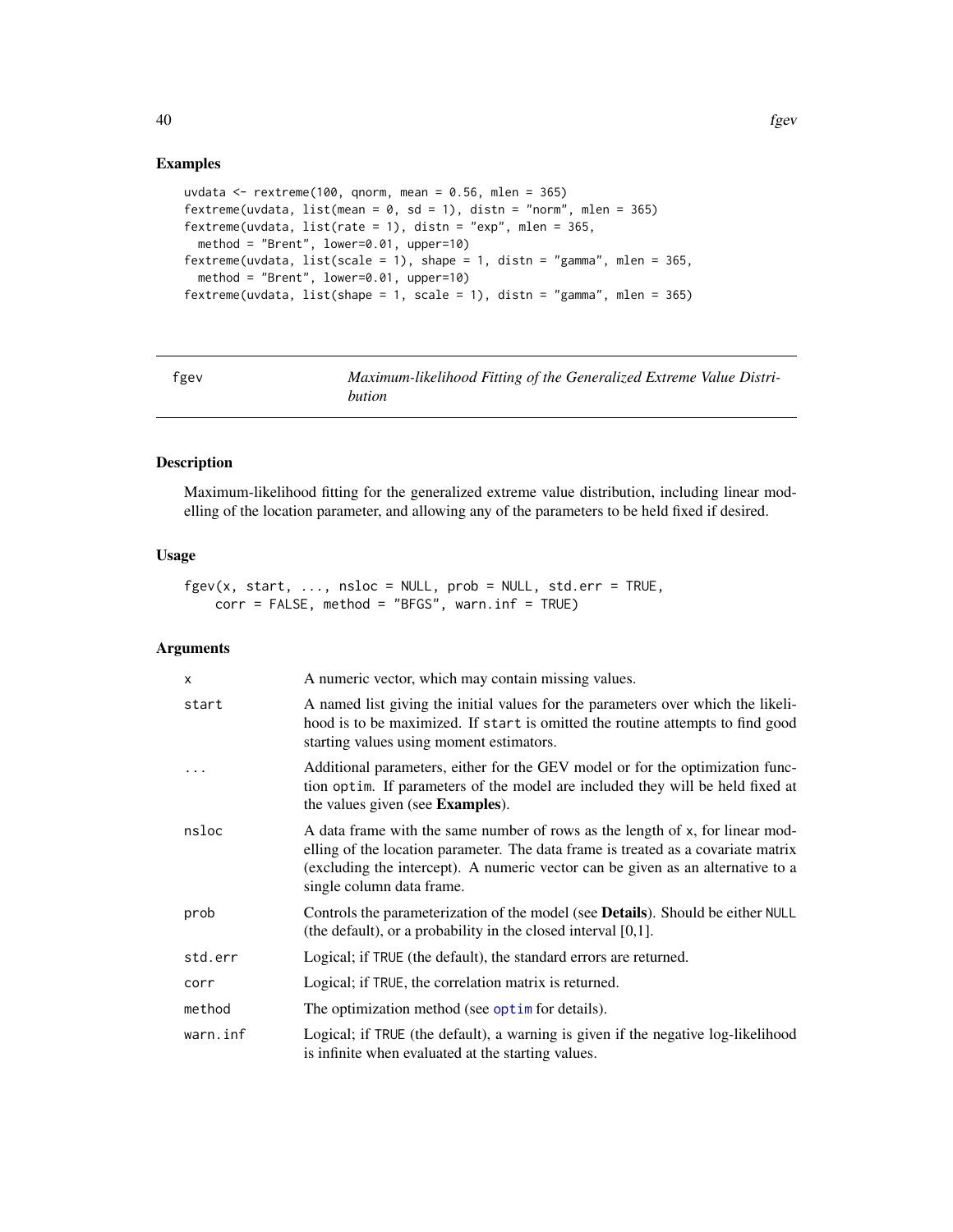## Examples

```
uvdata <- rextreme(100, qnorm, mean = 0.56, mlen = 365)
fextreme(uvdata, list(mean = 0, sd = 1), distn = "norm", mlen = 365)
fextreme(uvdata, list(rate = 1), distn = "exp", mlen = 365,
  method = "Brent", lower=0.01, upper=10)
fextreme(uvdata, list(scale = 1), shape = 1, distn = "gamma", mlen = 365,
  method = "Brent", lower=0.01, upper=10)
fextreme(uvdata, list(shape = 1, scale = 1), distn = "gamma", mlen = 365)
```

---

# fgev — *Maximum-likelihood Fitting of the Generalized Extreme Value Distribution*

## Description

Maximum-likelihood fitting for the generalized extreme value distribution, including linear modelling of the location parameter, and allowing any of the parameters to be held fixed if desired.

## Usage

```
fgev(x, start, ..., nsloc = NULL, prob = NULL, std.err = TRUE,
    corr = FALSE, method = "BFGS", warn.inf = TRUE)
```

## Arguments

| | |
|---|---|
| x | A numeric vector, which may contain missing values. |
| start | A named list giving the initial values for the parameters over which the likelihood is to be maximized. If start is omitted the routine attempts to find good starting values using moment estimators. |
| ... | Additional parameters, either for the GEV model or for the optimization function optim. If parameters of the model are included they will be held fixed at the values given (see **Examples**). |
| nsloc | A data frame with the same number of rows as the length of x, for linear modelling of the location parameter. The data frame is treated as a covariate matrix (excluding the intercept). A numeric vector can be given as an alternative to a single column data frame. |
| prob | Controls the parameterization of the model (see **Details**). Should be either NULL (the default), or a probability in the closed interval [0,1]. |
| std.err | Logical; if TRUE (the default), the standard errors are returned. |
| corr | Logical; if TRUE, the correlation matrix is returned. |
| method | The optimization method (see optim for details). |
| warn.inf | Logical; if TRUE (the default), a warning is given if the negative log-likelihood is infinite when evaluated at the starting values. |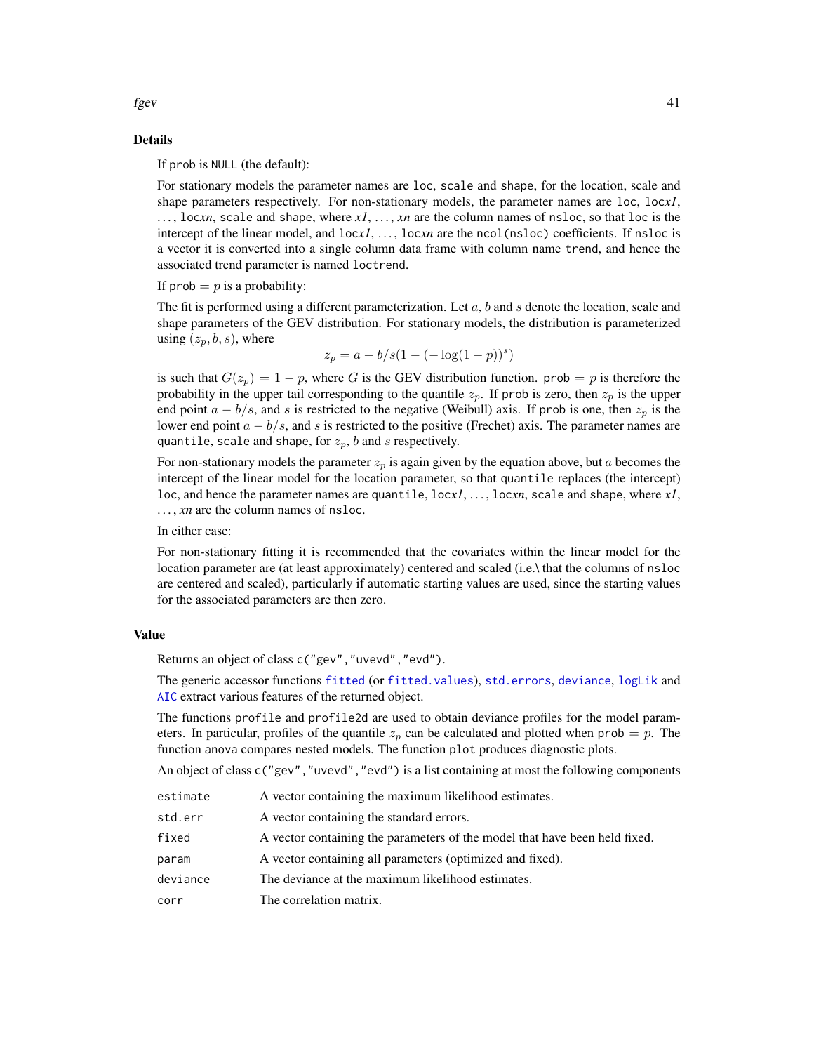## Details

If `prob` is `NULL` (the default):

For stationary models the parameter names are `loc`, `scale` and `shape`, for the location, scale and shape parameters respectively. For non-stationary models, the parameter names are `loc`, `loc`*x1*, ..., `loc`*xn*, `scale` and `shape`, where *x1*, ..., *xn* are the column names of `nsloc`, so that `loc` is the intercept of the linear model, and `loc`*x1*, ..., `loc`*xn* are the `ncol(nsloc)` coefficients. If `nsloc` is a vector it is converted into a single column data frame with column name `trend`, and hence the associated trend parameter is named `loctrend`.

If `prob` $= p$ is a probability:

The fit is performed using a different parameterization. Let $a$, $b$ and $s$ denote the location, scale and shape parameters of the GEV distribution. For stationary models, the distribution is parameterized using $(z_p, b, s)$, where

$$z_p = a - b/s(1 - (-\log(1 - p))^s)$$

is such that $G(z_p) = 1 - p$, where $G$ is the GEV distribution function. `prob` $= p$ is therefore the probability in the upper tail corresponding to the quantile $z_p$. If `prob` is zero, then $z_p$ is the upper end point $a - b/s$, and $s$ is restricted to the negative (Weibull) axis. If `prob` is one, then $z_p$ is the lower end point $a - b/s$, and $s$ is restricted to the positive (Frechet) axis. The parameter names are `quantile`, `scale` and `shape`, for $z_p$, $b$ and $s$ respectively.

For non-stationary models the parameter $z_p$ is again given by the equation above, but $a$ becomes the intercept of the linear model for the location parameter, so that `quantile` replaces (the intercept) `loc`, and hence the parameter names are `quantile`, `loc`*x1*, ..., `loc`*xn*, `scale` and `shape`, where *x1*, ..., *xn* are the column names of `nsloc`.

In either case:

For non-stationary fitting it is recommended that the covariates within the linear model for the location parameter are (at least approximately) centered and scaled (i.e.\ that the columns of `nsloc` are centered and scaled), particularly if automatic starting values are used, since the starting values for the associated parameters are then zero.

## Value

Returns an object of class `c("gev","uvevd","evd")`.

The generic accessor functions `fitted` (or `fitted.values`), `std.errors`, `deviance`, `logLik` and `AIC` extract various features of the returned object.

The functions `profile` and `profile2d` are used to obtain deviance profiles for the model parameters. In particular, profiles of the quantile $z_p$ can be calculated and plotted when `prob` $= p$. The function `anova` compares nested models. The function `plot` produces diagnostic plots.

An object of class `c("gev","uvevd","evd")` is a list containing at most the following components

| | |
|---|---|
| `estimate` | A vector containing the maximum likelihood estimates. |
| `std.err` | A vector containing the standard errors. |
| `fixed` | A vector containing the parameters of the model that have been held fixed. |
| `param` | A vector containing all parameters (optimized and fixed). |
| `deviance` | The deviance at the maximum likelihood estimates. |
| `corr` | The correlation matrix. |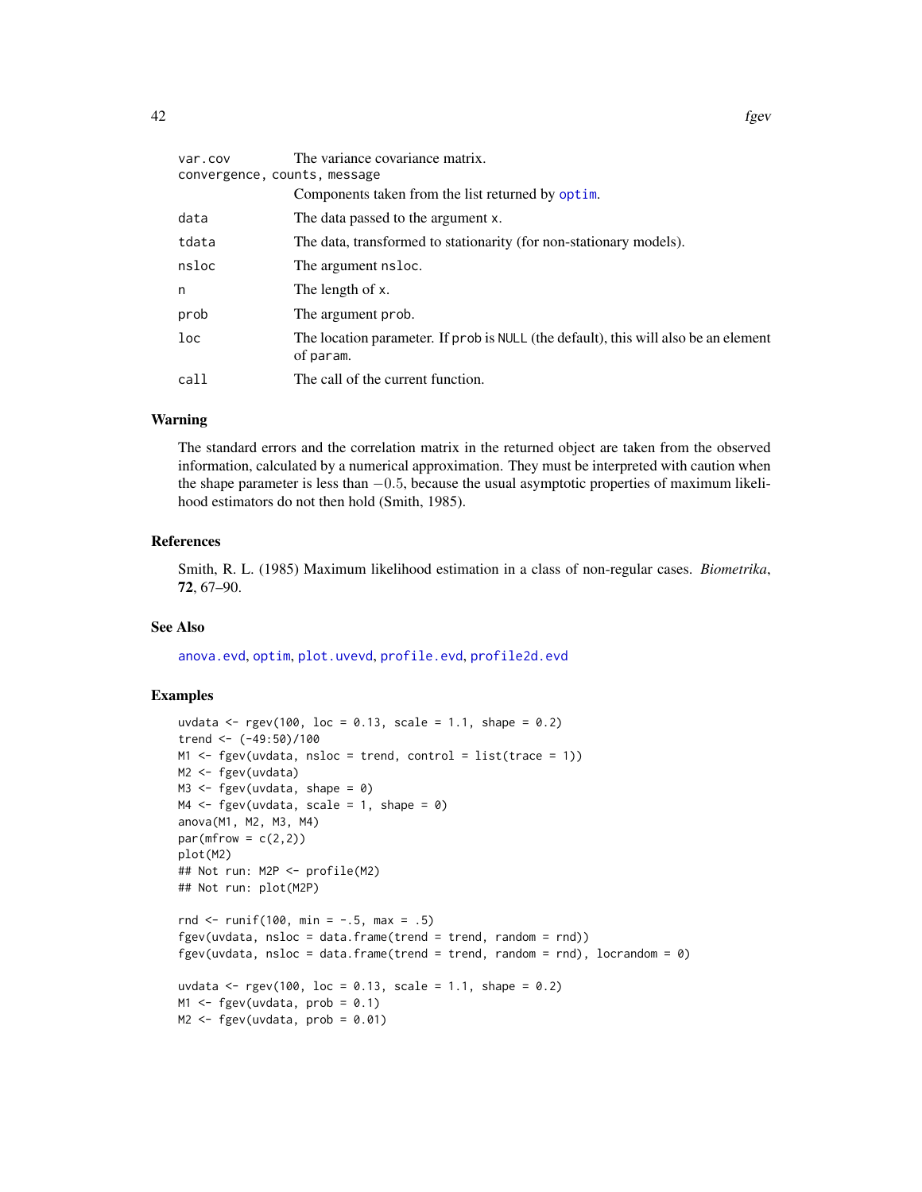| | |
|---|---|
| var.cov | The variance covariance matrix. |
| convergence, counts, message | Components taken from the list returned by optim. |
| data | The data passed to the argument x. |
| tdata | The data, transformed to stationarity (for non-stationary models). |
| nsloc | The argument nsloc. |
| n | The length of x. |
| prob | The argument prob. |
| loc | The location parameter. If prob is NULL (the default), this will also be an element of param. |
| call | The call of the current function. |

## Warning

The standard errors and the correlation matrix in the returned object are taken from the observed information, calculated by a numerical approximation. They must be interpreted with caution when the shape parameter is less than $-0.5$, because the usual asymptotic properties of maximum likelihood estimators do not then hold (Smith, 1985).

## References

Smith, R. L. (1985) Maximum likelihood estimation in a class of non-regular cases. *Biometrika*, **72**, 67–90.

## See Also

anova.evd, optim, plot.uvevd, profile.evd, profile2d.evd

## Examples

```
uvdata <- rgev(100, loc = 0.13, scale = 1.1, shape = 0.2)
trend <- (-49:50)/100
M1 <- fgev(uvdata, nsloc = trend, control = list(trace = 1))
M2 <- fgev(uvdata)
M3 <- fgev(uvdata, shape = 0)
M4 <- fgev(uvdata, scale = 1, shape = 0)
anova(M1, M2, M3, M4)
par(mfrow = c(2,2))
plot(M2)
## Not run: M2P <- profile(M2)
## Not run: plot(M2P)

rnd <- runif(100, min = -.5, max = .5)
fgev(uvdata, nsloc = data.frame(trend = trend, random = rnd))
fgev(uvdata, nsloc = data.frame(trend = trend, random = rnd), locrandom = 0)

uvdata <- rgev(100, loc = 0.13, scale = 1.1, shape = 0.2)
M1 <- fgev(uvdata, prob = 0.1)
M2 <- fgev(uvdata, prob = 0.01)
```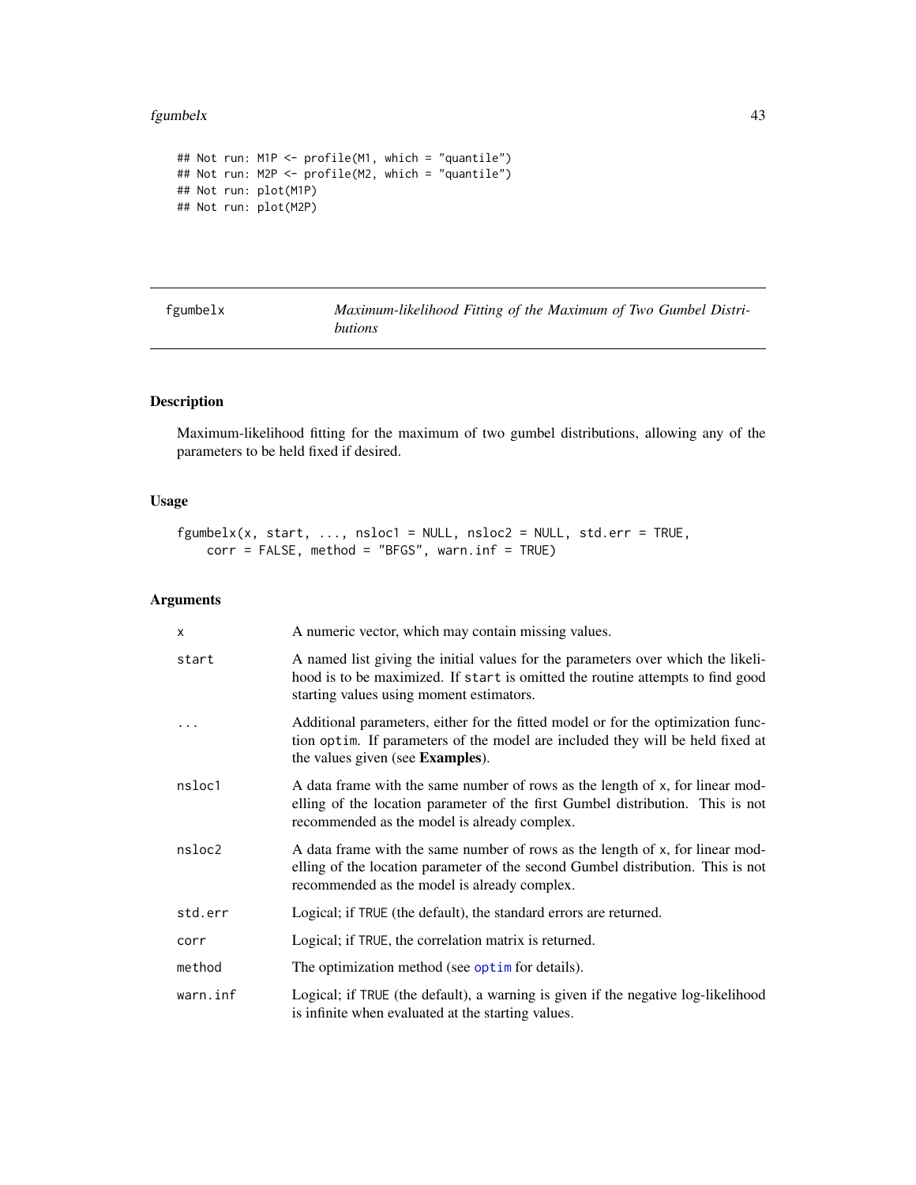```
## Not run: M1P <- profile(M1, which = "quantile")
## Not run: M2P <- profile(M2, which = "quantile")
## Not run: plot(M1P)
## Not run: plot(M2P)
```

# fgumbelx — *Maximum-likelihood Fitting of the Maximum of Two Gumbel Distributions*

## Description

Maximum-likelihood fitting for the maximum of two gumbel distributions, allowing any of the parameters to be held fixed if desired.

## Usage

```
fgumbelx(x, start, ..., nsloc1 = NULL, nsloc2 = NULL, std.err = TRUE,
    corr = FALSE, method = "BFGS", warn.inf = TRUE)
```

## Arguments

| | |
|---|---|
| x | A numeric vector, which may contain missing values. |
| start | A named list giving the initial values for the parameters over which the likelihood is to be maximized. If start is omitted the routine attempts to find good starting values using moment estimators. |
| ... | Additional parameters, either for the fitted model or for the optimization function optim. If parameters of the model are included they will be held fixed at the values given (see **Examples**). |
| nsloc1 | A data frame with the same number of rows as the length of x, for linear modelling of the location parameter of the first Gumbel distribution. This is not recommended as the model is already complex. |
| nsloc2 | A data frame with the same number of rows as the length of x, for linear modelling of the location parameter of the second Gumbel distribution. This is not recommended as the model is already complex. |
| std.err | Logical; if TRUE (the default), the standard errors are returned. |
| corr | Logical; if TRUE, the correlation matrix is returned. |
| method | The optimization method (see optim for details). |
| warn.inf | Logical; if TRUE (the default), a warning is given if the negative log-likelihood is infinite when evaluated at the starting values. |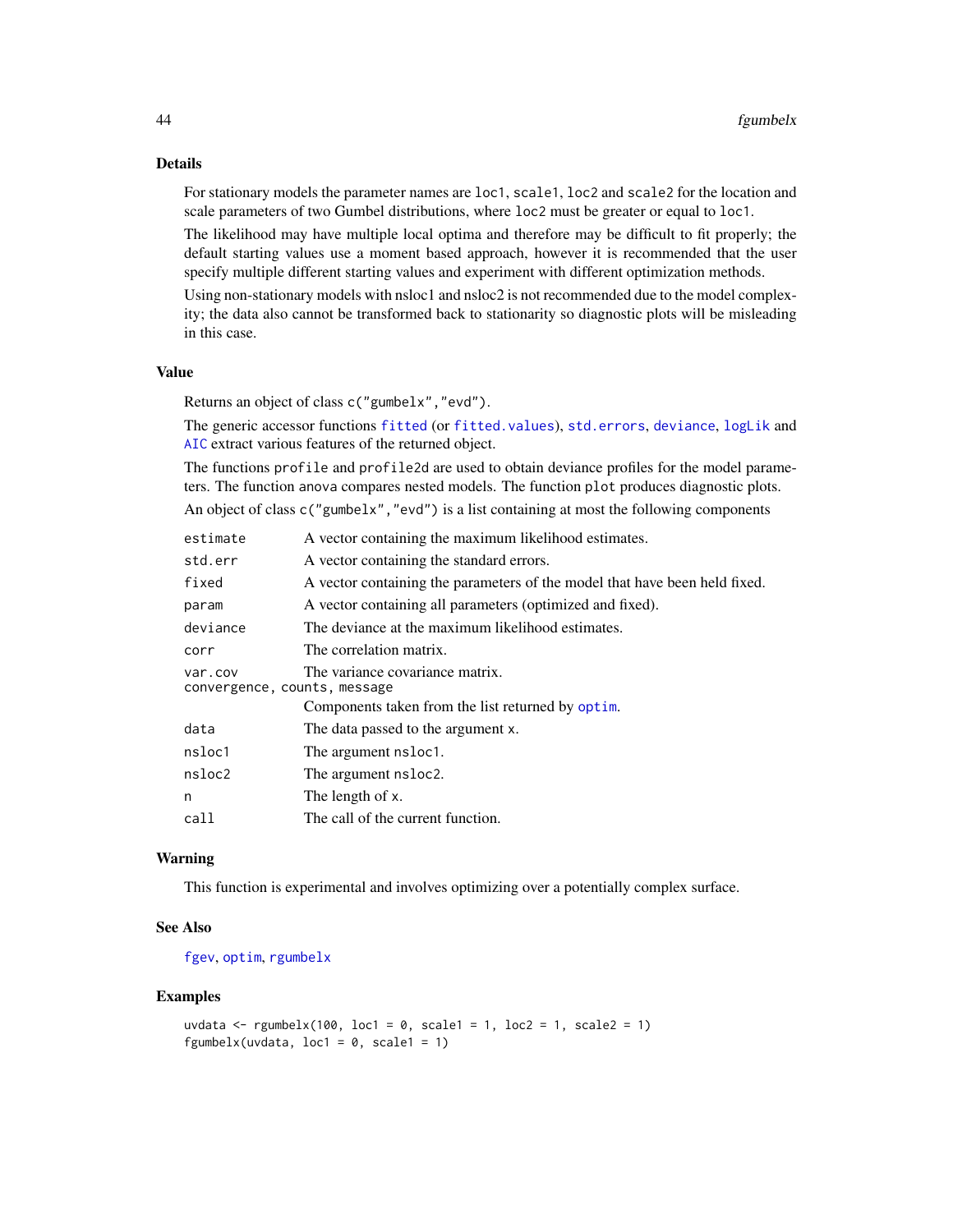## Details

For stationary models the parameter names are `loc1`, `scale1`, `loc2` and `scale2` for the location and scale parameters of two Gumbel distributions, where `loc2` must be greater or equal to `loc1`.

The likelihood may have multiple local optima and therefore may be difficult to fit properly; the default starting values use a moment based approach, however it is recommended that the user specify multiple different starting values and experiment with different optimization methods.

Using non-stationary models with nsloc1 and nsloc2 is not recommended due to the model complexity; the data also cannot be transformed back to stationarity so diagnostic plots will be misleading in this case.

## Value

Returns an object of class `c("gumbelx","evd")`.

The generic accessor functions `fitted` (or `fitted.values`), `std.errors`, `deviance`, `logLik` and `AIC` extract various features of the returned object.

The functions `profile` and `profile2d` are used to obtain deviance profiles for the model parameters. The function `anova` compares nested models. The function `plot` produces diagnostic plots.

An object of class `c("gumbelx","evd")` is a list containing at most the following components

| | |
|---|---|
| `estimate` | A vector containing the maximum likelihood estimates. |
| `std.err` | A vector containing the standard errors. |
| `fixed` | A vector containing the parameters of the model that have been held fixed. |
| `param` | A vector containing all parameters (optimized and fixed). |
| `deviance` | The deviance at the maximum likelihood estimates. |
| `corr` | The correlation matrix. |
| `var.cov` | The variance covariance matrix. |
| `convergence, counts, message` | Components taken from the list returned by `optim`. |
| `data` | The data passed to the argument `x`. |
| `nsloc1` | The argument `nsloc1`. |
| `nsloc2` | The argument `nsloc2`. |
| `n` | The length of `x`. |
| `call` | The call of the current function. |

## Warning

This function is experimental and involves optimizing over a potentially complex surface.

## See Also

`fgev`, `optim`, `rgumbelx`

## Examples

```
uvdata <- rgumbelx(100, loc1 = 0, scale1 = 1, loc2 = 1, scale2 = 1)
fgumbelx(uvdata, loc1 = 0, scale1 = 1)
```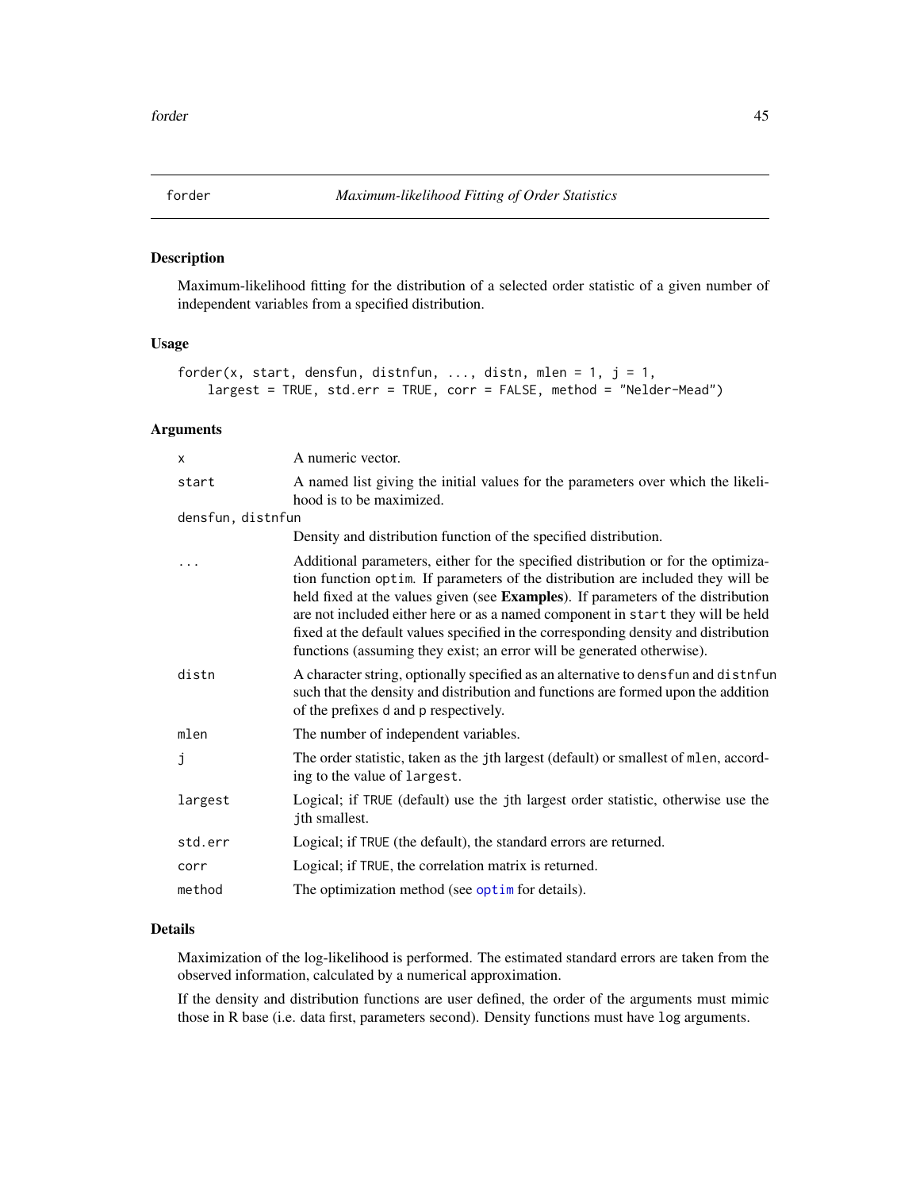# forder — *Maximum-likelihood Fitting of Order Statistics*

## Description

Maximum-likelihood fitting for the distribution of a selected order statistic of a given number of independent variables from a specified distribution.

## Usage

```
forder(x, start, densfun, distnfun, ..., distn, mlen = 1, j = 1,
    largest = TRUE, std.err = TRUE, corr = FALSE, method = "Nelder-Mead")
```

## Arguments

| Argument | Description |
|---|---|
| `x` | A numeric vector. |
| `start` | A named list giving the initial values for the parameters over which the likelihood is to be maximized. |
| `densfun, distnfun` | Density and distribution function of the specified distribution. |
| `...` | Additional parameters, either for the specified distribution or for the optimization function `optim`. If parameters of the distribution are included they will be held fixed at the values given (see **Examples**). If parameters of the distribution are not included either here or as a named component in `start` they will be held fixed at the default values specified in the corresponding density and distribution functions (assuming they exist; an error will be generated otherwise). |
| `distn` | A character string, optionally specified as an alternative to `densfun` and `distnfun` such that the density and distribution and functions are formed upon the addition of the prefixes `d` and `p` respectively. |
| `mlen` | The number of independent variables. |
| `j` | The order statistic, taken as the `j`th largest (default) or smallest of `mlen`, according to the value of `largest`. |
| `largest` | Logical; if `TRUE` (default) use the `j`th largest order statistic, otherwise use the `j`th smallest. |
| `std.err` | Logical; if `TRUE` (the default), the standard errors are returned. |
| `corr` | Logical; if `TRUE`, the correlation matrix is returned. |
| `method` | The optimization method (see `optim` for details). |

## Details

Maximization of the log-likelihood is performed. The estimated standard errors are taken from the observed information, calculated by a numerical approximation.

If the density and distribution functions are user defined, the order of the arguments must mimic those in R base (i.e. data first, parameters second). Density functions must have `log` arguments.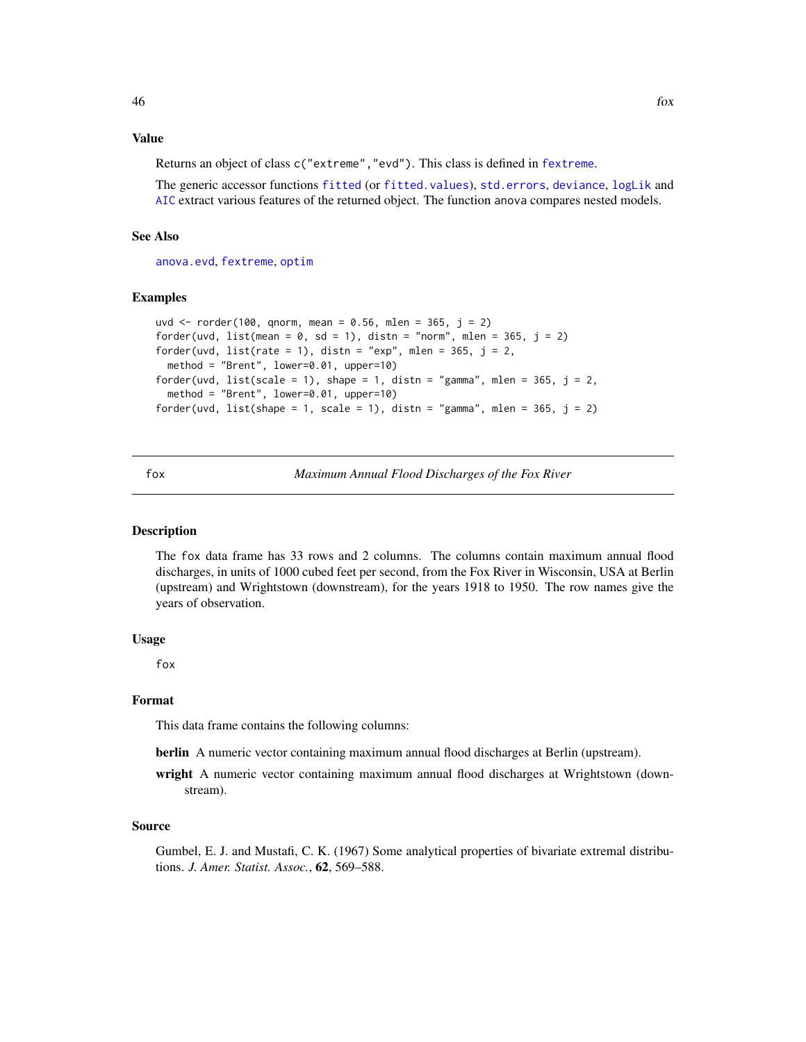### Value

Returns an object of class c("extreme","evd"). This class is defined in fextreme.

The generic accessor functions fitted (or fitted.values), std.errors, deviance, logLik and AIC extract various features of the returned object. The function anova compares nested models.

### See Also

anova.evd, fextreme, optim

### Examples

```
uvd <- rorder(100, qnorm, mean = 0.56, mlen = 365, j = 2)
forder(uvd, list(mean = 0, sd = 1), distn = "norm", mlen = 365, j = 2)
forder(uvd, list(rate = 1), distn = "exp", mlen = 365, j = 2,
  method = "Brent", lower=0.01, upper=10)
forder(uvd, list(scale = 1), shape = 1, distn = "gamma", mlen = 365, j = 2,
  method = "Brent", lower=0.01, upper=10)
forder(uvd, list(shape = 1, scale = 1), distn = "gamma", mlen = 365, j = 2)
```

---

## fox — *Maximum Annual Flood Discharges of the Fox River*

### Description

The fox data frame has 33 rows and 2 columns. The columns contain maximum annual flood discharges, in units of 1000 cubed feet per second, from the Fox River in Wisconsin, USA at Berlin (upstream) and Wrightstown (downstream), for the years 1918 to 1950. The row names give the years of observation.

### Usage

```
fox
```

### Format

This data frame contains the following columns:

**berlin** A numeric vector containing maximum annual flood discharges at Berlin (upstream).

**wright** A numeric vector containing maximum annual flood discharges at Wrightstown (downstream).

### Source

Gumbel, E. J. and Mustafi, C. K. (1967) Some analytical properties of bivariate extremal distributions. *J. Amer. Statist. Assoc.*, **62**, 569–588.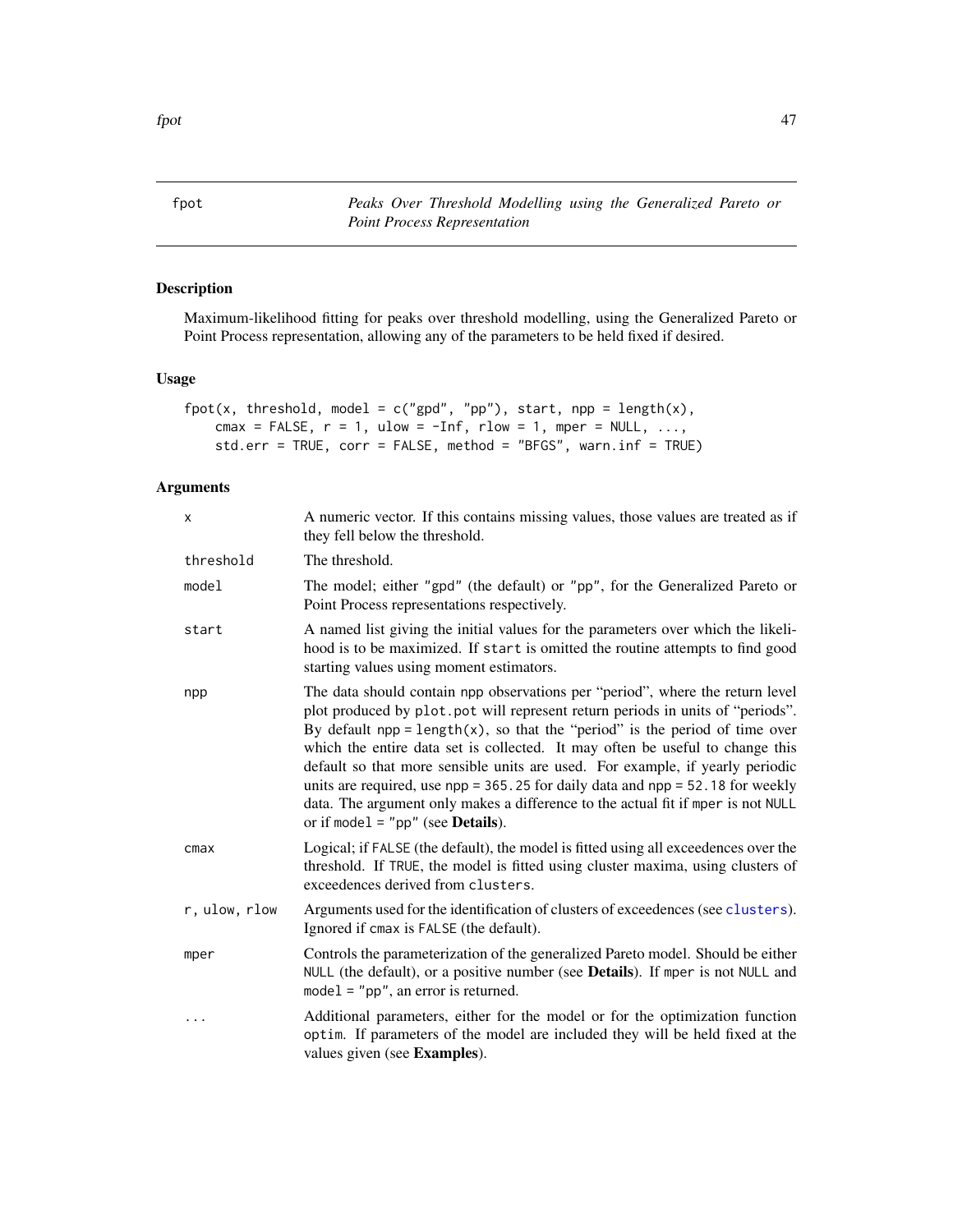fpot *Peaks Over Threshold Modelling using the Generalized Pareto or Point Process Representation*

## Description

Maximum-likelihood fitting for peaks over threshold modelling, using the Generalized Pareto or Point Process representation, allowing any of the parameters to be held fixed if desired.

## Usage

```
fpot(x, threshold, model = c("gpd", "pp"), start, npp = length(x),
    cmax = FALSE, r = 1, ulow = -Inf, rlow = 1, mper = NULL, ...,
    std.err = TRUE, corr = FALSE, method = "BFGS", warn.inf = TRUE)
```

## Arguments

| | |
|---|---|
| `x` | A numeric vector. If this contains missing values, those values are treated as if they fell below the threshold. |
| `threshold` | The threshold. |
| `model` | The model; either `"gpd"` (the default) or `"pp"`, for the Generalized Pareto or Point Process representations respectively. |
| `start` | A named list giving the initial values for the parameters over which the likelihood is to be maximized. If `start` is omitted the routine attempts to find good starting values using moment estimators. |
| `npp` | The data should contain `npp` observations per "period", where the return level plot produced by `plot.pot` will represent return periods in units of "periods". By default `npp = length(x)`, so that the "period" is the period of time over which the entire data set is collected. It may often be useful to change this default so that more sensible units are used. For example, if yearly periodic units are required, use `npp = 365.25` for daily data and `npp = 52.18` for weekly data. The argument only makes a difference to the actual fit if `mper` is not `NULL` or if `model = "pp"` (see **Details**). |
| `cmax` | Logical; if `FALSE` (the default), the model is fitted using all exceedences over the threshold. If `TRUE`, the model is fitted using cluster maxima, using clusters of exceedences derived from `clusters`. |
| `r, ulow, rlow` | Arguments used for the identification of clusters of exceedences (see `clusters`). Ignored if `cmax` is `FALSE` (the default). |
| `mper` | Controls the parameterization of the generalized Pareto model. Should be either `NULL` (the default), or a positive number (see **Details**). If `mper` is not `NULL` and `model = "pp"`, an error is returned. |
| `...` | Additional parameters, either for the model or for the optimization function `optim`. If parameters of the model are included they will be held fixed at the values given (see **Examples**). |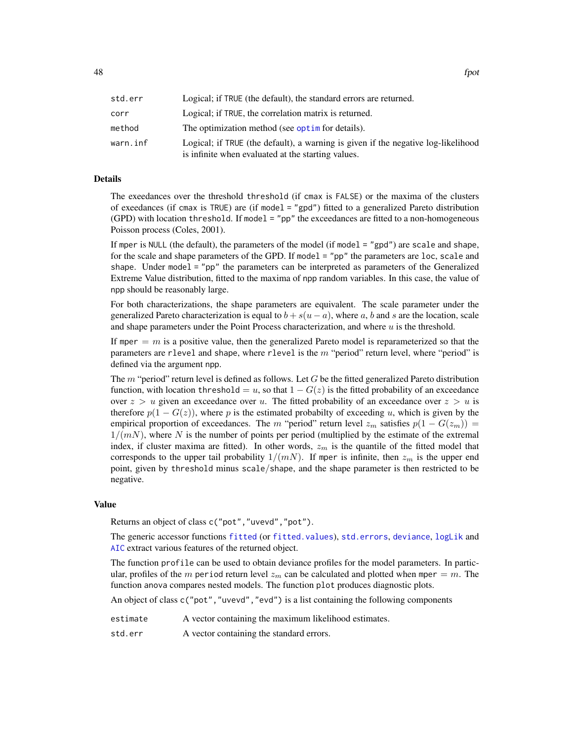| | |
|---|---|
| std.err | Logical; if TRUE (the default), the standard errors are returned. |
| corr | Logical; if TRUE, the correlation matrix is returned. |
| method | The optimization method (see optim for details). |
| warn.inf | Logical; if TRUE (the default), a warning is given if the negative log-likelihood is infinite when evaluated at the starting values. |

## Details

The exeedances over the threshold threshold (if cmax is FALSE) or the maxima of the clusters of exeedances (if cmax is TRUE) are (if model = "gpd") fitted to a generalized Pareto distribution (GPD) with location threshold. If model = "pp" the exceedances are fitted to a non-homogeneous Poisson process (Coles, 2001).

If mper is NULL (the default), the parameters of the model (if model = "gpd") are scale and shape, for the scale and shape parameters of the GPD. If model = "pp" the parameters are loc, scale and shape. Under model = "pp" the parameters can be interpreted as parameters of the Generalized Extreme Value distribution, fitted to the maxima of npp random variables. In this case, the value of npp should be reasonably large.

For both characterizations, the shape parameters are equivalent. The scale parameter under the generalized Pareto characterization is equal to $b + s(u - a)$, where $a$, $b$ and $s$ are the location, scale and shape parameters under the Point Process characterization, and where $u$ is the threshold.

If mper $= m$ is a positive value, then the generalized Pareto model is reparameterized so that the parameters are rlevel and shape, where rlevel is the $m$ "period" return level, where "period" is defined via the argument npp.

The $m$ "period" return level is defined as follows. Let $G$ be the fitted generalized Pareto distribution function, with location threshold $= u$, so that $1 - G(z)$ is the fitted probability of an exceedance over $z > u$ given an exceedance over $u$. The fitted probability of an exceedance over $z > u$ is therefore $p(1 - G(z))$, where $p$ is the estimated probabilty of exceeding $u$, which is given by the empirical proportion of exceedances. The $m$ "period" return level $z_m$ satisfies $p(1 - G(z_m)) = 1/(mN)$, where $N$ is the number of points per period (multiplied by the estimate of the extremal index, if cluster maxima are fitted). In other words, $z_m$ is the quantile of the fitted model that corresponds to the upper tail probability $1/(mN)$. If mper is infinite, then $z_m$ is the upper end point, given by threshold minus scale/shape, and the shape parameter is then restricted to be negative.

## Value

Returns an object of class c("pot","uvevd","pot").

The generic accessor functions fitted (or fitted.values), std.errors, deviance, logLik and AIC extract various features of the returned object.

The function profile can be used to obtain deviance profiles for the model parameters. In particular, profiles of the $m$ period return level $z_m$ can be calculated and plotted when mper $= m$. The function anova compares nested models. The function plot produces diagnostic plots.

An object of class c("pot","uvevd","evd") is a list containing the following components

| | |
|---|---|
| estimate | A vector containing the maximum likelihood estimates. |
| std.err | A vector containing the standard errors. |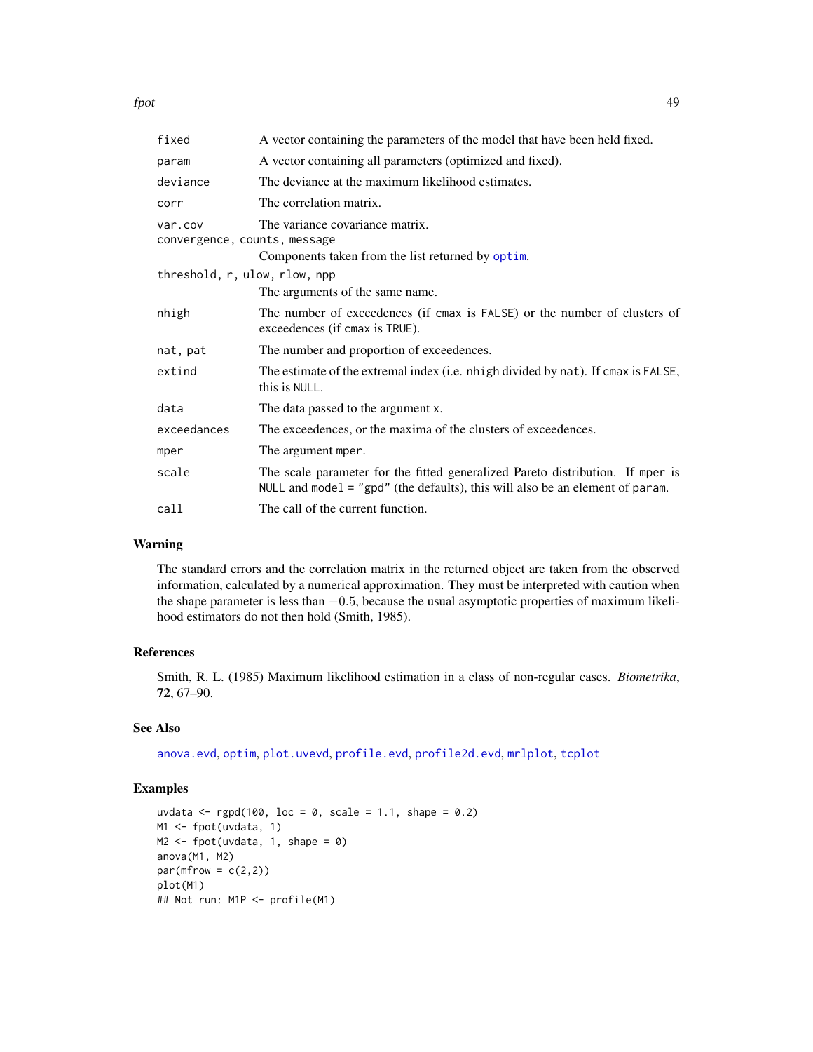| | |
|---|---|
| fixed | A vector containing the parameters of the model that have been held fixed. |
| param | A vector containing all parameters (optimized and fixed). |
| deviance | The deviance at the maximum likelihood estimates. |
| corr | The correlation matrix. |
| var.cov | The variance covariance matrix. |
| convergence, counts, message | Components taken from the list returned by optim. |
| threshold, r, ulow, rlow, npp | The arguments of the same name. |
| nhigh | The number of exceedences (if cmax is FALSE) or the number of clusters of exceedences (if cmax is TRUE). |
| nat, pat | The number and proportion of exceedences. |
| extind | The estimate of the extremal index (i.e. nhigh divided by nat). If cmax is FALSE, this is NULL. |
| data | The data passed to the argument x. |
| exceedances | The exceedences, or the maxima of the clusters of exceedences. |
| mper | The argument mper. |
| scale | The scale parameter for the fitted generalized Pareto distribution. If mper is NULL and model = "gpd" (the defaults), this will also be an element of param. |
| call | The call of the current function. |

## Warning

The standard errors and the correlation matrix in the returned object are taken from the observed information, calculated by a numerical approximation. They must be interpreted with caution when the shape parameter is less than $-0.5$, because the usual asymptotic properties of maximum likelihood estimators do not then hold (Smith, 1985).

## References

Smith, R. L. (1985) Maximum likelihood estimation in a class of non-regular cases. *Biometrika*, **72**, 67–90.

## See Also

anova.evd, optim, plot.uvevd, profile.evd, profile2d.evd, mrlplot, tcplot

## Examples

```
uvdata <- rgpd(100, loc = 0, scale = 1.1, shape = 0.2)
M1 <- fpot(uvdata, 1)
M2 <- fpot(uvdata, 1, shape = 0)
anova(M1, M2)
par(mfrow = c(2,2))
plot(M1)
## Not run: M1P <- profile(M1)
```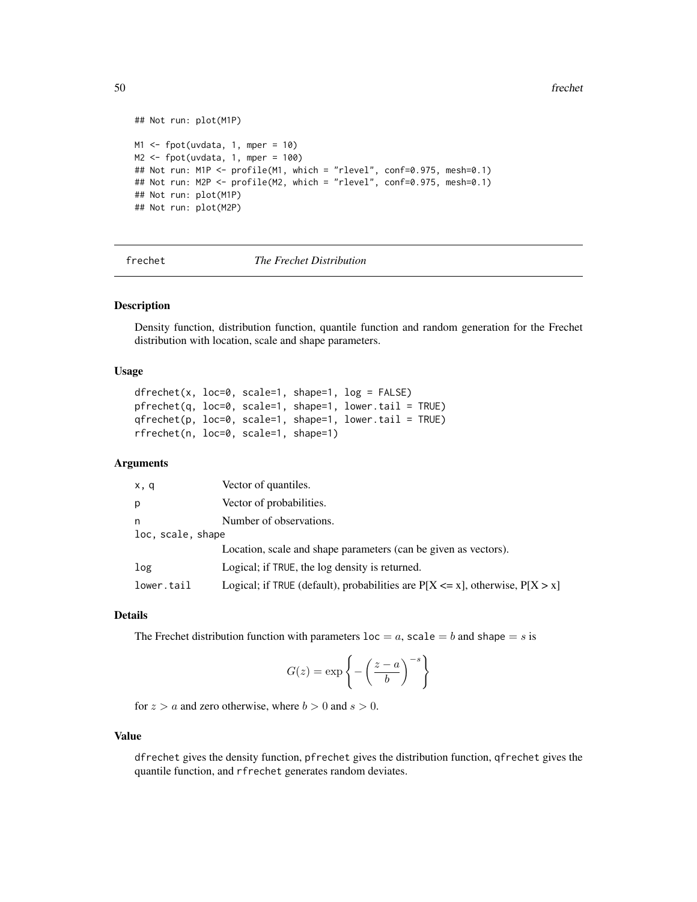```
## Not run: plot(M1P)

M1 <- fpot(uvdata, 1, mper = 10)
M2 <- fpot(uvdata, 1, mper = 100)
## Not run: M1P <- profile(M1, which = "rlevel", conf=0.975, mesh=0.1)
## Not run: M2P <- profile(M2, which = "rlevel", conf=0.975, mesh=0.1)
## Not run: plot(M1P)
## Not run: plot(M2P)
```

## frechet *The Frechet Distribution*

### Description

Density function, distribution function, quantile function and random generation for the Frechet distribution with location, scale and shape parameters.

### Usage

```
dfrechet(x, loc=0, scale=1, shape=1, log = FALSE)
pfrechet(q, loc=0, scale=1, shape=1, lower.tail = TRUE)
qfrechet(p, loc=0, scale=1, shape=1, lower.tail = TRUE)
rfrechet(n, loc=0, scale=1, shape=1)
```

### Arguments

| | |
|---|---|
| `x, q` | Vector of quantiles. |
| `p` | Vector of probabilities. |
| `n` | Number of observations. |
| `loc, scale, shape` | Location, scale and shape parameters (can be given as vectors). |
| `log` | Logical; if `TRUE`, the log density is returned. |
| `lower.tail` | Logical; if `TRUE` (default), probabilities are P[X <= x], otherwise, P[X > x] |

### Details

The Frechet distribution function with parameters `loc` $= a$, `scale` $= b$ and `shape` $= s$ is

$$G(z) = \exp\left\{ -\left(\frac{z-a}{b}\right)^{-s} \right\}$$

for $z > a$ and zero otherwise, where $b > 0$ and $s > 0$.

### Value

`dfrechet` gives the density function, `pfrechet` gives the distribution function, `qfrechet` gives the quantile function, and `rfrechet` generates random deviates.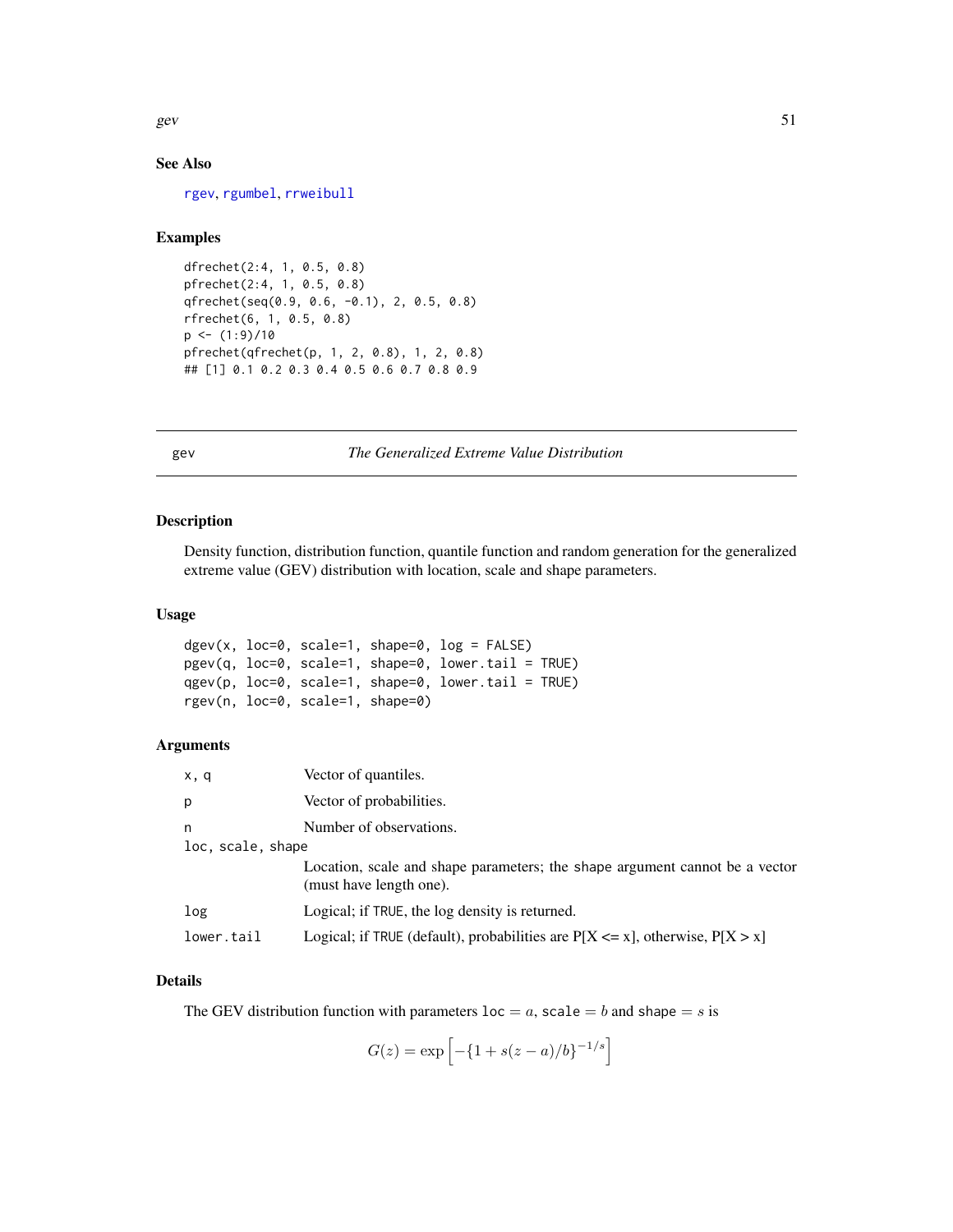### See Also

rgev, rgumbel, rrweibull

### Examples

```
dfrechet(2:4, 1, 0.5, 0.8)
pfrechet(2:4, 1, 0.5, 0.8)
qfrechet(seq(0.9, 0.6, -0.1), 2, 0.5, 0.8)
rfrechet(6, 1, 0.5, 0.8)
p <- (1:9)/10
pfrechet(qfrechet(p, 1, 2, 0.8), 1, 2, 0.8)
## [1] 0.1 0.2 0.3 0.4 0.5 0.6 0.7 0.8 0.9
```

---

## gev — *The Generalized Extreme Value Distribution*

### Description

Density function, distribution function, quantile function and random generation for the generalized extreme value (GEV) distribution with location, scale and shape parameters.

### Usage

```
dgev(x, loc=0, scale=1, shape=0, log = FALSE)
pgev(q, loc=0, scale=1, shape=0, lower.tail = TRUE)
qgev(p, loc=0, scale=1, shape=0, lower.tail = TRUE)
rgev(n, loc=0, scale=1, shape=0)
```

### Arguments

| | |
|---|---|
| x, q | Vector of quantiles. |
| p | Vector of probabilities. |
| n | Number of observations. |
| loc, scale, shape | Location, scale and shape parameters; the shape argument cannot be a vector (must have length one). |
| log | Logical; if TRUE, the log density is returned. |
| lower.tail | Logical; if TRUE (default), probabilities are P[X <= x], otherwise, P[X > x] |

### Details

The GEV distribution function with parameters loc $= a$, scale $= b$ and shape $= s$ is

$$G(z) = \exp\left[-\{1 + s(z - a)/b\}^{-1/s}\right]$$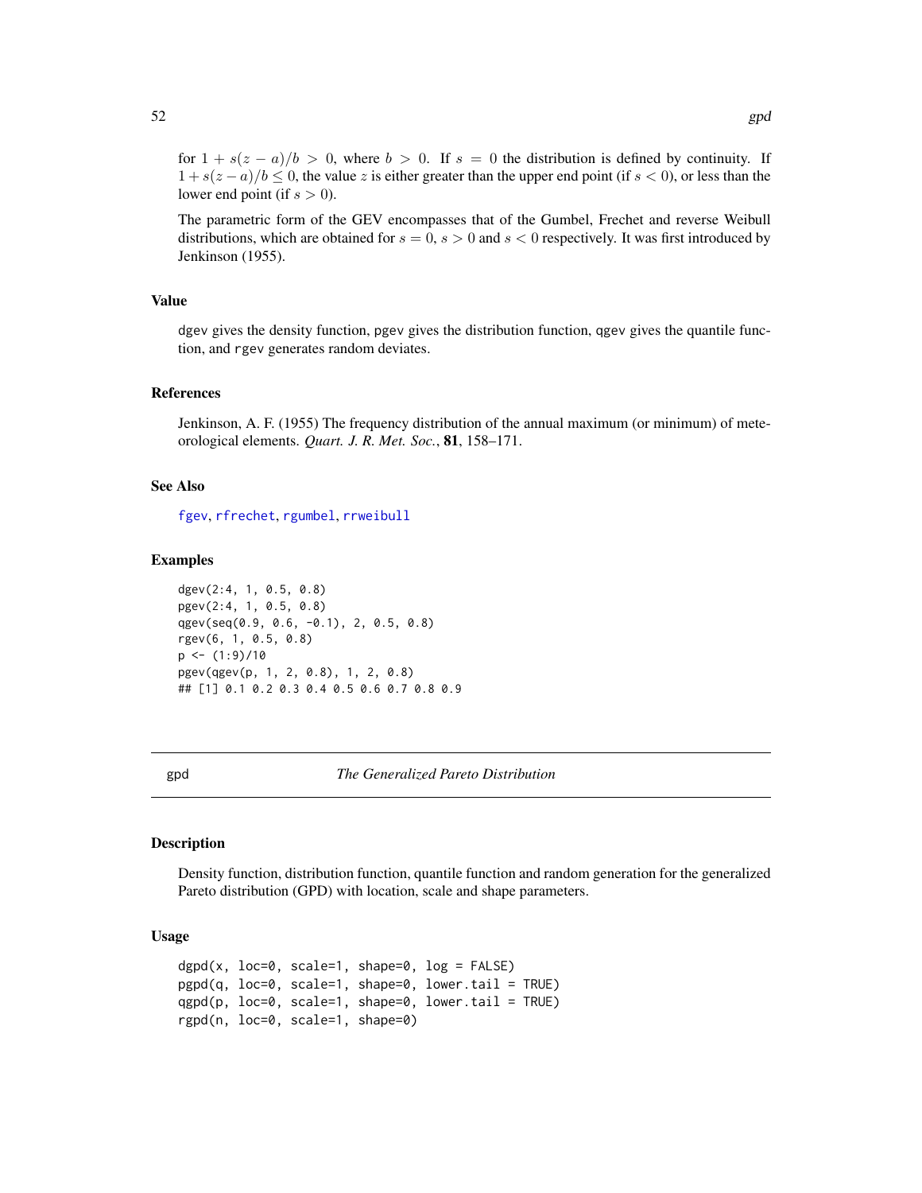for $1 + s(z - a)/b > 0$, where $b > 0$. If $s = 0$ the distribution is defined by continuity. If $1 + s(z - a)/b \leq 0$, the value $z$ is either greater than the upper end point (if $s < 0$), or less than the lower end point (if $s > 0$).

The parametric form of the GEV encompasses that of the Gumbel, Frechet and reverse Weibull distributions, which are obtained for $s = 0$, $s > 0$ and $s < 0$ respectively. It was first introduced by Jenkinson (1955).

### Value

dgev gives the density function, pgev gives the distribution function, qgev gives the quantile function, and rgev generates random deviates.

### References

Jenkinson, A. F. (1955) The frequency distribution of the annual maximum (or minimum) of meteorological elements. *Quart. J. R. Met. Soc.*, **81**, 158–171.

### See Also

fgev, rfrechet, rgumbel, rrweibull

### Examples

```
dgev(2:4, 1, 0.5, 0.8)
pgev(2:4, 1, 0.5, 0.8)
qgev(seq(0.9, 0.6, -0.1), 2, 0.5, 0.8)
rgev(6, 1, 0.5, 0.8)
p <- (1:9)/10
pgev(qgev(p, 1, 2, 0.8), 1, 2, 0.8)
## [1] 0.1 0.2 0.3 0.4 0.5 0.6 0.7 0.8 0.9
```

---

## gpd — *The Generalized Pareto Distribution*

### Description

Density function, distribution function, quantile function and random generation for the generalized Pareto distribution (GPD) with location, scale and shape parameters.

### Usage

```
dgpd(x, loc=0, scale=1, shape=0, log = FALSE)
pgpd(q, loc=0, scale=1, shape=0, lower.tail = TRUE)
qgpd(p, loc=0, scale=1, shape=0, lower.tail = TRUE)
rgpd(n, loc=0, scale=1, shape=0)
```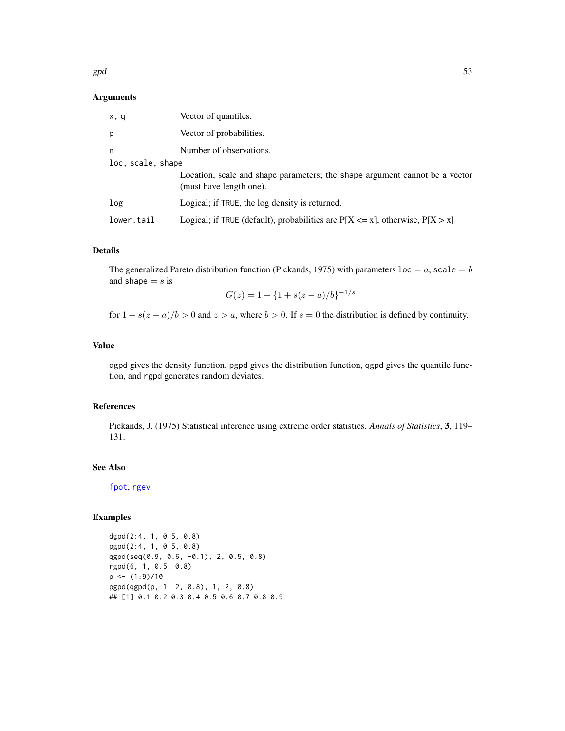### Arguments

| | |
|---|---|
| `x, q` | Vector of quantiles. |
| `p` | Vector of probabilities. |
| `n` | Number of observations. |
| `loc, scale, shape` | Location, scale and shape parameters; the `shape` argument cannot be a vector (must have length one). |
| `log` | Logical; if `TRUE`, the log density is returned. |
| `lower.tail` | Logical; if `TRUE` (default), probabilities are P[X <= x], otherwise, P[X > x] |

### Details

The generalized Pareto distribution function (Pickands, 1975) with parameters `loc` $= a$, `scale` $= b$ and `shape` $= s$ is

$$G(z) = 1 - \{1 + s(z - a)/b\}^{-1/s}$$

for $1 + s(z - a)/b > 0$ and $z > a$, where $b > 0$. If $s = 0$ the distribution is defined by continuity.

### Value

`dgpd` gives the density function, `pgpd` gives the distribution function, `qgpd` gives the quantile function, and `rgpd` generates random deviates.

### References

Pickands, J. (1975) Statistical inference using extreme order statistics. *Annals of Statistics*, **3**, 119–131.

### See Also

`fpot`, `rgev`

### Examples

```
dgpd(2:4, 1, 0.5, 0.8)
pgpd(2:4, 1, 0.5, 0.8)
qgpd(seq(0.9, 0.6, -0.1), 2, 0.5, 0.8)
rgpd(6, 1, 0.5, 0.8)
p <- (1:9)/10
pgpd(qgpd(p, 1, 2, 0.8), 1, 2, 0.8)
## [1] 0.1 0.2 0.3 0.4 0.5 0.6 0.7 0.8 0.9
```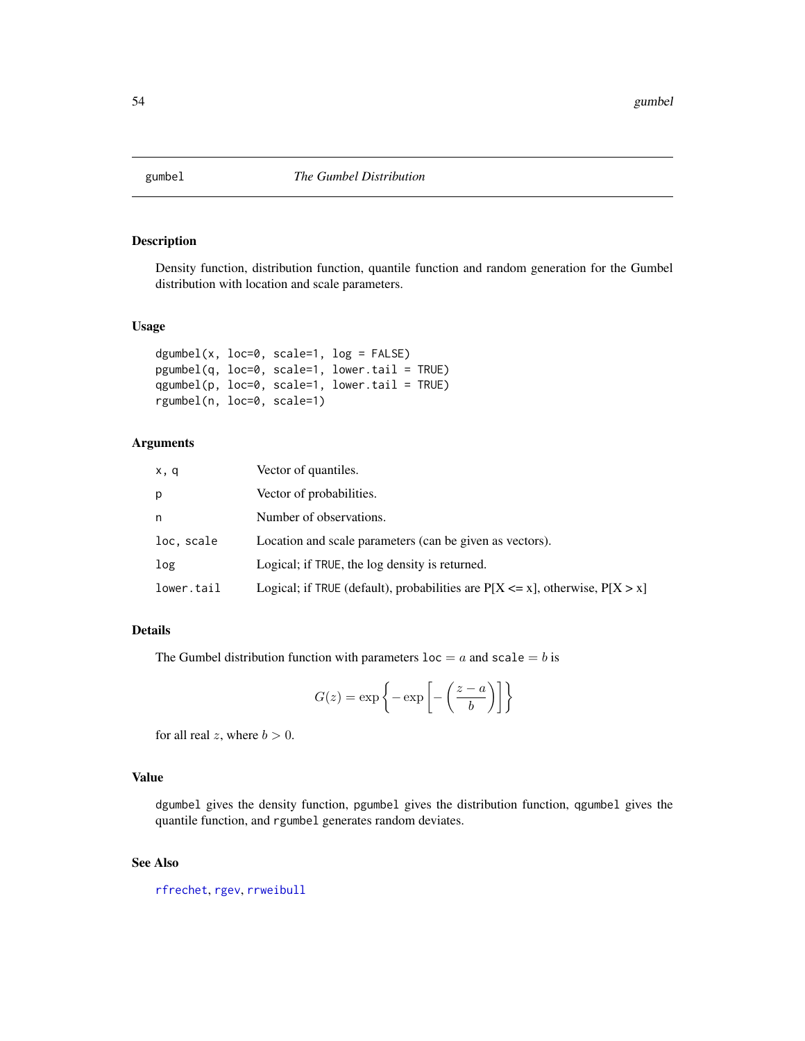# gumbel — The Gumbel Distribution

## Description

Density function, distribution function, quantile function and random generation for the Gumbel distribution with location and scale parameters.

## Usage

```
dgumbel(x, loc=0, scale=1, log = FALSE)
pgumbel(q, loc=0, scale=1, lower.tail = TRUE)
qgumbel(p, loc=0, scale=1, lower.tail = TRUE)
rgumbel(n, loc=0, scale=1)
```

## Arguments

| | |
|---|---|
| `x, q` | Vector of quantiles. |
| `p` | Vector of probabilities. |
| `n` | Number of observations. |
| `loc, scale` | Location and scale parameters (can be given as vectors). |
| `log` | Logical; if `TRUE`, the log density is returned. |
| `lower.tail` | Logical; if `TRUE` (default), probabilities are P[X <= x], otherwise, P[X > x] |

## Details

The Gumbel distribution function with parameters `loc` $= a$ and `scale` $= b$ is

$$G(z) = \exp\left\{-\exp\left[-\left(\frac{z-a}{b}\right)\right]\right\}$$

for all real $z$, where $b > 0$.

## Value

`dgumbel` gives the density function, `pgumbel` gives the distribution function, `qgumbel` gives the quantile function, and `rgumbel` generates random deviates.

## See Also

`rfrechet`, `rgev`, `rrweibull`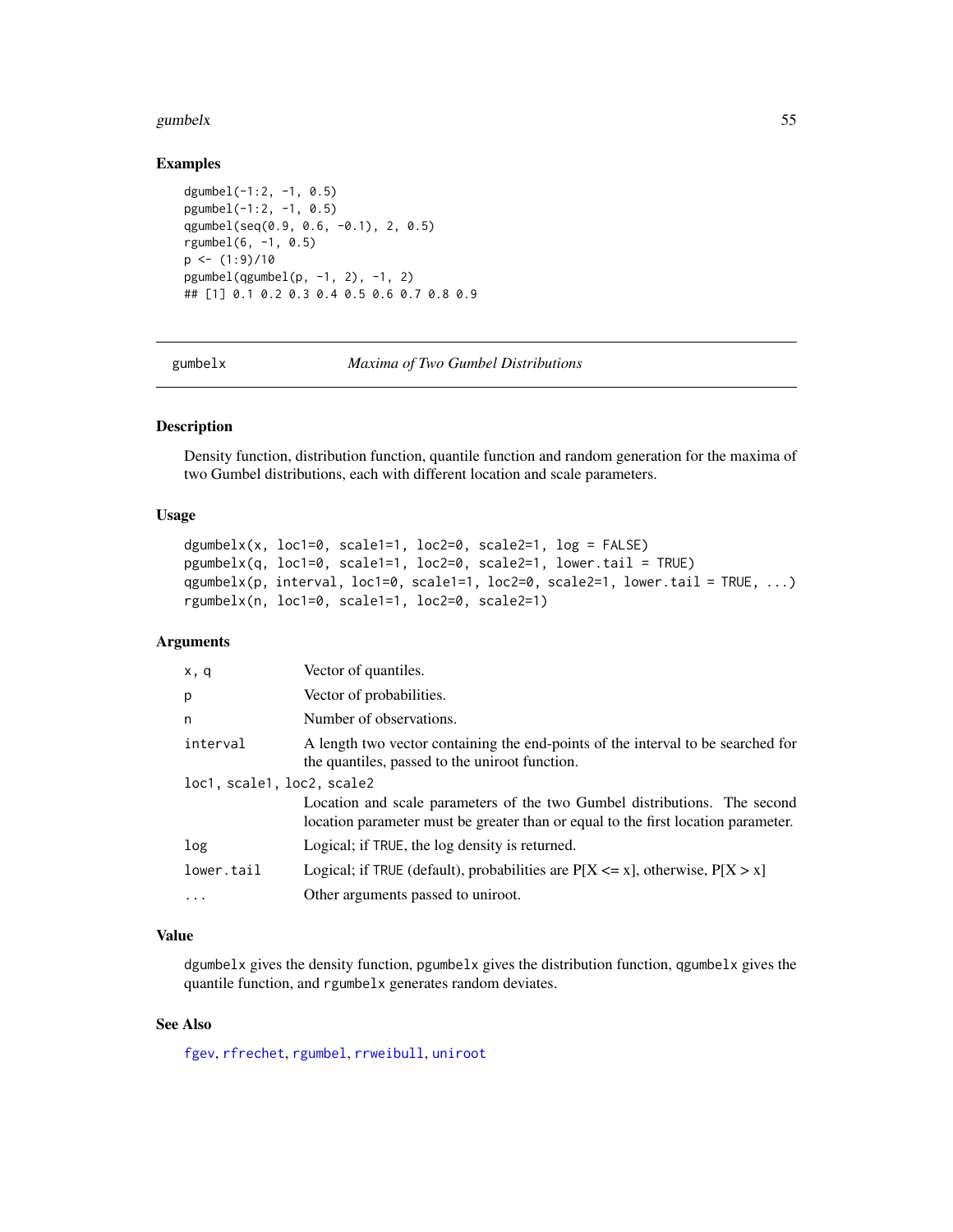## Examples

```
dgumbel(-1:2, -1, 0.5)
pgumbel(-1:2, -1, 0.5)
qgumbel(seq(0.9, 0.6, -0.1), 2, 0.5)
rgumbel(6, -1, 0.5)
p <- (1:9)/10
pgumbel(qgumbel(p, -1, 2), -1, 2)
## [1] 0.1 0.2 0.3 0.4 0.5 0.6 0.7 0.8 0.9
```

---

gumbelx — *Maxima of Two Gumbel Distributions*

---

## Description

Density function, distribution function, quantile function and random generation for the maxima of two Gumbel distributions, each with different location and scale parameters.

## Usage

```
dgumbelx(x, loc1=0, scale1=1, loc2=0, scale2=1, log = FALSE)
pgumbelx(q, loc1=0, scale1=1, loc2=0, scale2=1, lower.tail = TRUE)
qgumbelx(p, interval, loc1=0, scale1=1, loc2=0, scale2=1, lower.tail = TRUE, ...)
rgumbelx(n, loc1=0, scale1=1, loc2=0, scale2=1)
```

## Arguments

| | |
|---|---|
| `x, q` | Vector of quantiles. |
| `p` | Vector of probabilities. |
| `n` | Number of observations. |
| `interval` | A length two vector containing the end-points of the interval to be searched for the quantiles, passed to the uniroot function. |
| `loc1, scale1, loc2, scale2` | Location and scale parameters of the two Gumbel distributions. The second location parameter must be greater than or equal to the first location parameter. |
| `log` | Logical; if `TRUE`, the log density is returned. |
| `lower.tail` | Logical; if `TRUE` (default), probabilities are P[X <= x], otherwise, P[X > x] |
| `...` | Other arguments passed to uniroot. |

## Value

`dgumbelx` gives the density function, `pgumbelx` gives the distribution function, `qgumbelx` gives the quantile function, and `rgumbelx` generates random deviates.

## See Also

`fgev`, `rfrechet`, `rgumbel`, `rrweibull`, `uniroot`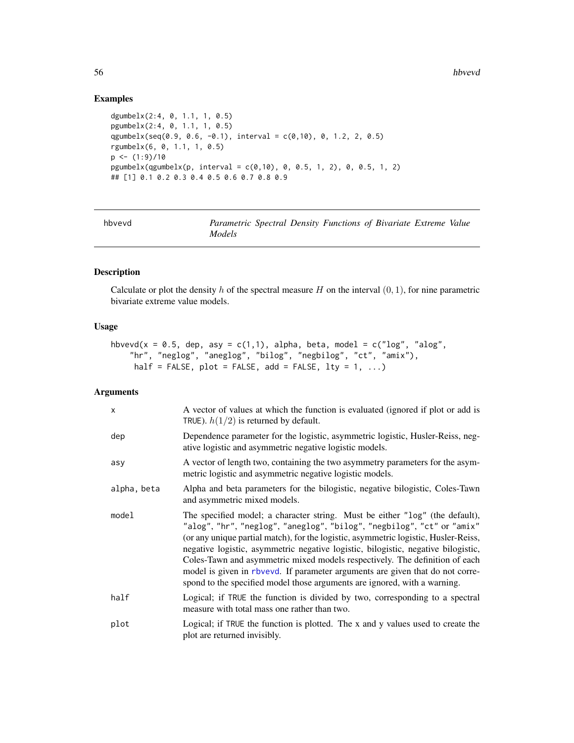## Examples

```
dgumbelx(2:4, 0, 1.1, 1, 0.5)
pgumbelx(2:4, 0, 1.1, 1, 0.5)
qgumbelx(seq(0.9, 0.6, -0.1), interval = c(0,10), 0, 1.2, 2, 0.5)
rgumbelx(6, 0, 1.1, 1, 0.5)
p <- (1:9)/10
pgumbelx(qgumbelx(p, interval = c(0,10), 0, 0.5, 1, 2), 0, 0.5, 1, 2)
## [1] 0.1 0.2 0.3 0.4 0.5 0.6 0.7 0.8 0.9
```

---

# hbvevd — *Parametric Spectral Density Functions of Bivariate Extreme Value Models*

## Description

Calculate or plot the density $h$ of the spectral measure $H$ on the interval $(0, 1)$, for nine parametric bivariate extreme value models.

## Usage

```
hbvevd(x = 0.5, dep, asy = c(1,1), alpha, beta, model = c("log", "alog",
    "hr", "neglog", "aneglog", "bilog", "negbilog", "ct", "amix"),
     half = FALSE, plot = FALSE, add = FALSE, lty = 1, ...)
```

## Arguments

| | |
|---|---|
| x | A vector of values at which the function is evaluated (ignored if plot or add is TRUE). $h(1/2)$ is returned by default. |
| dep | Dependence parameter for the logistic, asymmetric logistic, Husler-Reiss, negative logistic and asymmetric negative logistic models. |
| asy | A vector of length two, containing the two asymmetry parameters for the asymmetric logistic and asymmetric negative logistic models. |
| alpha, beta | Alpha and beta parameters for the bilogistic, negative bilogistic, Coles-Tawn and asymmetric mixed models. |
| model | The specified model; a character string. Must be either "log" (the default), "alog", "hr", "neglog", "aneglog", "bilog", "negbilog", "ct" or "amix" (or any unique partial match), for the logistic, asymmetric logistic, Husler-Reiss, negative logistic, asymmetric negative logistic, bilogistic, negative bilogistic, Coles-Tawn and asymmetric mixed models respectively. The definition of each model is given in rbvevd. If parameter arguments are given that do not correspond to the specified model those arguments are ignored, with a warning. |
| half | Logical; if TRUE the function is divided by two, corresponding to a spectral measure with total mass one rather than two. |
| plot | Logical; if TRUE the function is plotted. The x and y values used to create the plot are returned invisibly. |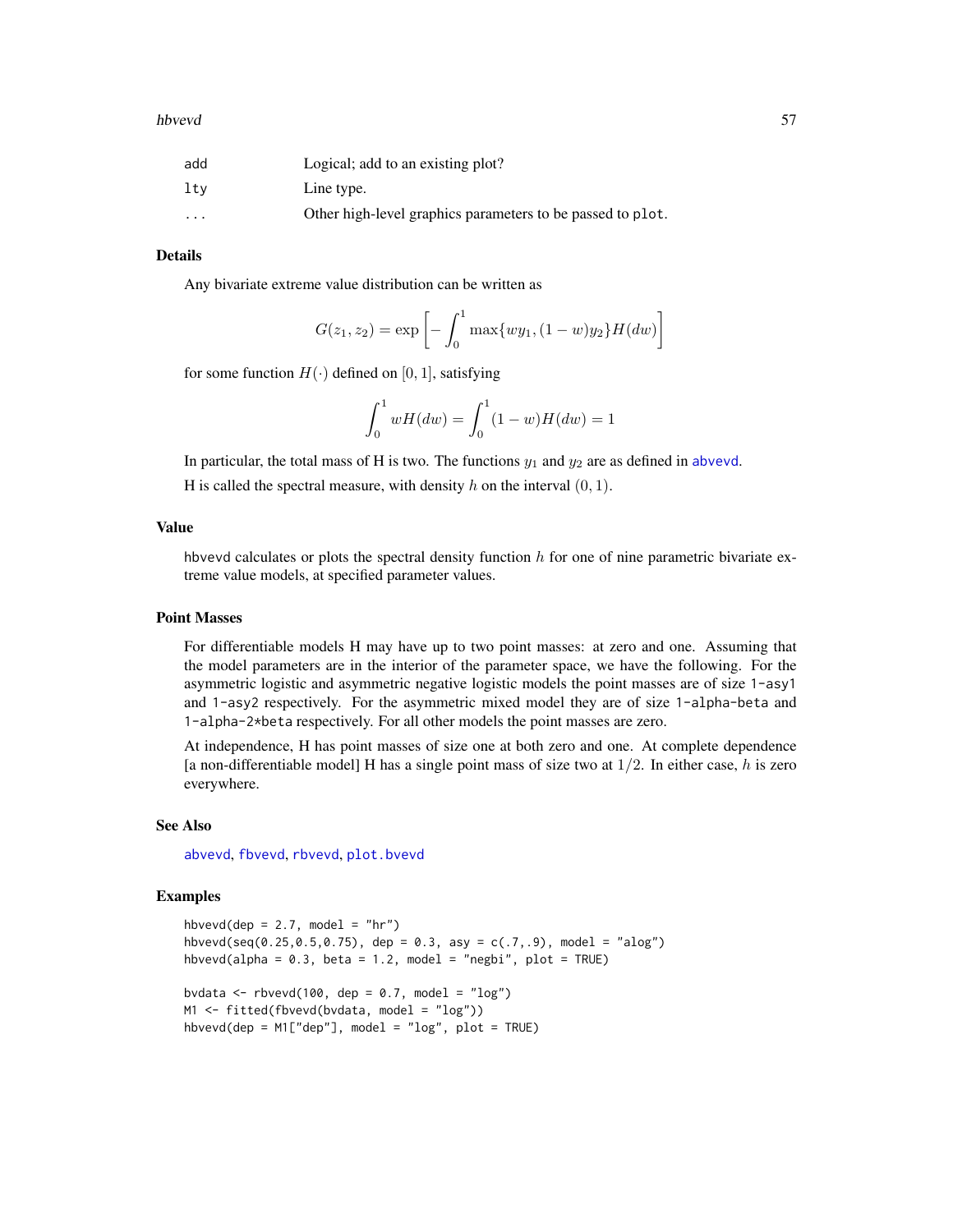| | |
|---|---|
| add | Logical; add to an existing plot? |
| lty | Line type. |
| ... | Other high-level graphics parameters to be passed to plot. |

## Details

Any bivariate extreme value distribution can be written as

$$G(z_1, z_2) = \exp\left[-\int_0^1 \max\{wy_1, (1-w)y_2\}H(dw)\right]$$

for some function $H(\cdot)$ defined on $[0, 1]$, satisfying

$$\int_0^1 wH(dw) = \int_0^1 (1-w)H(dw) = 1$$

In particular, the total mass of H is two. The functions $y_1$ and $y_2$ are as defined in abvevd.

H is called the spectral measure, with density $h$ on the interval $(0, 1)$.

## Value

hbvevd calculates or plots the spectral density function $h$ for one of nine parametric bivariate extreme value models, at specified parameter values.

## Point Masses

For differentiable models H may have up to two point masses: at zero and one. Assuming that the model parameters are in the interior of the parameter space, we have the following. For the asymmetric logistic and asymmetric negative logistic models the point masses are of size 1-asy1 and 1-asy2 respectively. For the asymmetric mixed model they are of size 1-alpha-beta and 1-alpha-2*beta respectively. For all other models the point masses are zero.

At independence, H has point masses of size one at both zero and one. At complete dependence [a non-differentiable model] H has a single point mass of size two at $1/2$. In either case, $h$ is zero everywhere.

## See Also

abvevd, fbvevd, rbvevd, plot.bvevd

## Examples

```
hbvevd(dep = 2.7, model = "hr")
hbvevd(seq(0.25,0.5,0.75), dep = 0.3, asy = c(.7,.9), model = "alog")
hbvevd(alpha = 0.3, beta = 1.2, model = "negbi", plot = TRUE)

bvdata <- rbvevd(100, dep = 0.7, model = "log")
M1 <- fitted(fbvevd(bvdata, model = "log"))
hbvevd(dep = M1["dep"], model = "log", plot = TRUE)
```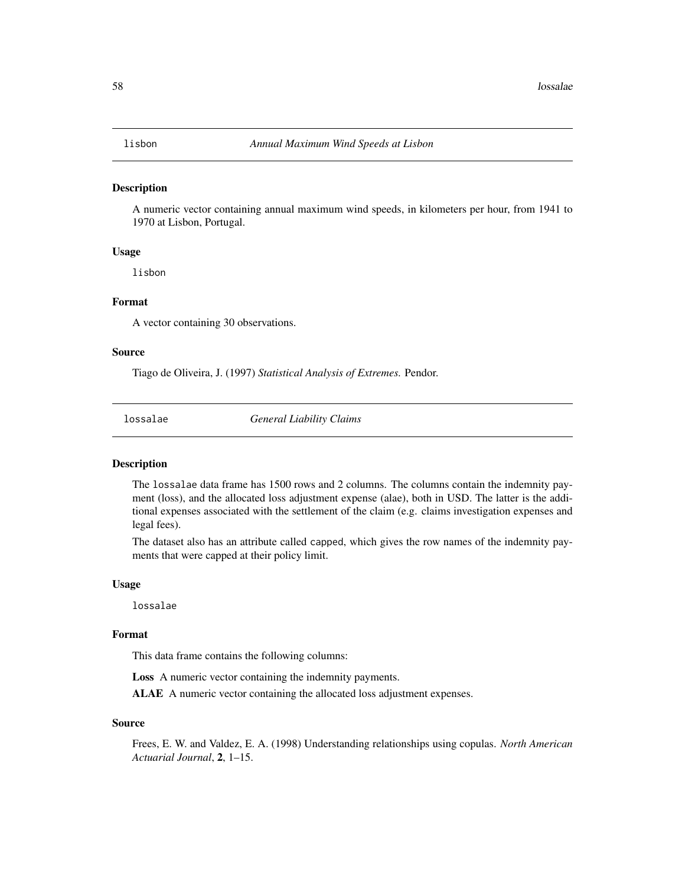## lisbon — *Annual Maximum Wind Speeds at Lisbon*

### Description

A numeric vector containing annual maximum wind speeds, in kilometers per hour, from 1941 to 1970 at Lisbon, Portugal.

### Usage

```
lisbon
```

### Format

A vector containing 30 observations.

### Source

Tiago de Oliveira, J. (1997) *Statistical Analysis of Extremes.* Pendor.

## lossalae — *General Liability Claims*

### Description

The `lossalae` data frame has 1500 rows and 2 columns. The columns contain the indemnity payment (loss), and the allocated loss adjustment expense (alae), both in USD. The latter is the additional expenses associated with the settlement of the claim (e.g. claims investigation expenses and legal fees).

The dataset also has an attribute called `capped`, which gives the row names of the indemnity payments that were capped at their policy limit.

### Usage

```
lossalae
```

### Format

This data frame contains the following columns:

**Loss** A numeric vector containing the indemnity payments.

**ALAE** A numeric vector containing the allocated loss adjustment expenses.

### Source

Frees, E. W. and Valdez, E. A. (1998) Understanding relationships using copulas. *North American Actuarial Journal*, **2**, 1–15.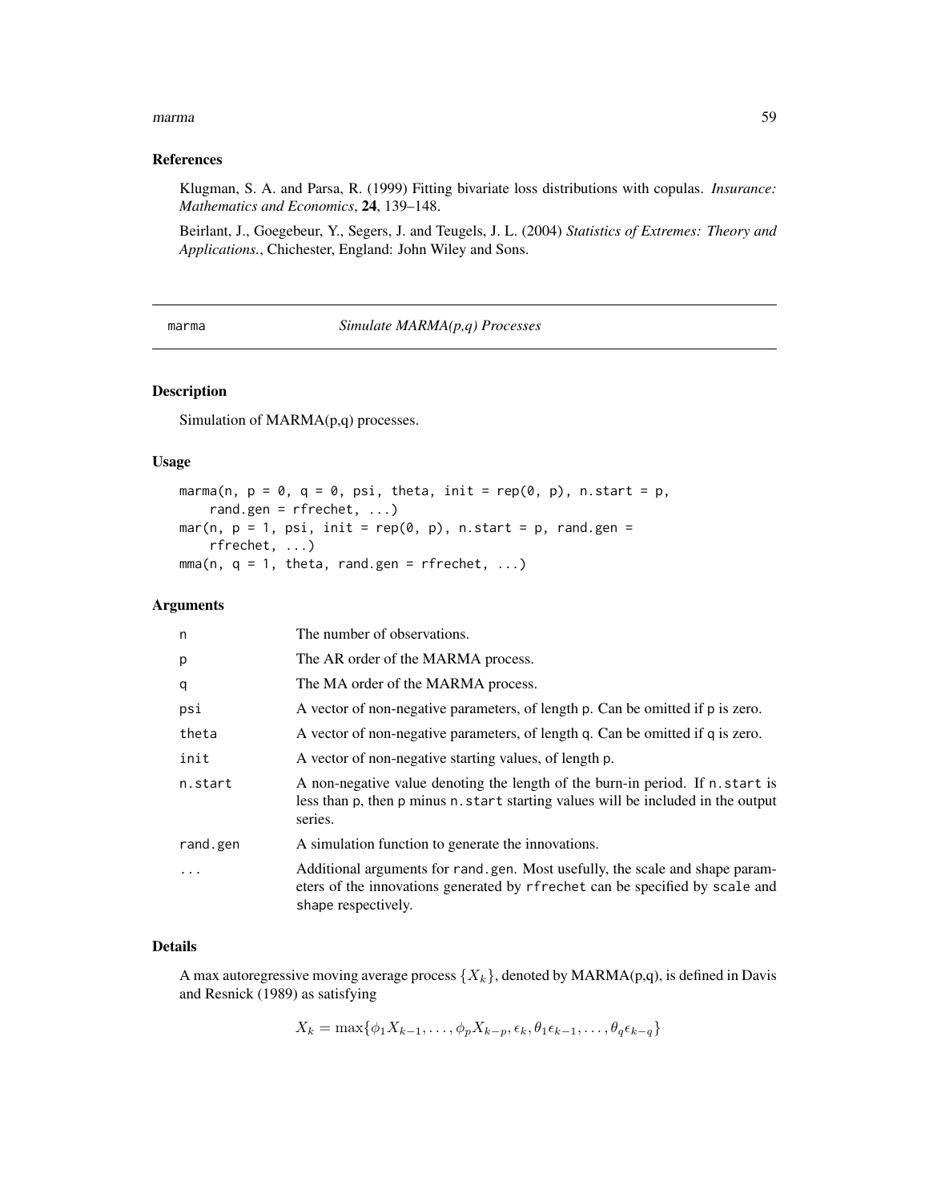### References

Klugman, S. A. and Parsa, R. (1999) Fitting bivariate loss distributions with copulas. *Insurance: Mathematics and Economics*, **24**, 139–148.

Beirlant, J., Goegebeur, Y., Segers, J. and Teugels, J. L. (2004) *Statistics of Extremes: Theory and Applications.*, Chichester, England: John Wiley and Sons.

---

## marma — *Simulate MARMA(p,q) Processes*

---

### Description

Simulation of MARMA(p,q) processes.

### Usage

```
marma(n, p = 0, q = 0, psi, theta, init = rep(0, p), n.start = p,
    rand.gen = rfrechet, ...)
mar(n, p = 1, psi, init = rep(0, p), n.start = p, rand.gen =
    rfrechet, ...)
mma(n, q = 1, theta, rand.gen = rfrechet, ...)
```

### Arguments

| | |
|---|---|
| `n` | The number of observations. |
| `p` | The AR order of the MARMA process. |
| `q` | The MA order of the MARMA process. |
| `psi` | A vector of non-negative parameters, of length `p`. Can be omitted if `p` is zero. |
| `theta` | A vector of non-negative parameters, of length `q`. Can be omitted if `q` is zero. |
| `init` | A vector of non-negative starting values, of length `p`. |
| `n.start` | A non-negative value denoting the length of the burn-in period. If `n.start` is less than `p`, then `p` minus `n.start` starting values will be included in the output series. |
| `rand.gen` | A simulation function to generate the innovations. |
| `...` | Additional arguments for `rand.gen`. Most usefully, the scale and shape parameters of the innovations generated by `rfrechet` can be specified by `scale` and `shape` respectively. |

### Details

A max autoregressive moving average process $\{X_k\}$, denoted by MARMA(p,q), is defined in Davis and Resnick (1989) as satisfying

$$X_k = \max\{\phi_1 X_{k-1}, \ldots, \phi_p X_{k-p}, \epsilon_k, \theta_1 \epsilon_{k-1}, \ldots, \theta_q \epsilon_{k-q}\}$$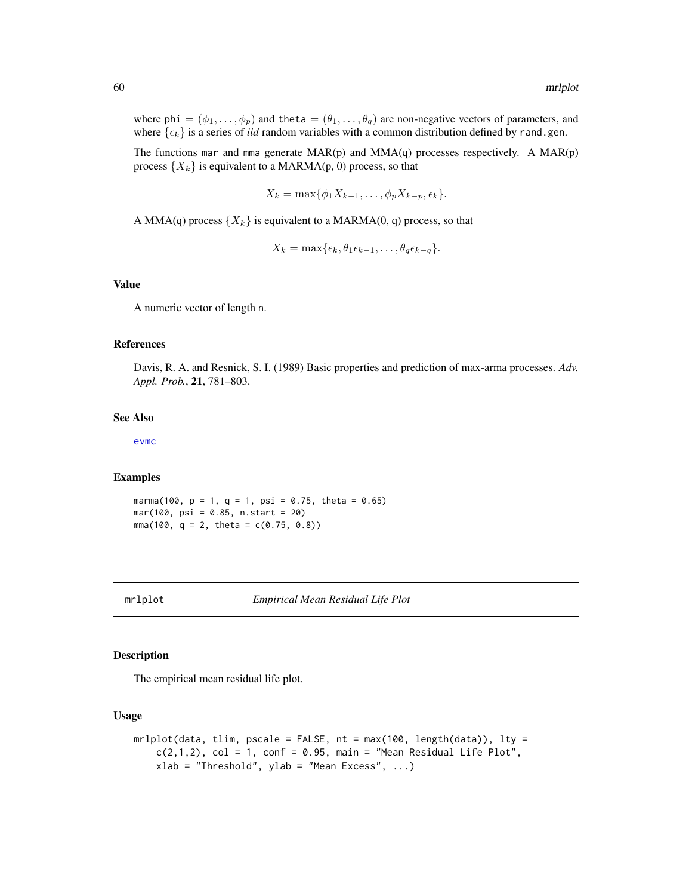where phi $= (\phi_1, \ldots, \phi_p)$ and theta $= (\theta_1, \ldots, \theta_q)$ are non-negative vectors of parameters, and where $\{\epsilon_k\}$ is a series of *iid* random variables with a common distribution defined by rand.gen.

The functions mar and mma generate MAR(p) and MMA(q) processes respectively. A MAR(p) process $\{X_k\}$ is equivalent to a MARMA(p, 0) process, so that

$$X_k = \max\{\phi_1 X_{k-1}, \ldots, \phi_p X_{k-p}, \epsilon_k\}.$$

A MMA(q) process $\{X_k\}$ is equivalent to a MARMA(0, q) process, so that

$$X_k = \max\{\epsilon_k, \theta_1 \epsilon_{k-1}, \ldots, \theta_q \epsilon_{k-q}\}.$$

### Value

A numeric vector of length n.

### References

Davis, R. A. and Resnick, S. I. (1989) Basic properties and prediction of max-arma processes. *Adv. Appl. Prob.*, **21**, 781–803.

### See Also

evmc

### Examples

```
marma(100, p = 1, q = 1, psi = 0.75, theta = 0.65)
mar(100, psi = 0.85, n.start = 20)
mma(100, q = 2, theta = c(0.75, 0.8))
```

---

## mrlplot *Empirical Mean Residual Life Plot*

### Description

The empirical mean residual life plot.

### Usage

```
mrlplot(data, tlim, pscale = FALSE, nt = max(100, length(data)), lty =
    c(2,1,2), col = 1, conf = 0.95, main = "Mean Residual Life Plot",
    xlab = "Threshold", ylab = "Mean Excess", ...)
```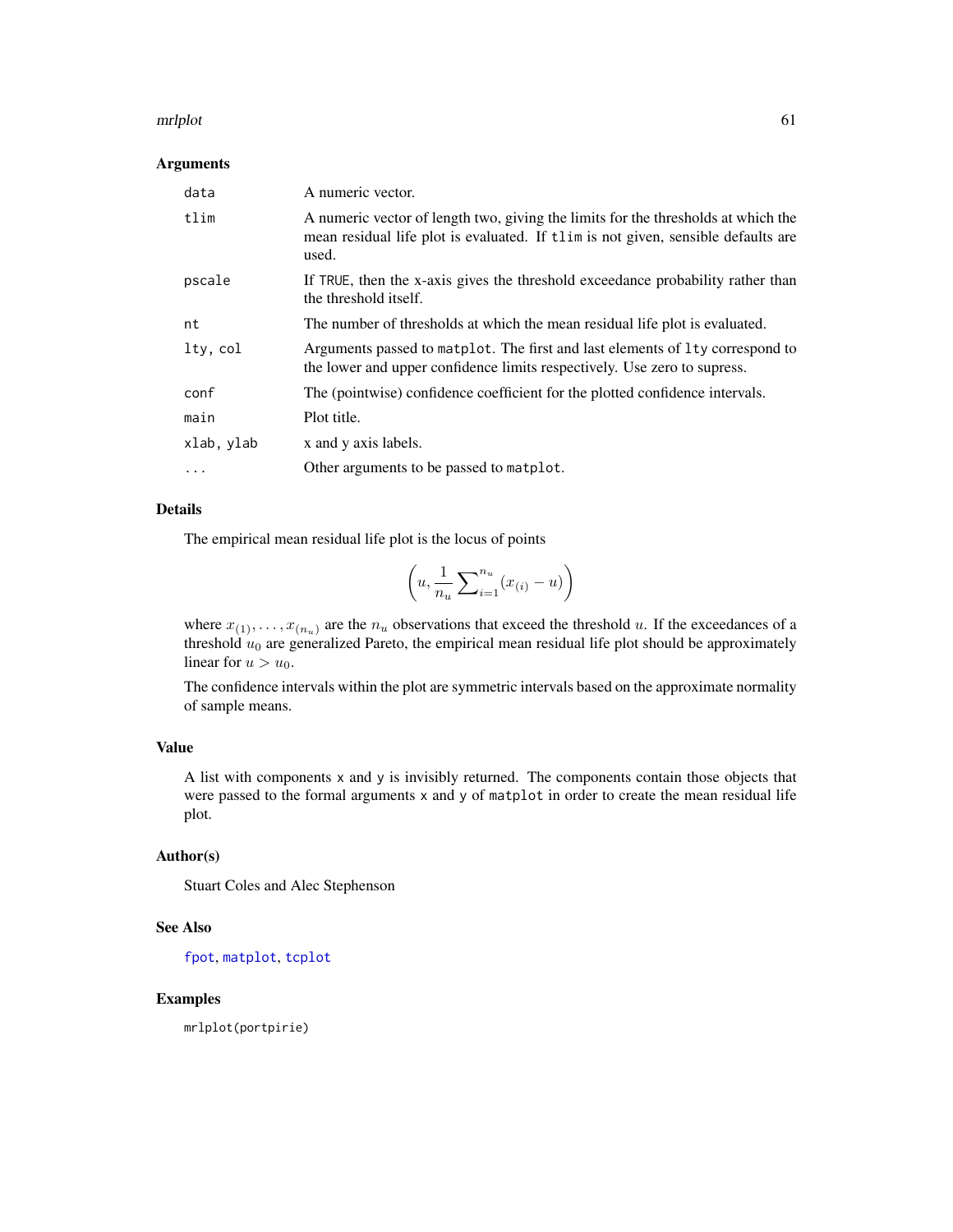## Arguments

| | |
|---|---|
| data | A numeric vector. |
| tlim | A numeric vector of length two, giving the limits for the thresholds at which the mean residual life plot is evaluated. If tlim is not given, sensible defaults are used. |
| pscale | If TRUE, then the x-axis gives the threshold exceedance probability rather than the threshold itself. |
| nt | The number of thresholds at which the mean residual life plot is evaluated. |
| lty, col | Arguments passed to matplot. The first and last elements of lty correspond to the lower and upper confidence limits respectively. Use zero to supress. |
| conf | The (pointwise) confidence coefficient for the plotted confidence intervals. |
| main | Plot title. |
| xlab, ylab | x and y axis labels. |
| ... | Other arguments to be passed to matplot. |

## Details

The empirical mean residual life plot is the locus of points

$$\left(u, \frac{1}{n_u}\sum_{i=1}^{n_u}(x_{(i)} - u)\right)$$

where $x_{(1)}, \ldots, x_{(n_u)}$ are the $n_u$ observations that exceed the threshold $u$. If the exceedances of a threshold $u_0$ are generalized Pareto, the empirical mean residual life plot should be approximately linear for $u > u_0$.

The confidence intervals within the plot are symmetric intervals based on the approximate normality of sample means.

## Value

A list with components x and y is invisibly returned. The components contain those objects that were passed to the formal arguments x and y of matplot in order to create the mean residual life plot.

## Author(s)

Stuart Coles and Alec Stephenson

## See Also

fpot, matplot, tcplot

## Examples

```
mrlplot(portpirie)
```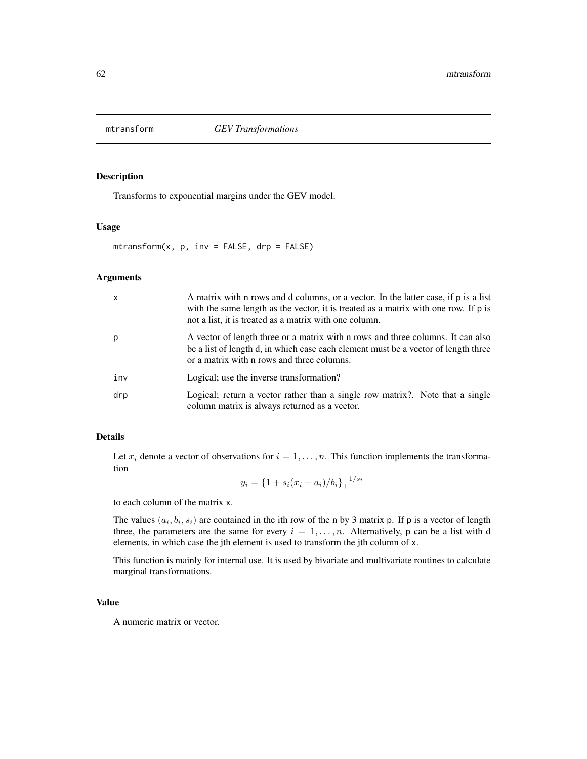# mtransform — *GEV Transformations*

## Description

Transforms to exponential margins under the GEV model.

## Usage

```
mtransform(x, p, inv = FALSE, drp = FALSE)
```

## Arguments

| | |
|---|---|
| x | A matrix with n rows and d columns, or a vector. In the latter case, if p is a list with the same length as the vector, it is treated as a matrix with one row. If p is not a list, it is treated as a matrix with one column. |
| p | A vector of length three or a matrix with n rows and three columns. It can also be a list of length d, in which case each element must be a vector of length three or a matrix with n rows and three columns. |
| inv | Logical; use the inverse transformation? |
| drp | Logical; return a vector rather than a single row matrix?. Note that a single column matrix is always returned as a vector. |

## Details

Let $x_i$ denote a vector of observations for $i = 1, \ldots, n$. This function implements the transformation

$$y_i = \{1 + s_i(x_i - a_i)/b_i\}_+^{-1/s_i}$$

to each column of the matrix x.

The values $(a_i, b_i, s_i)$ are contained in the ith row of the n by 3 matrix p. If p is a vector of length three, the parameters are the same for every $i = 1, \ldots, n$. Alternatively, p can be a list with d elements, in which case the jth element is used to transform the jth column of x.

This function is mainly for internal use. It is used by bivariate and multivariate routines to calculate marginal transformations.

## Value

A numeric matrix or vector.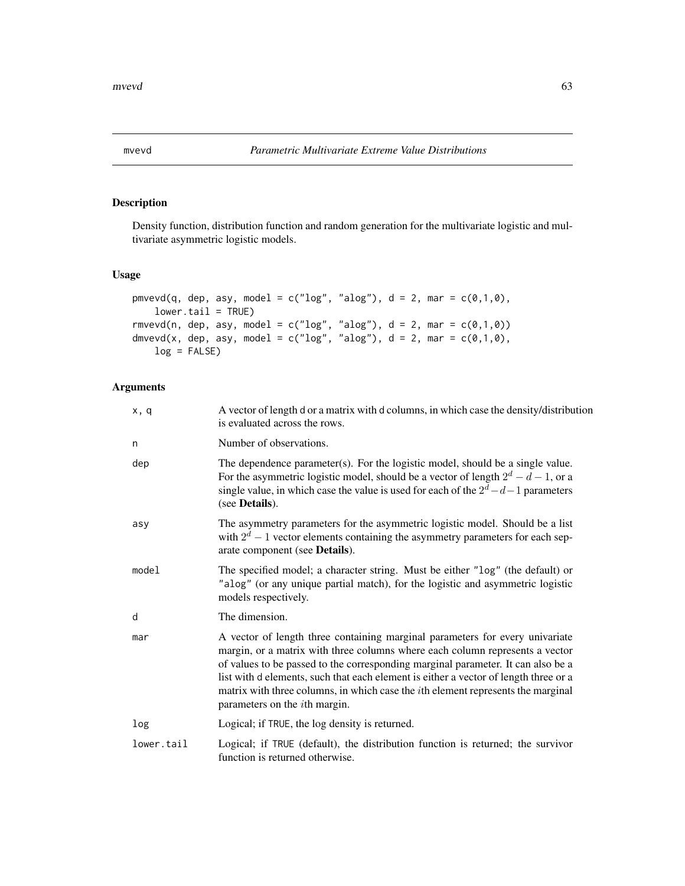# mvevd *Parametric Multivariate Extreme Value Distributions*

## Description

Density function, distribution function and random generation for the multivariate logistic and multivariate asymmetric logistic models.

## Usage

```
pmvevd(q, dep, asy, model = c("log", "alog"), d = 2, mar = c(0,1,0),
    lower.tail = TRUE)
rmvevd(n, dep, asy, model = c("log", "alog"), d = 2, mar = c(0,1,0))
dmvevd(x, dep, asy, model = c("log", "alog"), d = 2, mar = c(0,1,0),
    log = FALSE)
```

## Arguments

| | |
|---|---|
| `x, q` | A vector of length `d` or a matrix with `d` columns, in which case the density/distribution is evaluated across the rows. |
| `n` | Number of observations. |
| `dep` | The dependence parameter(s). For the logistic model, should be a single value. For the asymmetric logistic model, should be a vector of length $2^d - d - 1$, or a single value, in which case the value is used for each of the $2^d - d - 1$ parameters (see **Details**). |
| `asy` | The asymmetry parameters for the asymmetric logistic model. Should be a list with $2^d - 1$ vector elements containing the asymmetry parameters for each separate component (see **Details**). |
| `model` | The specified model; a character string. Must be either `"log"` (the default) or `"alog"` (or any unique partial match), for the logistic and asymmetric logistic models respectively. |
| `d` | The dimension. |
| `mar` | A vector of length three containing marginal parameters for every univariate margin, or a matrix with three columns where each column represents a vector of values to be passed to the corresponding marginal parameter. It can also be a list with `d` elements, such that each element is either a vector of length three or a matrix with three columns, in which case the $i$th element represents the marginal parameters on the $i$th margin. |
| `log` | Logical; if `TRUE`, the log density is returned. |
| `lower.tail` | Logical; if `TRUE` (default), the distribution function is returned; the survivor function is returned otherwise. |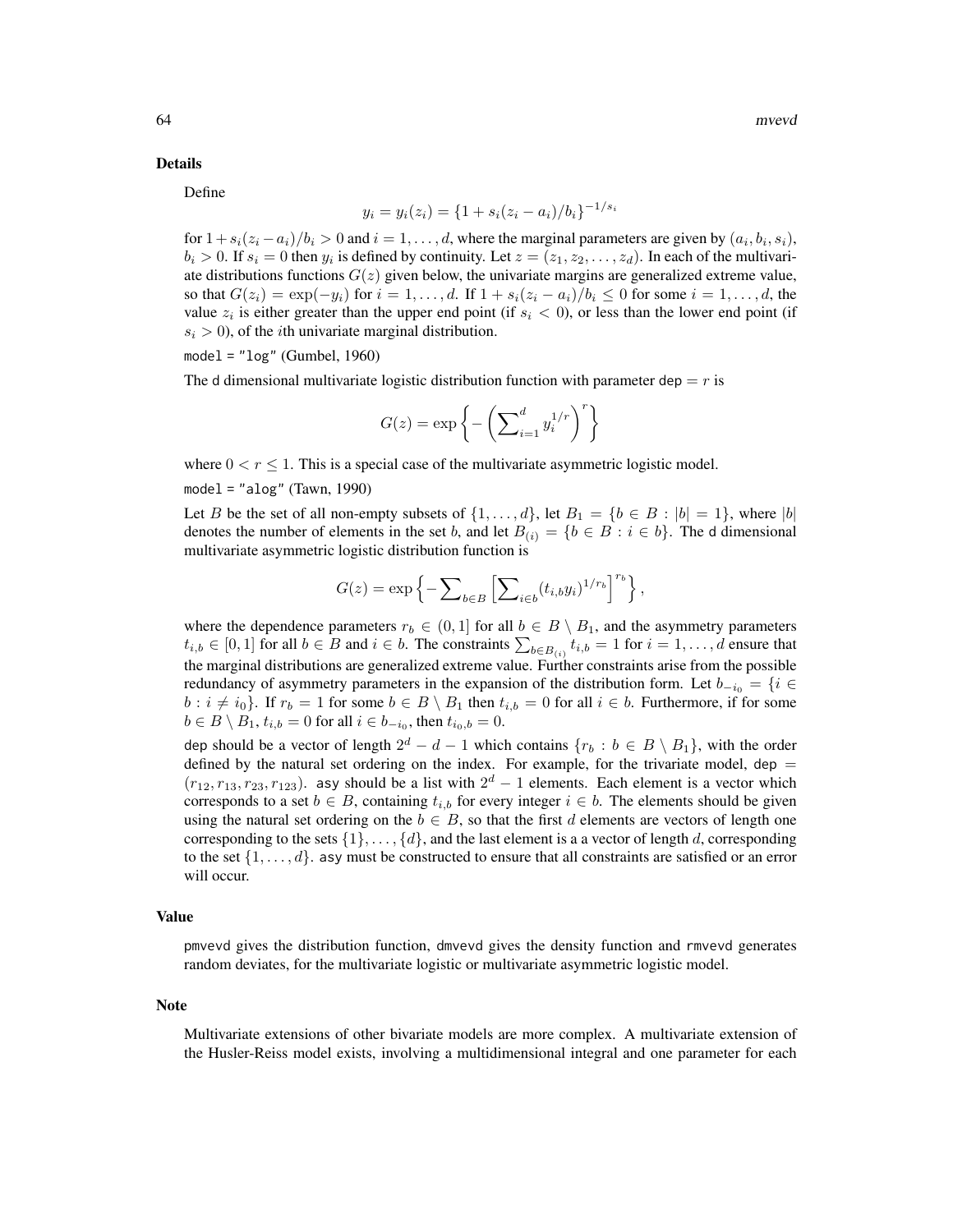## Details

Define

$$y_i = y_i(z_i) = \{1 + s_i(z_i - a_i)/b_i\}^{-1/s_i}$$

for $1 + s_i(z_i - a_i)/b_i > 0$ and $i = 1, \ldots, d$, where the marginal parameters are given by $(a_i, b_i, s_i)$, $b_i > 0$. If $s_i = 0$ then $y_i$ is defined by continuity. Let $z = (z_1, z_2, \ldots, z_d)$. In each of the multivariate distributions functions $G(z)$ given below, the univariate margins are generalized extreme value, so that $G(z_i) = \exp(-y_i)$ for $i = 1, \ldots, d$. If $1 + s_i(z_i - a_i)/b_i \leq 0$ for some $i = 1, \ldots, d$, the value $z_i$ is either greater than the upper end point (if $s_i < 0$), or less than the lower end point (if $s_i > 0$), of the $i$th univariate marginal distribution.

`model = "log"` (Gumbel, 1960)

The `d` dimensional multivariate logistic distribution function with parameter `dep` $= r$ is

$$G(z) = \exp\left\{-\left(\sum\nolimits_{i=1}^{d} y_i^{1/r}\right)^r\right\}$$

where $0 < r \leq 1$. This is a special case of the multivariate asymmetric logistic model.

`model = "alog"` (Tawn, 1990)

Let $B$ be the set of all non-empty subsets of $\{1, \ldots, d\}$, let $B_1 = \{b \in B : |b| = 1\}$, where $|b|$ denotes the number of elements in the set $b$, and let $B_{(i)} = \{b \in B : i \in b\}$. The `d` dimensional multivariate asymmetric logistic distribution function is

$$G(z) = \exp\left\{-\sum\nolimits_{b \in B}\left[\sum\nolimits_{i \in b}(t_{i,b}y_i)^{1/r_b}\right]^{r_b}\right\},$$

where the dependence parameters $r_b \in (0, 1]$ for all $b \in B \setminus B_1$, and the asymmetry parameters $t_{i,b} \in [0, 1]$ for all $b \in B$ and $i \in b$. The constraints $\sum_{b \in B_{(i)}} t_{i,b} = 1$ for $i = 1, \ldots, d$ ensure that the marginal distributions are generalized extreme value. Further constraints arise from the possible redundancy of asymmetry parameters in the expansion of the distribution form. Let $b_{-i_0} = \{i \in b : i \neq i_0\}$. If $r_b = 1$ for some $b \in B \setminus B_1$ then $t_{i,b} = 0$ for all $i \in b$. Furthermore, if for some $b \in B \setminus B_1$, $t_{i,b} = 0$ for all $i \in b_{-i_0}$, then $t_{i_0,b} = 0$.

`dep` should be a vector of length $2^d - d - 1$ which contains $\{r_b : b \in B \setminus B_1\}$, with the order defined by the natural set ordering on the index. For example, for the trivariate model, `dep` $= (r_{12}, r_{13}, r_{23}, r_{123})$. `asy` should be a list with $2^d - 1$ elements. Each element is a vector which corresponds to a set $b \in B$, containing $t_{i,b}$ for every integer $i \in b$. The elements should be given using the natural set ordering on the $b \in B$, so that the first $d$ elements are vectors of length one corresponding to the sets $\{1\}, \ldots, \{d\}$, and the last element is a a vector of length $d$, corresponding to the set $\{1, \ldots, d\}$. `asy` must be constructed to ensure that all constraints are satisfied or an error will occur.

## Value

`pmvevd` gives the distribution function, `dmvevd` gives the density function and `rmvevd` generates random deviates, for the multivariate logistic or multivariate asymmetric logistic model.

## Note

Multivariate extensions of other bivariate models are more complex. A multivariate extension of the Husler-Reiss model exists, involving a multidimensional integral and one parameter for each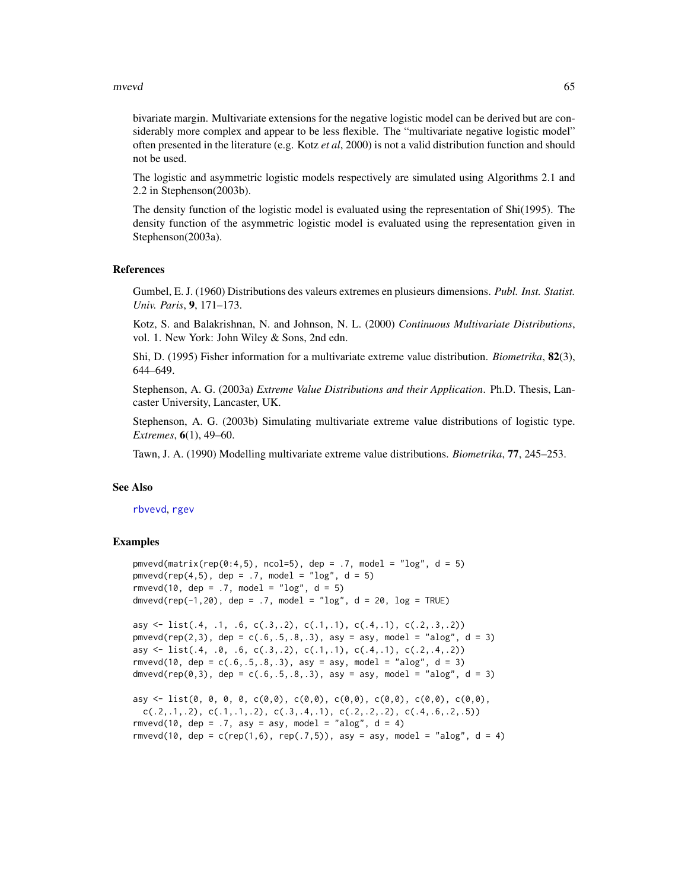bivariate margin. Multivariate extensions for the negative logistic model can be derived but are considerably more complex and appear to be less flexible. The "multivariate negative logistic model" often presented in the literature (e.g. Kotz *et al*, 2000) is not a valid distribution function and should not be used.

The logistic and asymmetric logistic models respectively are simulated using Algorithms 2.1 and 2.2 in Stephenson(2003b).

The density function of the logistic model is evaluated using the representation of Shi(1995). The density function of the asymmetric logistic model is evaluated using the representation given in Stephenson(2003a).

## References

Gumbel, E. J. (1960) Distributions des valeurs extremes en plusieurs dimensions. *Publ. Inst. Statist. Univ. Paris*, **9**, 171–173.

Kotz, S. and Balakrishnan, N. and Johnson, N. L. (2000) *Continuous Multivariate Distributions*, vol. 1. New York: John Wiley & Sons, 2nd edn.

Shi, D. (1995) Fisher information for a multivariate extreme value distribution. *Biometrika*, **82**(3), 644–649.

Stephenson, A. G. (2003a) *Extreme Value Distributions and their Application*. Ph.D. Thesis, Lancaster University, Lancaster, UK.

Stephenson, A. G. (2003b) Simulating multivariate extreme value distributions of logistic type. *Extremes*, **6**(1), 49–60.

Tawn, J. A. (1990) Modelling multivariate extreme value distributions. *Biometrika*, **77**, 245–253.

## See Also

rbvevd, rgev

## Examples

```
pmvevd(matrix(rep(0:4,5), ncol=5), dep = .7, model = "log", d = 5)
pmvevd(rep(4,5), dep = .7, model = "log", d = 5)
rmvevd(10, dep = .7, model = "log", d = 5)
dmvevd(rep(-1,20), dep = .7, model = "log", d = 20, log = TRUE)

asy <- list(.4, .1, .6, c(.3,.2), c(.1,.1), c(.4,.1), c(.2,.3,.2))
pmvevd(rep(2,3), dep = c(.6,.5,.8,.3), asy = asy, model = "alog", d = 3)
asy <- list(.4, .0, .6, c(.3,.2), c(.1,.1), c(.4,.1), c(.2,.4,.2))
rmvevd(10, dep = c(.6,.5,.8,.3), asy = asy, model = "alog", d = 3)
dmvevd(rep(0,3), dep = c(.6,.5,.8,.3), asy = asy, model = "alog", d = 3)

asy <- list(0, 0, 0, 0, c(0,0), c(0,0), c(0,0), c(0,0), c(0,0), c(0,0),
  c(.2,.1,.2), c(.1,.1,.2), c(.3,.4,.1), c(.2,.2,.2), c(.4,.6,.2,.5))
rmvevd(10, dep = .7, asy = asy, model = "alog", d = 4)
rmvevd(10, dep = c(rep(1,6), rep(.7,5)), asy = asy, model = "alog", d = 4)
```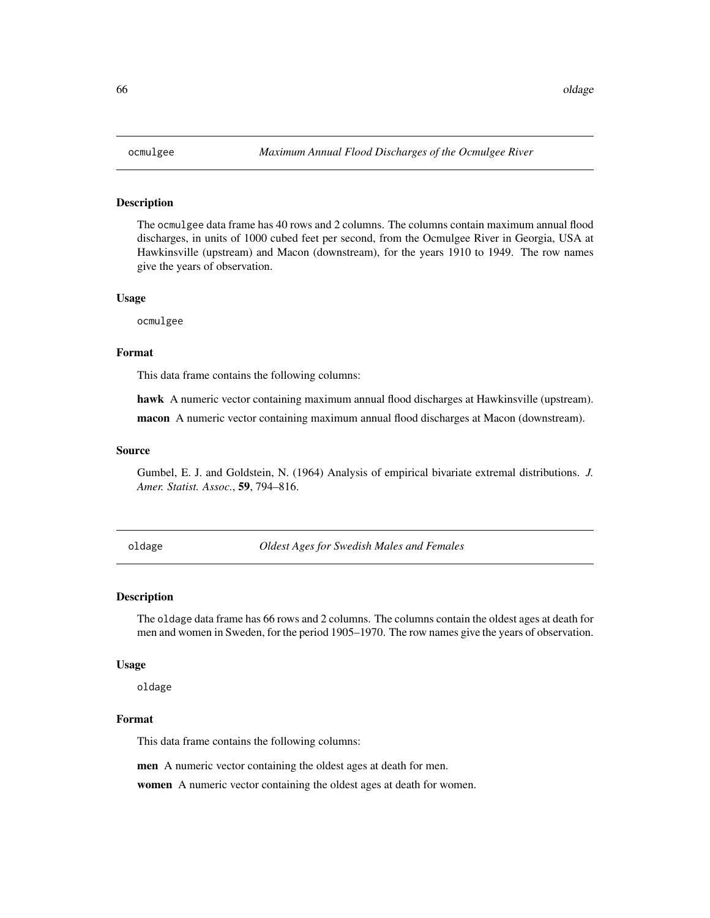## ocmulgee *Maximum Annual Flood Discharges of the Ocmulgee River*

### Description

The ocmulgee data frame has 40 rows and 2 columns. The columns contain maximum annual flood discharges, in units of 1000 cubed feet per second, from the Ocmulgee River in Georgia, USA at Hawkinsville (upstream) and Macon (downstream), for the years 1910 to 1949. The row names give the years of observation.

### Usage

```
ocmulgee
```

### Format

This data frame contains the following columns:

**hawk** A numeric vector containing maximum annual flood discharges at Hawkinsville (upstream).

**macon** A numeric vector containing maximum annual flood discharges at Macon (downstream).

### Source

Gumbel, E. J. and Goldstein, N. (1964) Analysis of empirical bivariate extremal distributions. *J. Amer. Statist. Assoc.*, **59**, 794–816.

## oldage *Oldest Ages for Swedish Males and Females*

### Description

The oldage data frame has 66 rows and 2 columns. The columns contain the oldest ages at death for men and women in Sweden, for the period 1905–1970. The row names give the years of observation.

### Usage

```
oldage
```

### Format

This data frame contains the following columns:

**men** A numeric vector containing the oldest ages at death for men.

**women** A numeric vector containing the oldest ages at death for women.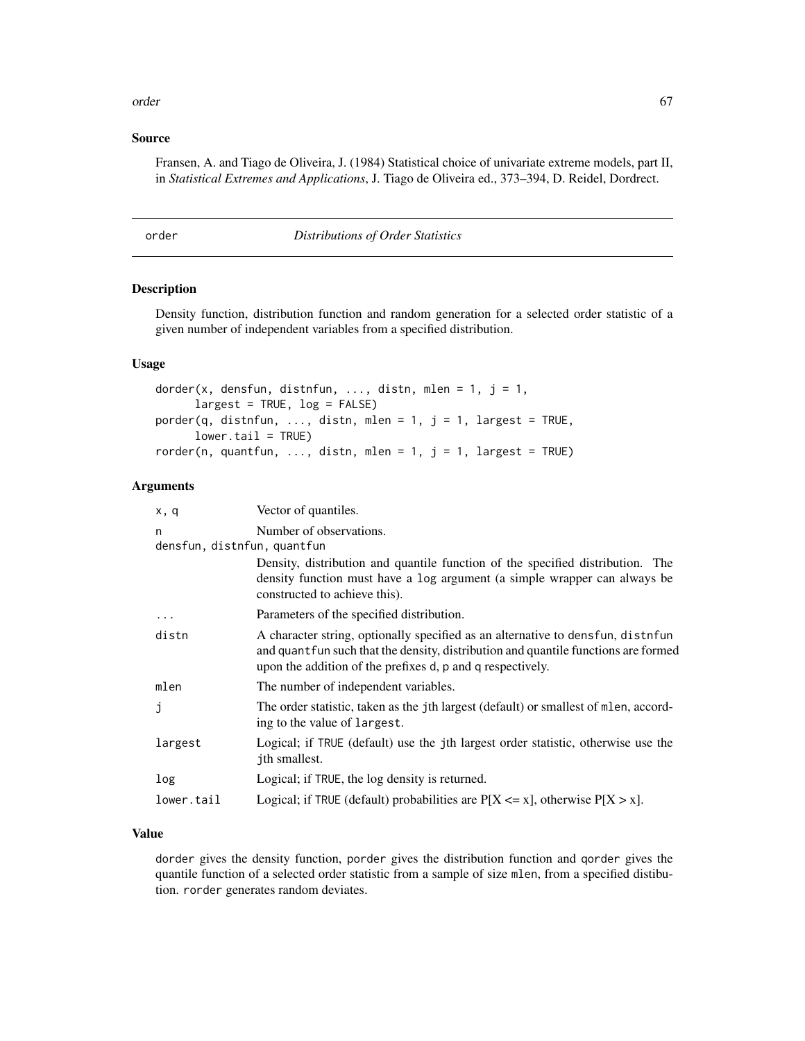## Source

Fransen, A. and Tiago de Oliveira, J. (1984) Statistical choice of univariate extreme models, part II, in *Statistical Extremes and Applications*, J. Tiago de Oliveira ed., 373–394, D. Reidel, Dordrect.

---

# order — *Distributions of Order Statistics*

---

## Description

Density function, distribution function and random generation for a selected order statistic of a given number of independent variables from a specified distribution.

## Usage

```
dorder(x, densfun, distnfun, ..., distn, mlen = 1, j = 1,
      largest = TRUE, log = FALSE)
porder(q, distnfun, ..., distn, mlen = 1, j = 1, largest = TRUE,
      lower.tail = TRUE)
rorder(n, quantfun, ..., distn, mlen = 1, j = 1, largest = TRUE)
```

## Arguments

| | |
|---|---|
| `x, q` | Vector of quantiles. |
| `n` | Number of observations. |
| `densfun, distnfun, quantfun` | Density, distribution and quantile function of the specified distribution. The density function must have a `log` argument (a simple wrapper can always be constructed to achieve this). |
| `...` | Parameters of the specified distribution. |
| `distn` | A character string, optionally specified as an alternative to `densfun`, `distnfun` and `quantfun` such that the density, distribution and quantile functions are formed upon the addition of the prefixes `d`, `p` and `q` respectively. |
| `mlen` | The number of independent variables. |
| `j` | The order statistic, taken as the `j`th largest (default) or smallest of `mlen`, according to the value of `largest`. |
| `largest` | Logical; if `TRUE` (default) use the `j`th largest order statistic, otherwise use the `j`th smallest. |
| `log` | Logical; if `TRUE`, the log density is returned. |
| `lower.tail` | Logical; if `TRUE` (default) probabilities are P[X <= x], otherwise P[X > x]. |

## Value

`dorder` gives the density function, `porder` gives the distribution function and `qorder` gives the quantile function of a selected order statistic from a sample of size `mlen`, from a specified distibution. `rorder` generates random deviates.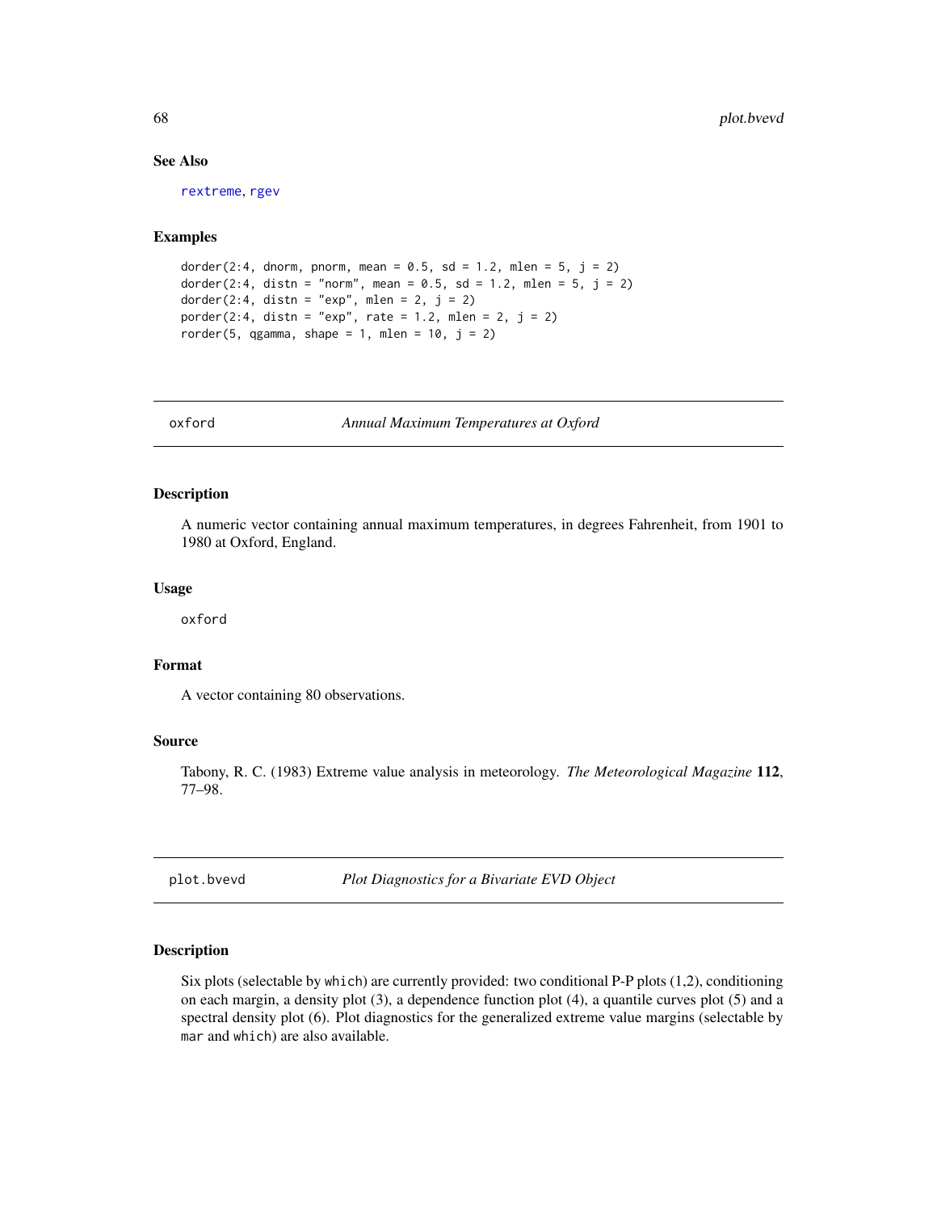### See Also

rextreme, rgev

### Examples

```
dorder(2:4, dnorm, pnorm, mean = 0.5, sd = 1.2, mlen = 5, j = 2)
dorder(2:4, distn = "norm", mean = 0.5, sd = 1.2, mlen = 5, j = 2)
dorder(2:4, distn = "exp", mlen = 2, j = 2)
porder(2:4, distn = "exp", rate = 1.2, mlen = 2, j = 2)
rorder(5, qgamma, shape = 1, mlen = 10, j = 2)
```

---

## oxford — *Annual Maximum Temperatures at Oxford*

### Description

A numeric vector containing annual maximum temperatures, in degrees Fahrenheit, from 1901 to 1980 at Oxford, England.

### Usage

```
oxford
```

### Format

A vector containing 80 observations.

### Source

Tabony, R. C. (1983) Extreme value analysis in meteorology. *The Meteorological Magazine* **112**, 77–98.

---

## plot.bvevd — *Plot Diagnostics for a Bivariate EVD Object*

### Description

Six plots (selectable by `which`) are currently provided: two conditional P-P plots (1,2), conditioning on each margin, a density plot (3), a dependence function plot (4), a quantile curves plot (5) and a spectral density plot (6). Plot diagnostics for the generalized extreme value margins (selectable by `mar` and `which`) are also available.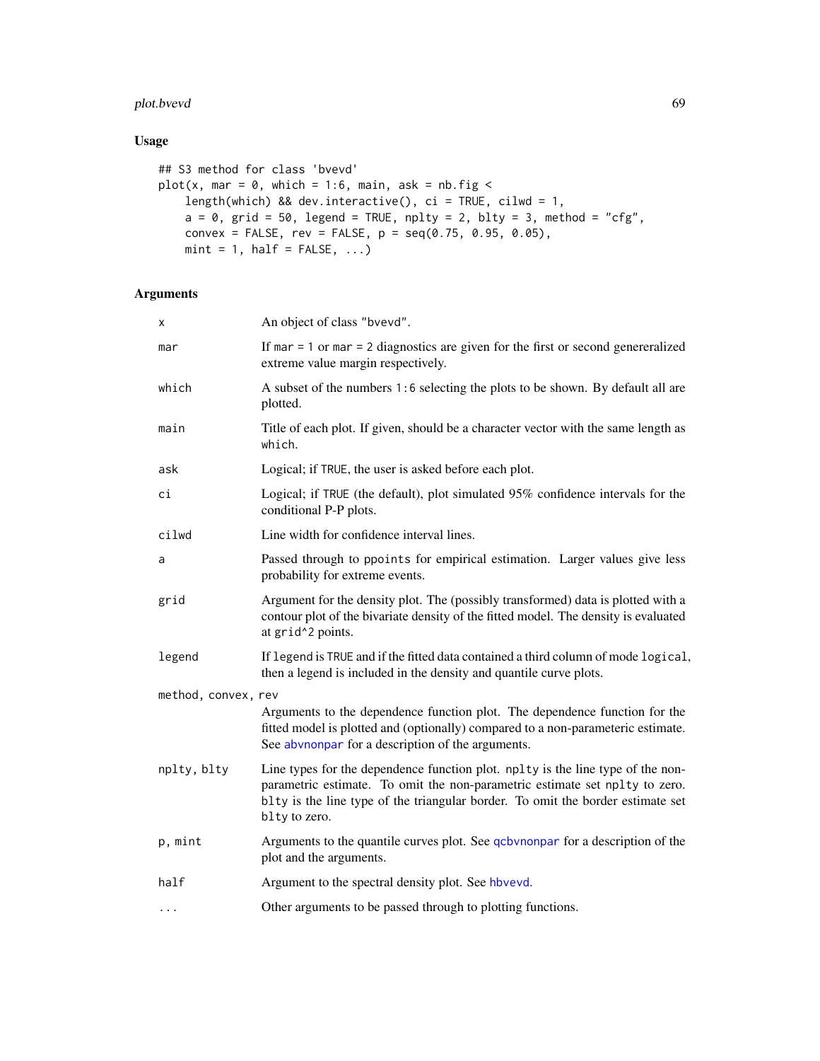## Usage

```
## S3 method for class 'bvevd'
plot(x, mar = 0, which = 1:6, main, ask = nb.fig <
    length(which) && dev.interactive(), ci = TRUE, cilwd = 1,
    a = 0, grid = 50, legend = TRUE, nplty = 2, blty = 3, method = "cfg",
    convex = FALSE, rev = FALSE, p = seq(0.75, 0.95, 0.05),
    mint = 1, half = FALSE, ...)
```

## Arguments

| | |
|---|---|
| x | An object of class "bvevd". |
| mar | If mar = 1 or mar = 2 diagnostics are given for the first or second genereralized extreme value margin respectively. |
| which | A subset of the numbers 1:6 selecting the plots to be shown. By default all are plotted. |
| main | Title of each plot. If given, should be a character vector with the same length as which. |
| ask | Logical; if TRUE, the user is asked before each plot. |
| ci | Logical; if TRUE (the default), plot simulated 95% confidence intervals for the conditional P-P plots. |
| cilwd | Line width for confidence interval lines. |
| a | Passed through to ppoints for empirical estimation. Larger values give less probability for extreme events. |
| grid | Argument for the density plot. The (possibly transformed) data is plotted with a contour plot of the bivariate density of the fitted model. The density is evaluated at grid^2 points. |
| legend | If legend is TRUE and if the fitted data contained a third column of mode logical, then a legend is included in the density and quantile curve plots. |
| method, convex, rev | Arguments to the dependence function plot. The dependence function for the fitted model is plotted and (optionally) compared to a non-parameteric estimate. See abvnonpar for a description of the arguments. |
| nplty, blty | Line types for the dependence function plot. nplty is the line type of the non-parametric estimate. To omit the non-parametric estimate set nplty to zero. blty is the line type of the triangular border. To omit the border estimate set blty to zero. |
| p, mint | Arguments to the quantile curves plot. See qcbvnonpar for a description of the plot and the arguments. |
| half | Argument to the spectral density plot. See hbvevd. |
| ... | Other arguments to be passed through to plotting functions. |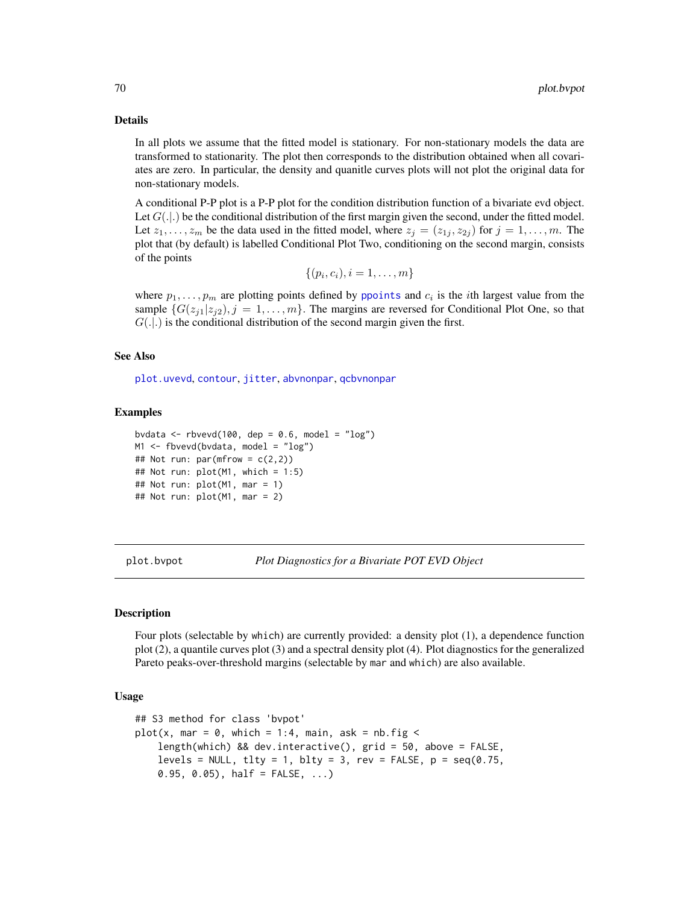### Details

In all plots we assume that the fitted model is stationary. For non-stationary models the data are transformed to stationarity. The plot then corresponds to the distribution obtained when all covariates are zero. In particular, the density and quanitle curves plots will not plot the original data for non-stationary models.

A conditional P-P plot is a P-P plot for the condition distribution function of a bivariate evd object. Let $G(.|.)$ be the conditional distribution of the first margin given the second, under the fitted model. Let $z_1, \ldots, z_m$ be the data used in the fitted model, where $z_j = (z_{1j}, z_{2j})$ for $j = 1, \ldots, m$. The plot that (by default) is labelled Conditional Plot Two, conditioning on the second margin, consists of the points

$$\{(p_i, c_i), i = 1, \ldots, m\}$$

where $p_1, \ldots, p_m$ are plotting points defined by ppoints and $c_i$ is the $i$th largest value from the sample $\{G(z_{j1}|z_{j2}), j = 1, \ldots, m\}$. The margins are reversed for Conditional Plot One, so that $G(.|.)$ is the conditional distribution of the second margin given the first.

### See Also

plot.uvevd, contour, jitter, abvnonpar, qcbvnonpar

### Examples

```
bvdata <- rbvevd(100, dep = 0.6, model = "log")
M1 <- fbvevd(bvdata, model = "log")
## Not run: par(mfrow = c(2,2))
## Not run: plot(M1, which = 1:5)
## Not run: plot(M1, mar = 1)
## Not run: plot(M1, mar = 2)
```

---

## plot.bvpot *Plot Diagnostics for a Bivariate POT EVD Object*

### Description

Four plots (selectable by which) are currently provided: a density plot (1), a dependence function plot (2), a quantile curves plot (3) and a spectral density plot (4). Plot diagnostics for the generalized Pareto peaks-over-threshold margins (selectable by mar and which) are also available.

### Usage

```
## S3 method for class 'bvpot'
plot(x, mar = 0, which = 1:4, main, ask = nb.fig <
    length(which) && dev.interactive(), grid = 50, above = FALSE,
    levels = NULL, tlty = 1, blty = 3, rev = FALSE, p = seq(0.75,
    0.95, 0.05), half = FALSE, ...)
```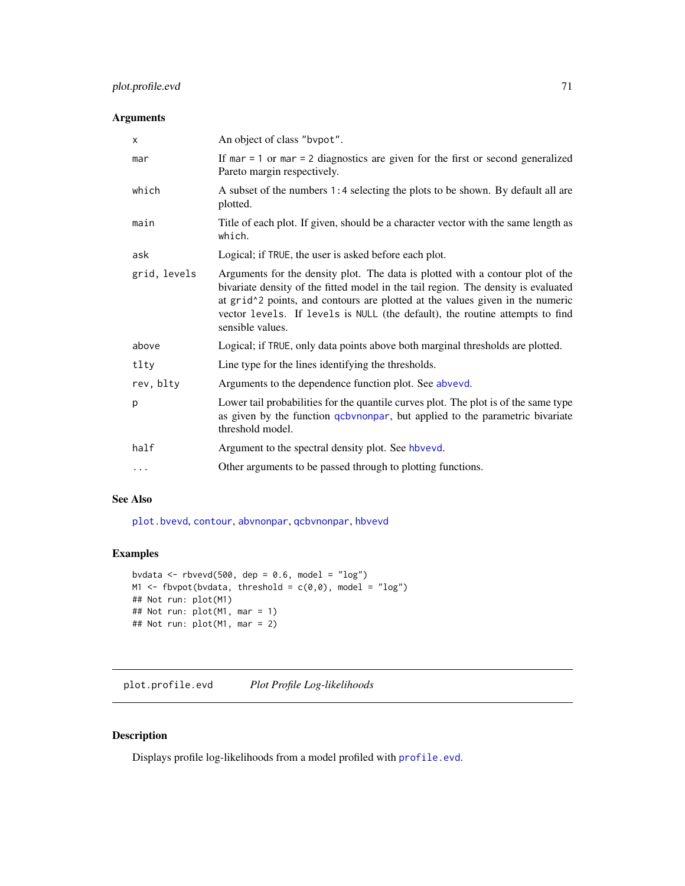## Arguments

| | |
|---|---|
| x | An object of class "bvpot". |
| mar | If mar = 1 or mar = 2 diagnostics are given for the first or second generalized Pareto margin respectively. |
| which | A subset of the numbers 1:4 selecting the plots to be shown. By default all are plotted. |
| main | Title of each plot. If given, should be a character vector with the same length as which. |
| ask | Logical; if TRUE, the user is asked before each plot. |
| grid, levels | Arguments for the density plot. The data is plotted with a contour plot of the bivariate density of the fitted model in the tail region. The density is evaluated at grid^2 points, and contours are plotted at the values given in the numeric vector levels. If levels is NULL (the default), the routine attempts to find sensible values. |
| above | Logical; if TRUE, only data points above both marginal thresholds are plotted. |
| tlty | Line type for the lines identifying the thresholds. |
| rev, blty | Arguments to the dependence function plot. See abvevd. |
| p | Lower tail probabilities for the quantile curves plot. The plot is of the same type as given by the function qcbvnonpar, but applied to the parametric bivariate threshold model. |
| half | Argument to the spectral density plot. See hbvevd. |
| ... | Other arguments to be passed through to plotting functions. |

## See Also

plot.bvevd, contour, abvnonpar, qcbvnonpar, hbvevd

## Examples

```
bvdata <- rbvevd(500, dep = 0.6, model = "log")
M1 <- fbvpot(bvdata, threshold = c(0,0), model = "log")
## Not run: plot(M1)
## Not run: plot(M1, mar = 1)
## Not run: plot(M1, mar = 2)
```

---

# plot.profile.evd *Plot Profile Log-likelihoods*

## Description

Displays profile log-likelihoods from a model profiled with profile.evd.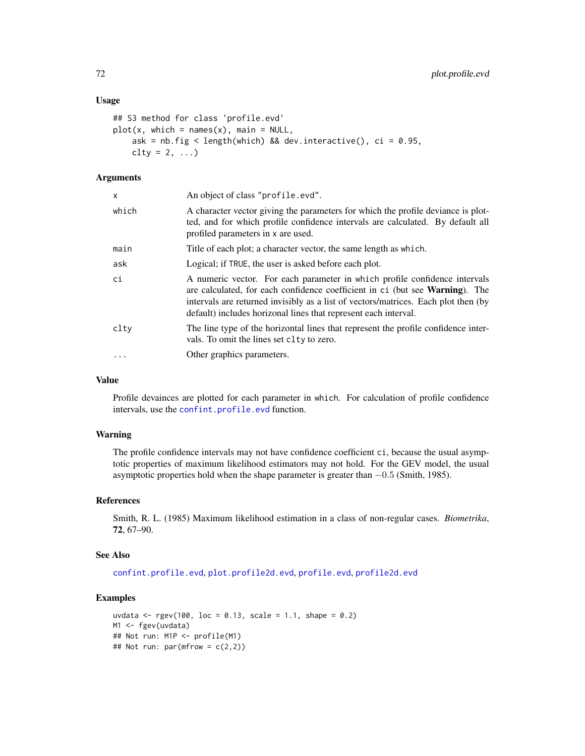### Usage

```
## S3 method for class 'profile.evd'
plot(x, which = names(x), main = NULL,
    ask = nb.fig < length(which) && dev.interactive(), ci = 0.95,
    clty = 2, ...)
```

### Arguments

| | |
|---|---|
| x | An object of class "profile.evd". |
| which | A character vector giving the parameters for which the profile deviance is plotted, and for which profile confidence intervals are calculated. By default all profiled parameters in x are used. |
| main | Title of each plot; a character vector, the same length as which. |
| ask | Logical; if TRUE, the user is asked before each plot. |
| ci | A numeric vector. For each parameter in which profile confidence intervals are calculated, for each confidence coefficient in ci (but see **Warning**). The intervals are returned invisibly as a list of vectors/matrices. Each plot then (by default) includes horizonal lines that represent each interval. |
| clty | The line type of the horizontal lines that represent the profile confidence intervals. To omit the lines set clty to zero. |
| ... | Other graphics parameters. |

### Value

Profile devainces are plotted for each parameter in which. For calculation of profile confidence intervals, use the confint.profile.evd function.

### Warning

The profile confidence intervals may not have confidence coefficient ci, because the usual asymptotic properties of maximum likelihood estimators may not hold. For the GEV model, the usual asymptotic properties hold when the shape parameter is greater than $-0.5$ (Smith, 1985).

### References

Smith, R. L. (1985) Maximum likelihood estimation in a class of non-regular cases. *Biometrika*, **72**, 67–90.

### See Also

confint.profile.evd, plot.profile2d.evd, profile.evd, profile2d.evd

### Examples

```
uvdata <- rgev(100, loc = 0.13, scale = 1.1, shape = 0.2)
M1 <- fgev(uvdata)
## Not run: M1P <- profile(M1)
## Not run: par(mfrow = c(2,2))
```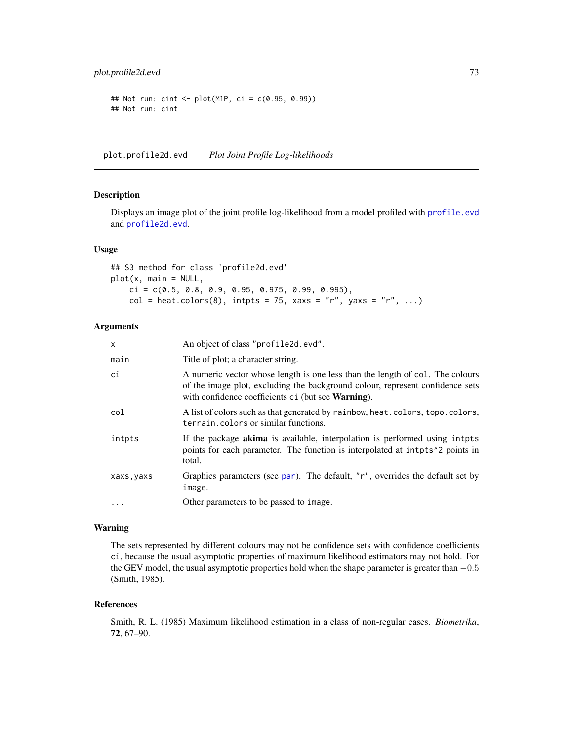```
## Not run: cint <- plot(M1P, ci = c(0.95, 0.99))
## Not run: cint
```

---

## plot.profile2d.evd *Plot Joint Profile Log-likelihoods*

---

### Description

Displays an image plot of the joint profile log-likelihood from a model profiled with profile.evd and profile2d.evd.

### Usage

```
## S3 method for class 'profile2d.evd'
plot(x, main = NULL,
    ci = c(0.5, 0.8, 0.9, 0.95, 0.975, 0.99, 0.995),
    col = heat.colors(8), intpts = 75, xaxs = "r", yaxs = "r", ...)
```

### Arguments

| | |
|---|---|
| x | An object of class "profile2d.evd". |
| main | Title of plot; a character string. |
| ci | A numeric vector whose length is one less than the length of col. The colours of the image plot, excluding the background colour, represent confidence sets with confidence coefficients ci (but see **Warning**). |
| col | A list of colors such as that generated by rainbow, heat.colors, topo.colors, terrain.colors or similar functions. |
| intpts | If the package **akima** is available, interpolation is performed using intpts points for each parameter. The function is interpolated at intpts^2 points in total. |
| xaxs,yaxs | Graphics parameters (see par). The default, "r", overrides the default set by image. |
| ... | Other parameters to be passed to image. |

### Warning

The sets represented by different colours may not be confidence sets with confidence coefficients ci, because the usual asymptotic properties of maximum likelihood estimators may not hold. For the GEV model, the usual asymptotic properties hold when the shape parameter is greater than $-0.5$ (Smith, 1985).

### References

Smith, R. L. (1985) Maximum likelihood estimation in a class of non-regular cases. *Biometrika*, **72**, 67–90.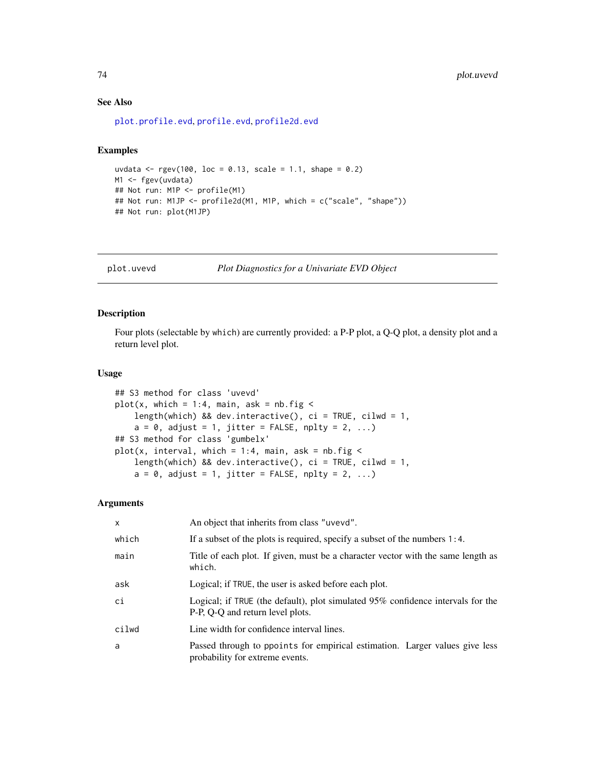### See Also

plot.profile.evd, profile.evd, profile2d.evd

### Examples

```
uvdata <- rgev(100, loc = 0.13, scale = 1.1, shape = 0.2)
M1 <- fgev(uvdata)
## Not run: M1P <- profile(M1)
## Not run: M1JP <- profile2d(M1, M1P, which = c("scale", "shape"))
## Not run: plot(M1JP)
```

---

## plot.uvevd — *Plot Diagnostics for a Univariate EVD Object*

### Description

Four plots (selectable by `which`) are currently provided: a P-P plot, a Q-Q plot, a density plot and a return level plot.

### Usage

```
## S3 method for class 'uvevd'
plot(x, which = 1:4, main, ask = nb.fig <
    length(which) && dev.interactive(), ci = TRUE, cilwd = 1,
    a = 0, adjust = 1, jitter = FALSE, nplty = 2, ...)
## S3 method for class 'gumbelx'
plot(x, interval, which = 1:4, main, ask = nb.fig <
    length(which) && dev.interactive(), ci = TRUE, cilwd = 1,
    a = 0, adjust = 1, jitter = FALSE, nplty = 2, ...)
```

### Arguments

| | |
|---|---|
| x | An object that inherits from class "uvevd". |
| which | If a subset of the plots is required, specify a subset of the numbers 1:4. |
| main | Title of each plot. If given, must be a character vector with the same length as which. |
| ask | Logical; if TRUE, the user is asked before each plot. |
| ci | Logical; if TRUE (the default), plot simulated 95% confidence intervals for the P-P, Q-Q and return level plots. |
| cilwd | Line width for confidence interval lines. |
| a | Passed through to ppoints for empirical estimation. Larger values give less probability for extreme events. |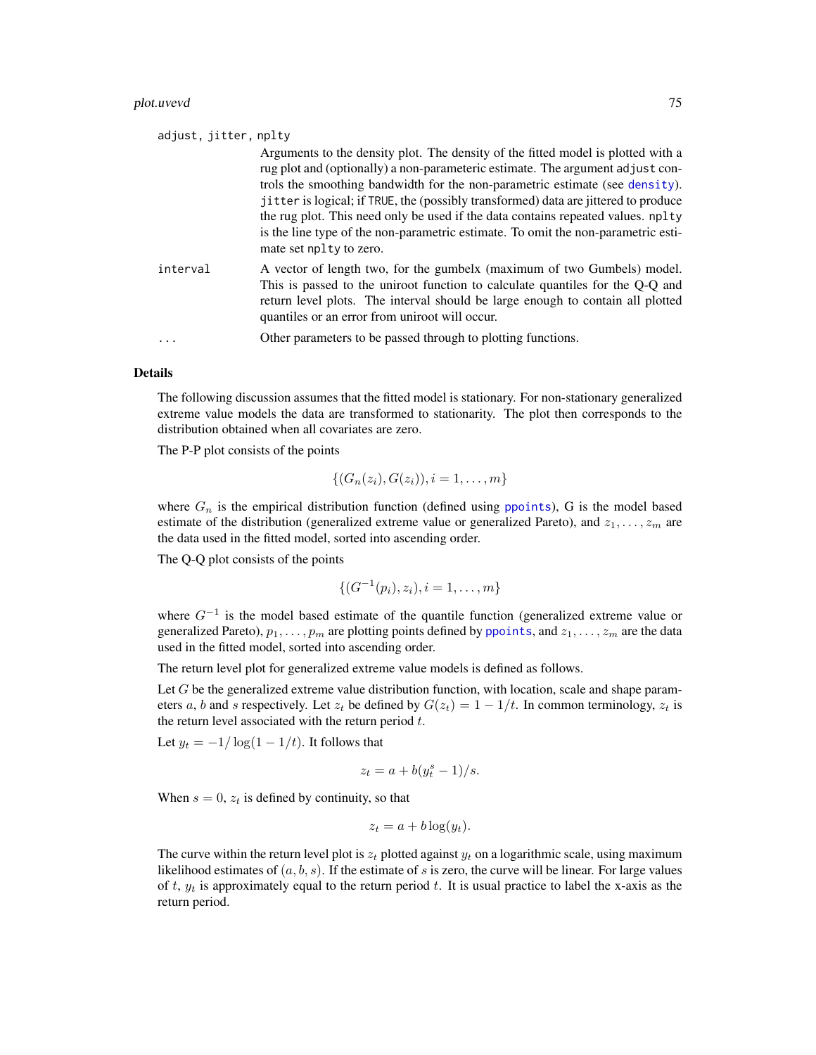`adjust, jitter, nplty`
: Arguments to the density plot. The density of the fitted model is plotted with a rug plot and (optionally) a non-parameteric estimate. The argument `adjust` controls the smoothing bandwidth for the non-parametric estimate (see `density`). `jitter` is logical; if `TRUE`, the (possibly transformed) data are jittered to produce the rug plot. This need only be used if the data contains repeated values. `nplty` is the line type of the non-parametric estimate. To omit the non-parametric estimate set `nplty` to zero.

`interval`
: A vector of length two, for the gumbelx (maximum of two Gumbels) model. This is passed to the uniroot function to calculate quantiles for the Q-Q and return level plots. The interval should be large enough to contain all plotted quantiles or an error from uniroot will occur.

`...`
: Other parameters to be passed through to plotting functions.

## Details

The following discussion assumes that the fitted model is stationary. For non-stationary generalized extreme value models the data are transformed to stationarity. The plot then corresponds to the distribution obtained when all covariates are zero.

The P-P plot consists of the points

$$\{(G_n(z_i), G(z_i)), i = 1, \ldots, m\}$$

where $G_n$ is the empirical distribution function (defined using `ppoints`), G is the model based estimate of the distribution (generalized extreme value or generalized Pareto), and $z_1, \ldots, z_m$ are the data used in the fitted model, sorted into ascending order.

The Q-Q plot consists of the points

$$\{(G^{-1}(p_i), z_i), i = 1, \ldots, m\}$$

where $G^{-1}$ is the model based estimate of the quantile function (generalized extreme value or generalized Pareto), $p_1, \ldots, p_m$ are plotting points defined by `ppoints`, and $z_1, \ldots, z_m$ are the data used in the fitted model, sorted into ascending order.

The return level plot for generalized extreme value models is defined as follows.

Let $G$ be the generalized extreme value distribution function, with location, scale and shape parameters $a$, $b$ and $s$ respectively. Let $z_t$ be defined by $G(z_t) = 1 - 1/t$. In common terminology, $z_t$ is the return level associated with the return period $t$.

Let $y_t = -1/\log(1 - 1/t)$. It follows that

$$z_t = a + b(y_t^s - 1)/s.$$

When $s = 0$, $z_t$ is defined by continuity, so that

$$z_t = a + b\log(y_t).$$

The curve within the return level plot is $z_t$ plotted against $y_t$ on a logarithmic scale, using maximum likelihood estimates of $(a, b, s)$. If the estimate of $s$ is zero, the curve will be linear. For large values of $t$, $y_t$ is approximately equal to the return period $t$. It is usual practice to label the x-axis as the return period.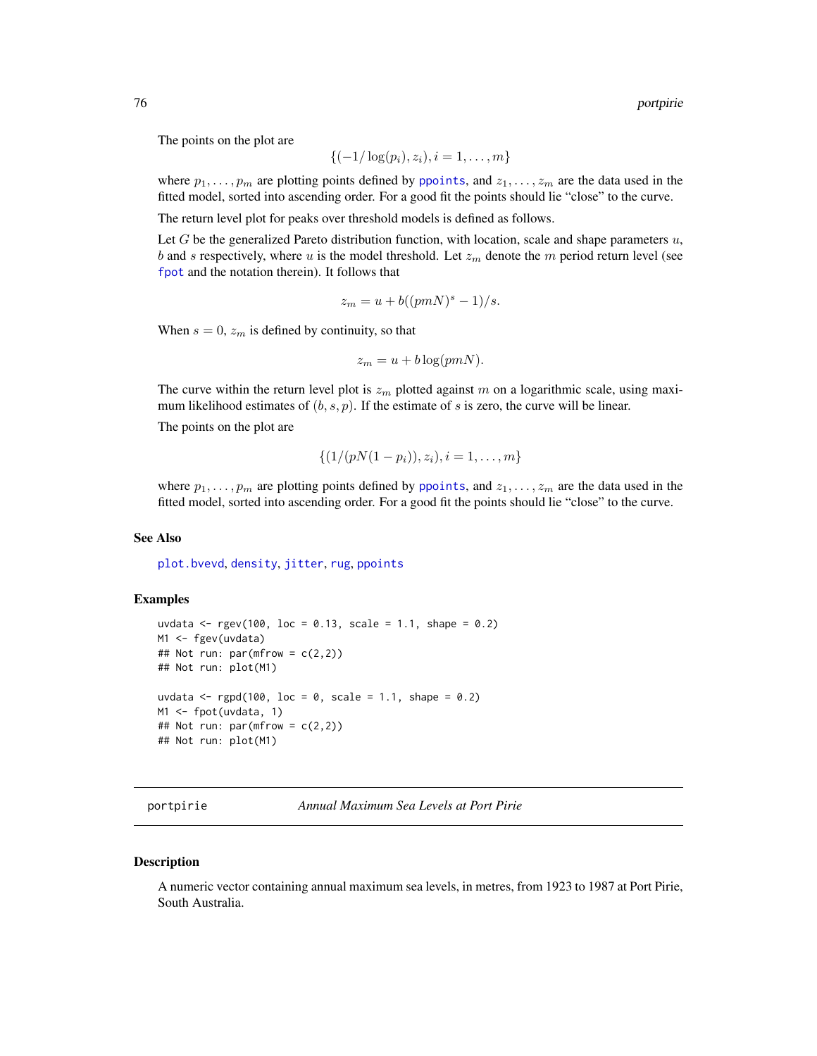The points on the plot are

$$\{(-1/\log(p_i), z_i), i = 1, \dots, m\}$$

where $p_1, \dots, p_m$ are plotting points defined by `ppoints`, and $z_1, \dots, z_m$ are the data used in the fitted model, sorted into ascending order. For a good fit the points should lie "close" to the curve.

The return level plot for peaks over threshold models is defined as follows.

Let $G$ be the generalized Pareto distribution function, with location, scale and shape parameters $u$, $b$ and $s$ respectively, where $u$ is the model threshold. Let $z_m$ denote the $m$ period return level (see `fpot` and the notation therein). It follows that

$$z_m = u + b((pmN)^s - 1)/s.$$

When $s = 0$, $z_m$ is defined by continuity, so that

$$z_m = u + b\log(pmN).$$

The curve within the return level plot is $z_m$ plotted against $m$ on a logarithmic scale, using maximum likelihood estimates of $(b, s, p)$. If the estimate of $s$ is zero, the curve will be linear.

The points on the plot are

$$\{(1/(pN(1 - p_i)), z_i), i = 1, \dots, m\}$$

where $p_1, \dots, p_m$ are plotting points defined by `ppoints`, and $z_1, \dots, z_m$ are the data used in the fitted model, sorted into ascending order. For a good fit the points should lie "close" to the curve.

### See Also

`plot.bvevd`, `density`, `jitter`, `rug`, `ppoints`

### Examples

```
uvdata <- rgev(100, loc = 0.13, scale = 1.1, shape = 0.2)
M1 <- fgev(uvdata)
## Not run: par(mfrow = c(2,2))
## Not run: plot(M1)

uvdata <- rgpd(100, loc = 0, scale = 1.1, shape = 0.2)
M1 <- fpot(uvdata, 1)
## Not run: par(mfrow = c(2,2))
## Not run: plot(M1)
```

---

## portpirie — *Annual Maximum Sea Levels at Port Pirie*

### Description

A numeric vector containing annual maximum sea levels, in metres, from 1923 to 1987 at Port Pirie, South Australia.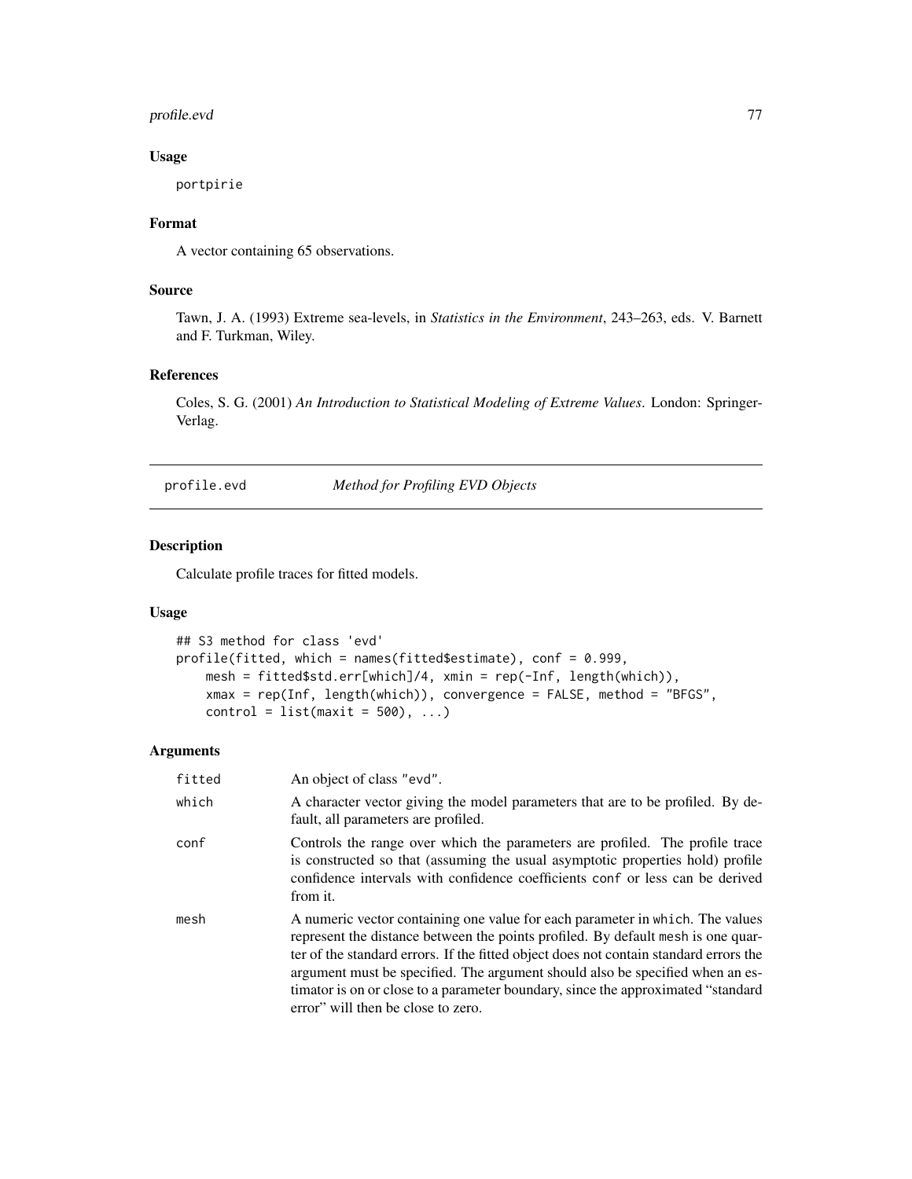### Usage

```
portpirie
```

### Format

A vector containing 65 observations.

### Source

Tawn, J. A. (1993) Extreme sea-levels, in *Statistics in the Environment*, 243–263, eds. V. Barnett and F. Turkman, Wiley.

### References

Coles, S. G. (2001) *An Introduction to Statistical Modeling of Extreme Values*. London: Springer-Verlag.

---

## profile.evd — *Method for Profiling EVD Objects*

### Description

Calculate profile traces for fitted models.

### Usage

```
## S3 method for class 'evd'
profile(fitted, which = names(fitted$estimate), conf = 0.999,
    mesh = fitted$std.err[which]/4, xmin = rep(-Inf, length(which)),
    xmax = rep(Inf, length(which)), convergence = FALSE, method = "BFGS",
    control = list(maxit = 500), ...)
```

### Arguments

| | |
|---|---|
| `fitted` | An object of class "evd". |
| `which` | A character vector giving the model parameters that are to be profiled. By default, all parameters are profiled. |
| `conf` | Controls the range over which the parameters are profiled. The profile trace is constructed so that (assuming the usual asymptotic properties hold) profile confidence intervals with confidence coefficients `conf` or less can be derived from it. |
| `mesh` | A numeric vector containing one value for each parameter in `which`. The values represent the distance between the points profiled. By default `mesh` is one quarter of the standard errors. If the fitted object does not contain standard errors the argument must be specified. The argument should also be specified when an estimator is on or close to a parameter boundary, since the approximated "standard error" will then be close to zero. |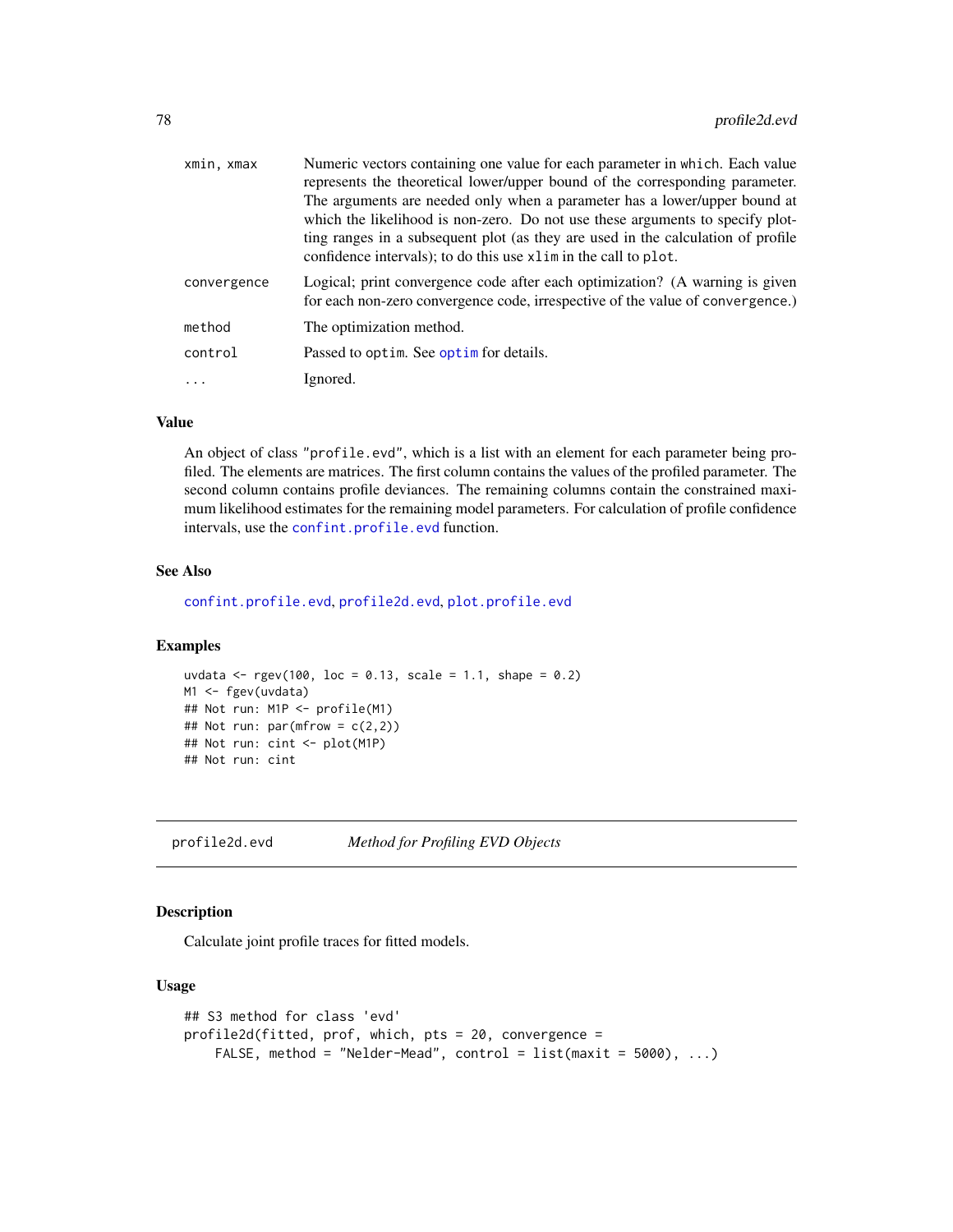| | |
|---|---|
| xmin, xmax | Numeric vectors containing one value for each parameter in which. Each value represents the theoretical lower/upper bound of the corresponding parameter. The arguments are needed only when a parameter has a lower/upper bound at which the likelihood is non-zero. Do not use these arguments to specify plotting ranges in a subsequent plot (as they are used in the calculation of profile confidence intervals); to do this use xlim in the call to plot. |
| convergence | Logical; print convergence code after each optimization? (A warning is given for each non-zero convergence code, irrespective of the value of convergence.) |
| method | The optimization method. |
| control | Passed to optim. See optim for details. |
| ... | Ignored. |

### Value

An object of class "profile.evd", which is a list with an element for each parameter being profiled. The elements are matrices. The first column contains the values of the profiled parameter. The second column contains profile deviances. The remaining columns contain the constrained maximum likelihood estimates for the remaining model parameters. For calculation of profile confidence intervals, use the confint.profile.evd function.

### See Also

confint.profile.evd, profile2d.evd, plot.profile.evd

### Examples

```
uvdata <- rgev(100, loc = 0.13, scale = 1.1, shape = 0.2)
M1 <- fgev(uvdata)
## Not run: M1P <- profile(M1)
## Not run: par(mfrow = c(2,2))
## Not run: cint <- plot(M1P)
## Not run: cint
```

---

## profile2d.evd *Method for Profiling EVD Objects*

### Description

Calculate joint profile traces for fitted models.

### Usage

```
## S3 method for class 'evd'
profile2d(fitted, prof, which, pts = 20, convergence =
    FALSE, method = "Nelder-Mead", control = list(maxit = 5000), ...)
```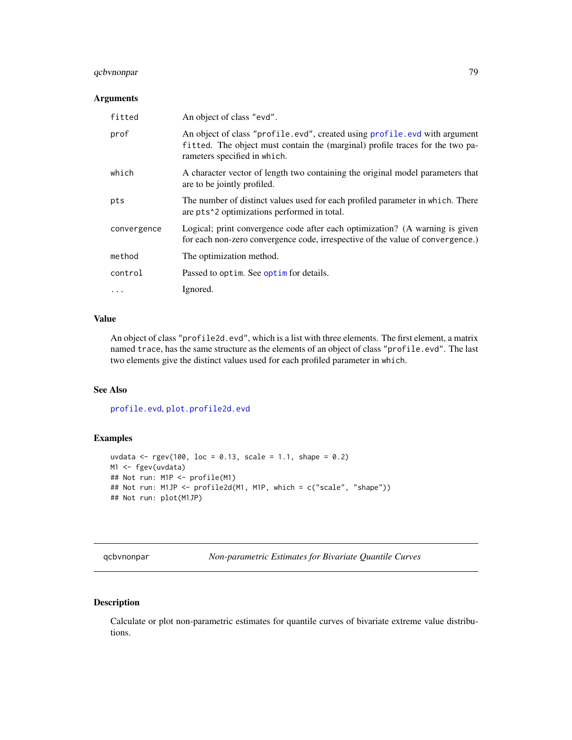### Arguments

| | |
|---|---|
| `fitted` | An object of class `"evd"`. |
| `prof` | An object of class `"profile.evd"`, created using `profile.evd` with argument `fitted`. The object must contain the (marginal) profile traces for the two parameters specified in `which`. |
| `which` | A character vector of length two containing the original model parameters that are to be jointly profiled. |
| `pts` | The number of distinct values used for each profiled parameter in `which`. There are `pts^2` optimizations performed in total. |
| `convergence` | Logical; print convergence code after each optimization? (A warning is given for each non-zero convergence code, irrespective of the value of `convergence`.) |
| `method` | The optimization method. |
| `control` | Passed to `optim`. See `optim` for details. |
| `...` | Ignored. |

### Value

An object of class `"profile2d.evd"`, which is a list with three elements. The first element, a matrix named `trace`, has the same structure as the elements of an object of class `"profile.evd"`. The last two elements give the distinct values used for each profiled parameter in `which`.

### See Also

`profile.evd`, `plot.profile2d.evd`

### Examples

```
uvdata <- rgev(100, loc = 0.13, scale = 1.1, shape = 0.2)
M1 <- fgev(uvdata)
## Not run: M1P <- profile(M1)
## Not run: M1JP <- profile2d(M1, M1P, which = c("scale", "shape"))
## Not run: plot(M1JP)
```

---

## qcbvnonpar — *Non-parametric Estimates for Bivariate Quantile Curves*

### Description

Calculate or plot non-parametric estimates for quantile curves of bivariate extreme value distributions.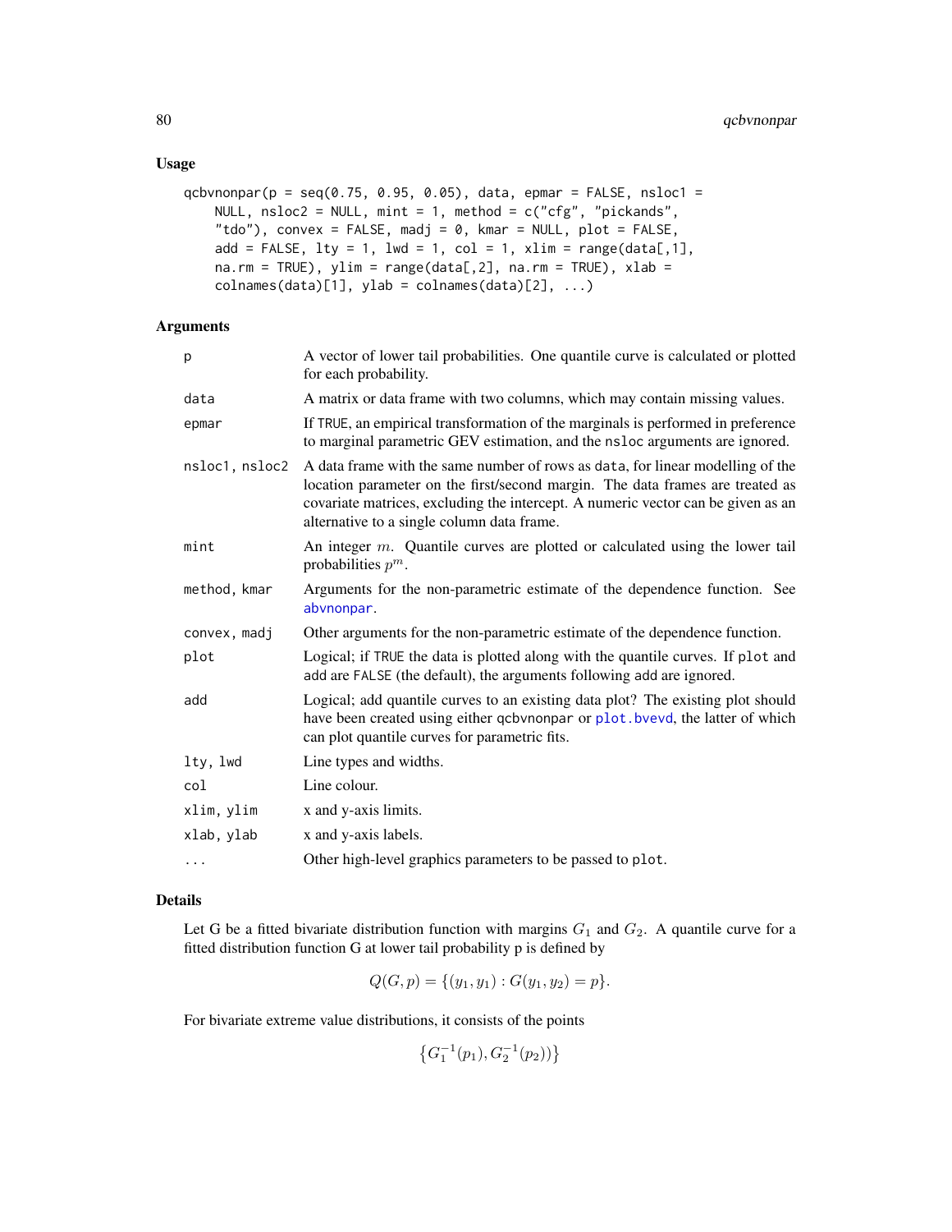## Usage

```
qcbvnonpar(p = seq(0.75, 0.95, 0.05), data, epmar = FALSE, nsloc1 =
    NULL, nsloc2 = NULL, mint = 1, method = c("cfg", "pickands",
    "tdo"), convex = FALSE, madj = 0, kmar = NULL, plot = FALSE,
    add = FALSE, lty = 1, lwd = 1, col = 1, xlim = range(data[,1],
    na.rm = TRUE), ylim = range(data[,2], na.rm = TRUE), xlab =
    colnames(data)[1], ylab = colnames(data)[2], ...)
```

## Arguments

| | |
|---|---|
| p | A vector of lower tail probabilities. One quantile curve is calculated or plotted for each probability. |
| data | A matrix or data frame with two columns, which may contain missing values. |
| epmar | If TRUE, an empirical transformation of the marginals is performed in preference to marginal parametric GEV estimation, and the nsloc arguments are ignored. |
| nsloc1, nsloc2 | A data frame with the same number of rows as data, for linear modelling of the location parameter on the first/second margin. The data frames are treated as covariate matrices, excluding the intercept. A numeric vector can be given as an alternative to a single column data frame. |
| mint | An integer $m$. Quantile curves are plotted or calculated using the lower tail probabilities $p^m$. |
| method, kmar | Arguments for the non-parametric estimate of the dependence function. See abvnonpar. |
| convex, madj | Other arguments for the non-parametric estimate of the dependence function. |
| plot | Logical; if TRUE the data is plotted along with the quantile curves. If plot and add are FALSE (the default), the arguments following add are ignored. |
| add | Logical; add quantile curves to an existing data plot? The existing plot should have been created using either qcbvnonpar or plot.bvevd, the latter of which can plot quantile curves for parametric fits. |
| lty, lwd | Line types and widths. |
| col | Line colour. |
| xlim, ylim | x and y-axis limits. |
| xlab, ylab | x and y-axis labels. |
| ... | Other high-level graphics parameters to be passed to plot. |

## Details

Let G be a fitted bivariate distribution function with margins $G_1$ and $G_2$. A quantile curve for a fitted distribution function G at lower tail probability p is defined by

$$Q(G, p) = \{(y_1, y_1) : G(y_1, y_2) = p\}.$$

For bivariate extreme value distributions, it consists of the points

$$\left\{G_1^{-1}(p_1), G_2^{-1}(p_2))\right\}$$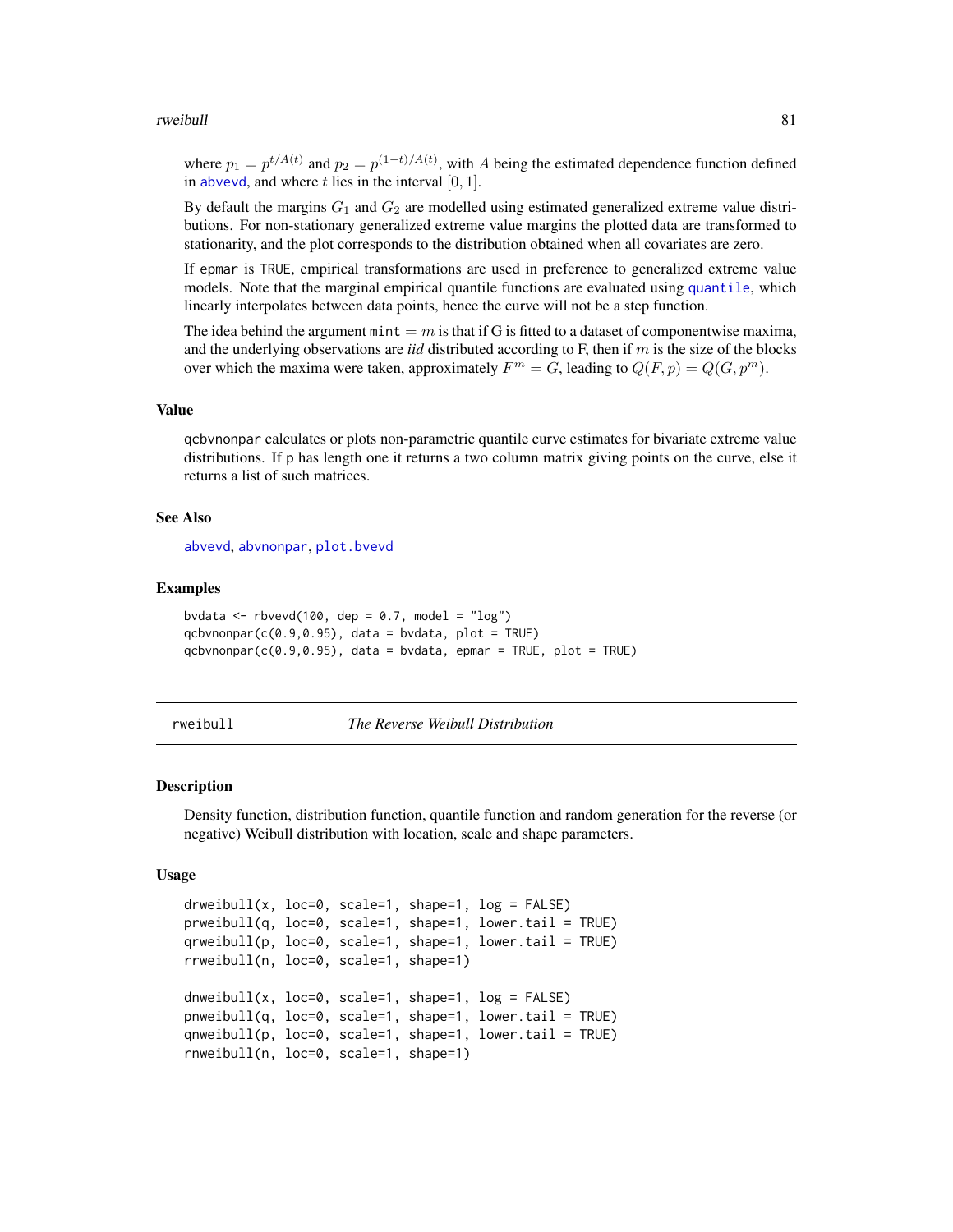where $p_1 = p^{t/A(t)}$ and $p_2 = p^{(1-t)/A(t)}$, with $A$ being the estimated dependence function defined in abvevd, and where $t$ lies in the interval $[0, 1]$.

By default the margins $G_1$ and $G_2$ are modelled using estimated generalized extreme value distributions. For non-stationary generalized extreme value margins the plotted data are transformed to stationarity, and the plot corresponds to the distribution obtained when all covariates are zero.

If epmar is TRUE, empirical transformations are used in preference to generalized extreme value models. Note that the marginal empirical quantile functions are evaluated using quantile, which linearly interpolates between data points, hence the curve will not be a step function.

The idea behind the argument mint $= m$ is that if G is fitted to a dataset of componentwise maxima, and the underlying observations are *iid* distributed according to F, then if $m$ is the size of the blocks over which the maxima were taken, approximately $F^m = G$, leading to $Q(F, p) = Q(G, p^m)$.

### Value

qcbvnonpar calculates or plots non-parametric quantile curve estimates for bivariate extreme value distributions. If p has length one it returns a two column matrix giving points on the curve, else it returns a list of such matrices.

### See Also

abvevd, abvnonpar, plot.bvevd

### Examples

```
bvdata <- rbvevd(100, dep = 0.7, model = "log")
qcbvnonpar(c(0.9,0.95), data = bvdata, plot = TRUE)
qcbvnonpar(c(0.9,0.95), data = bvdata, epmar = TRUE, plot = TRUE)
```

---

## rweibull — *The Reverse Weibull Distribution*

### Description

Density function, distribution function, quantile function and random generation for the reverse (or negative) Weibull distribution with location, scale and shape parameters.

### Usage

```
drweibull(x, loc=0, scale=1, shape=1, log = FALSE)
prweibull(q, loc=0, scale=1, shape=1, lower.tail = TRUE)
qrweibull(p, loc=0, scale=1, shape=1, lower.tail = TRUE)
rrweibull(n, loc=0, scale=1, shape=1)

dnweibull(x, loc=0, scale=1, shape=1, log = FALSE)
pnweibull(q, loc=0, scale=1, shape=1, lower.tail = TRUE)
qnweibull(p, loc=0, scale=1, shape=1, lower.tail = TRUE)
rnweibull(n, loc=0, scale=1, shape=1)
```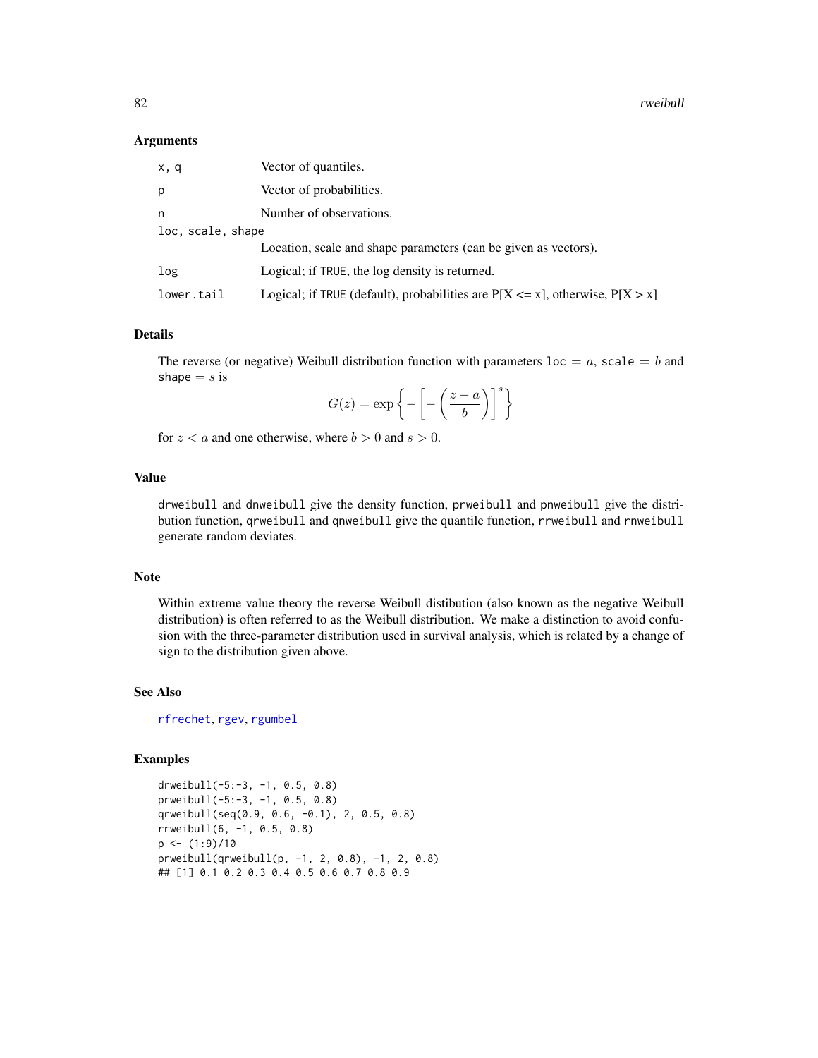## Arguments

| | |
|---|---|
| `x, q` | Vector of quantiles. |
| `p` | Vector of probabilities. |
| `n` | Number of observations. |
| `loc, scale, shape` | Location, scale and shape parameters (can be given as vectors). |
| `log` | Logical; if `TRUE`, the log density is returned. |
| `lower.tail` | Logical; if `TRUE` (default), probabilities are P[X <= x], otherwise, P[X > x] |

## Details

The reverse (or negative) Weibull distribution function with parameters `loc` $= a$, `scale` $= b$ and `shape` $= s$ is

$$G(z) = \exp\left\{-\left[-\left(\frac{z-a}{b}\right)\right]^s\right\}$$

for $z < a$ and one otherwise, where $b > 0$ and $s > 0$.

## Value

`drweibull` and `dnweibull` give the density function, `prweibull` and `pnweibull` give the distribution function, `qrweibull` and `qnweibull` give the quantile function, `rrweibull` and `rnweibull` generate random deviates.

## Note

Within extreme value theory the reverse Weibull distibution (also known as the negative Weibull distribution) is often referred to as the Weibull distribution. We make a distinction to avoid confusion with the three-parameter distribution used in survival analysis, which is related by a change of sign to the distribution given above.

## See Also

`rfrechet`, `rgev`, `rgumbel`

## Examples

```
drweibull(-5:-3, -1, 0.5, 0.8)
prweibull(-5:-3, -1, 0.5, 0.8)
qrweibull(seq(0.9, 0.6, -0.1), 2, 0.5, 0.8)
rrweibull(6, -1, 0.5, 0.8)
p <- (1:9)/10
prweibull(qrweibull(p, -1, 2, 0.8), -1, 2, 0.8)
## [1] 0.1 0.2 0.3 0.4 0.5 0.6 0.7 0.8 0.9
```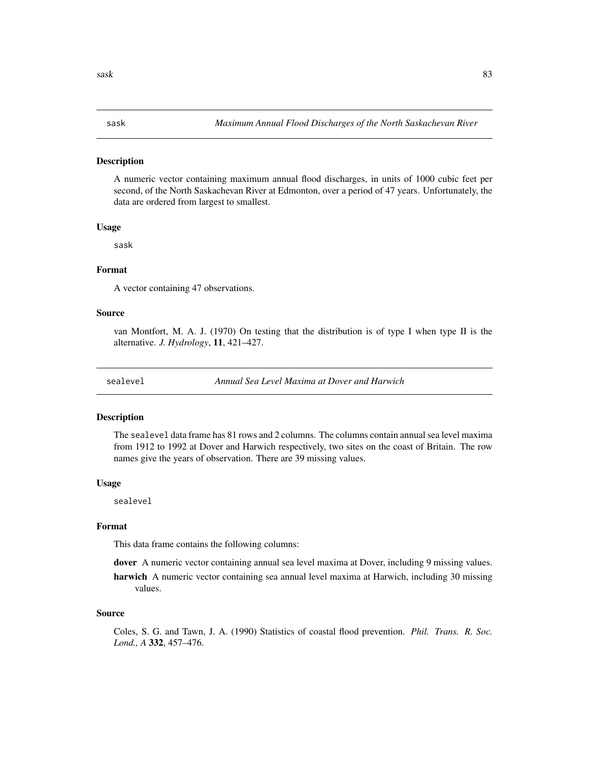## sask — *Maximum Annual Flood Discharges of the North Saskachevan River*

### Description

A numeric vector containing maximum annual flood discharges, in units of 1000 cubic feet per second, of the North Saskachevan River at Edmonton, over a period of 47 years. Unfortunately, the data are ordered from largest to smallest.

### Usage

```
sask
```

### Format

A vector containing 47 observations.

### Source

van Montfort, M. A. J. (1970) On testing that the distribution is of type I when type II is the alternative. *J. Hydrology*, **11**, 421–427.

## sealevel — *Annual Sea Level Maxima at Dover and Harwich*

### Description

The `sealevel` data frame has 81 rows and 2 columns. The columns contain annual sea level maxima from 1912 to 1992 at Dover and Harwich respectively, two sites on the coast of Britain. The row names give the years of observation. There are 39 missing values.

### Usage

```
sealevel
```

### Format

This data frame contains the following columns:

**dover** A numeric vector containing annual sea level maxima at Dover, including 9 missing values.

**harwich** A numeric vector containing sea annual level maxima at Harwich, including 30 missing values.

### Source

Coles, S. G. and Tawn, J. A. (1990) Statistics of coastal flood prevention. *Phil. Trans. R. Soc. Lond., A* **332**, 457–476.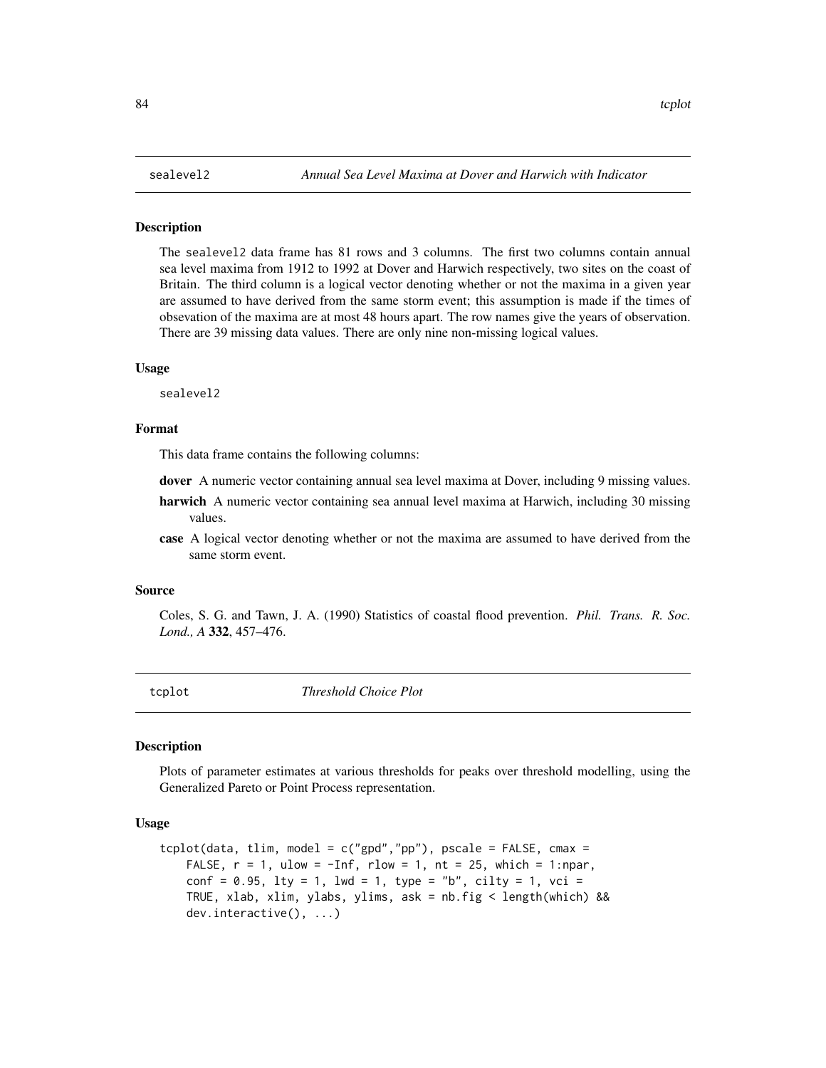## sealevel2 *Annual Sea Level Maxima at Dover and Harwich with Indicator*

### Description

The sealevel2 data frame has 81 rows and 3 columns. The first two columns contain annual sea level maxima from 1912 to 1992 at Dover and Harwich respectively, two sites on the coast of Britain. The third column is a logical vector denoting whether or not the maxima in a given year are assumed to have derived from the same storm event; this assumption is made if the times of obsevation of the maxima are at most 48 hours apart. The row names give the years of observation. There are 39 missing data values. There are only nine non-missing logical values.

### Usage

```
sealevel2
```

### Format

This data frame contains the following columns:

**dover** A numeric vector containing annual sea level maxima at Dover, including 9 missing values.

**harwich** A numeric vector containing sea annual level maxima at Harwich, including 30 missing values.

**case** A logical vector denoting whether or not the maxima are assumed to have derived from the same storm event.

### Source

Coles, S. G. and Tawn, J. A. (1990) Statistics of coastal flood prevention. *Phil. Trans. R. Soc. Lond., A* **332**, 457–476.

## tcplot *Threshold Choice Plot*

### Description

Plots of parameter estimates at various thresholds for peaks over threshold modelling, using the Generalized Pareto or Point Process representation.

### Usage

```
tcplot(data, tlim, model = c("gpd","pp"), pscale = FALSE, cmax =
    FALSE, r = 1, ulow = -Inf, rlow = 1, nt = 25, which = 1:npar,
    conf = 0.95, lty = 1, lwd = 1, type = "b", cilty = 1, vci =
    TRUE, xlab, xlim, ylabs, ylims, ask = nb.fig < length(which) &&
    dev.interactive(), ...)
```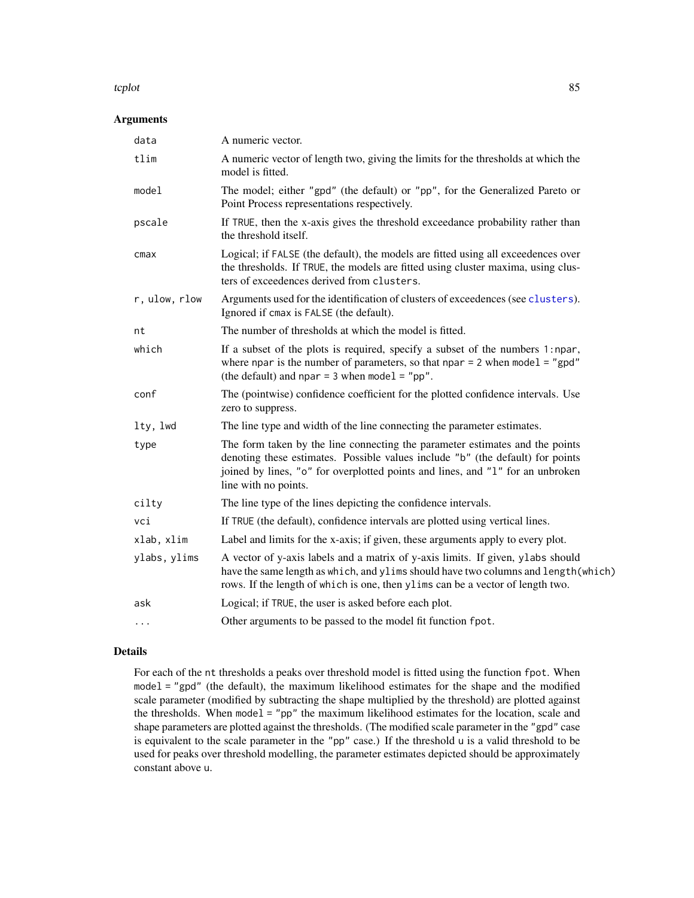## Arguments

| | |
|---|---|
| `data` | A numeric vector. |
| `tlim` | A numeric vector of length two, giving the limits for the thresholds at which the model is fitted. |
| `model` | The model; either `"gpd"` (the default) or `"pp"`, for the Generalized Pareto or Point Process representations respectively. |
| `pscale` | If `TRUE`, then the x-axis gives the threshold exceedance probability rather than the threshold itself. |
| `cmax` | Logical; if `FALSE` (the default), the models are fitted using all exceedences over the thresholds. If `TRUE`, the models are fitted using cluster maxima, using clusters of exceedences derived from `clusters`. |
| `r, ulow, rlow` | Arguments used for the identification of clusters of exceedences (see `clusters`). Ignored if `cmax` is `FALSE` (the default). |
| `nt` | The number of thresholds at which the model is fitted. |
| `which` | If a subset of the plots is required, specify a subset of the numbers `1:npar`, where `npar` is the number of parameters, so that `npar = 2` when `model = "gpd"` (the default) and `npar = 3` when `model = "pp"`. |
| `conf` | The (pointwise) confidence coefficient for the plotted confidence intervals. Use zero to suppress. |
| `lty, lwd` | The line type and width of the line connecting the parameter estimates. |
| `type` | The form taken by the line connecting the parameter estimates and the points denoting these estimates. Possible values include `"b"` (the default) for points joined by lines, `"o"` for overplotted points and lines, and `"l"` for an unbroken line with no points. |
| `cilty` | The line type of the lines depicting the confidence intervals. |
| `vci` | If `TRUE` (the default), confidence intervals are plotted using vertical lines. |
| `xlab, xlim` | Label and limits for the x-axis; if given, these arguments apply to every plot. |
| `ylabs, ylims` | A vector of y-axis labels and a matrix of y-axis limits. If given, `ylabs` should have the same length as `which`, and `ylims` should have two columns and `length(which)` rows. If the length of `which` is one, then `ylims` can be a vector of length two. |
| `ask` | Logical; if `TRUE`, the user is asked before each plot. |
| `...` | Other arguments to be passed to the model fit function `fpot`. |

## Details

For each of the `nt` thresholds a peaks over threshold model is fitted using the function `fpot`. When `model = "gpd"` (the default), the maximum likelihood estimates for the shape and the modified scale parameter (modified by subtracting the shape multiplied by the threshold) are plotted against the thresholds. When `model = "pp"` the maximum likelihood estimates for the location, scale and shape parameters are plotted against the thresholds. (The modified scale parameter in the `"gpd"` case is equivalent to the scale parameter in the `"pp"` case.) If the threshold `u` is a valid threshold to be used for peaks over threshold modelling, the parameter estimates depicted should be approximately constant above `u`.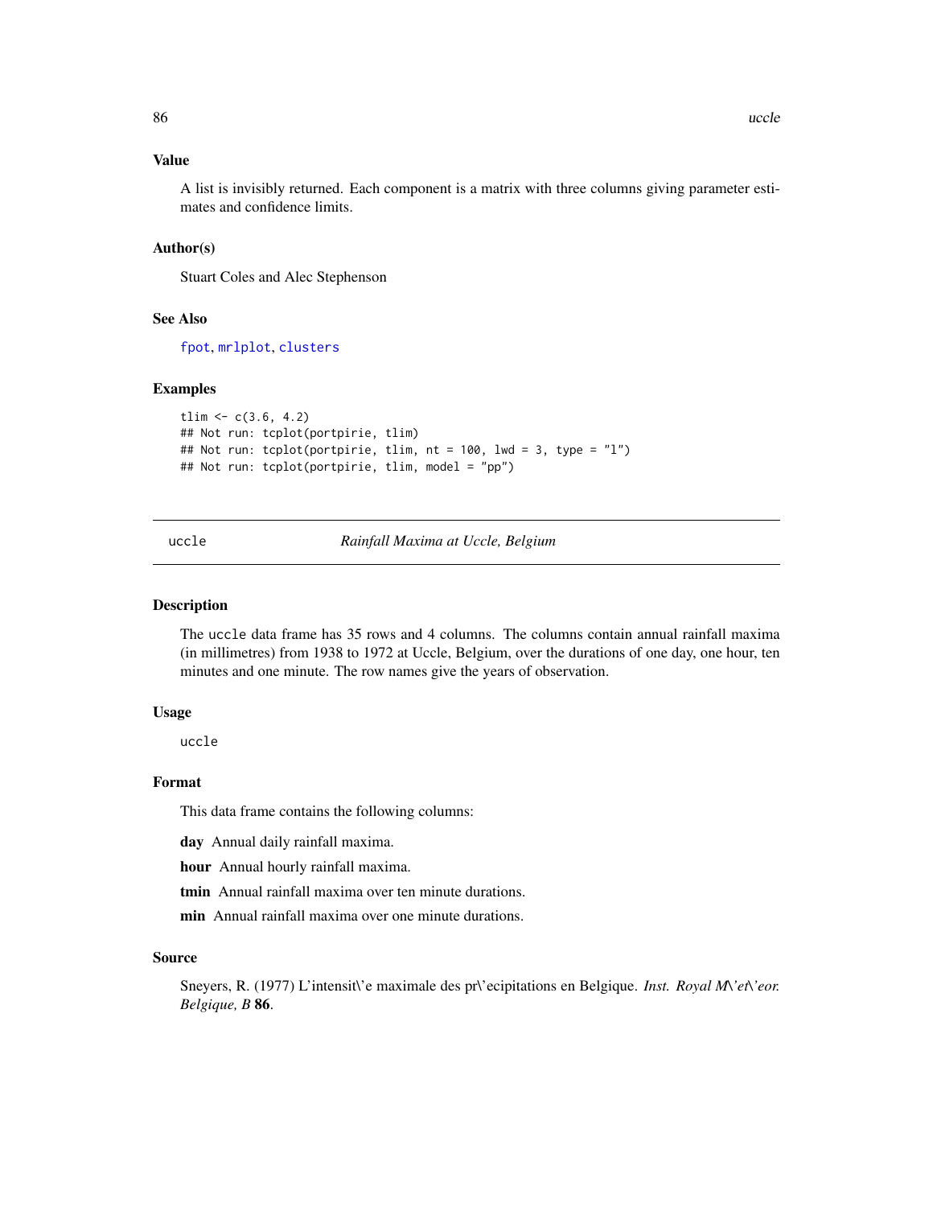## Value

A list is invisibly returned. Each component is a matrix with three columns giving parameter estimates and confidence limits.

## Author(s)

Stuart Coles and Alec Stephenson

## See Also

fpot, mrlplot, clusters

## Examples

```
tlim <- c(3.6, 4.2)
## Not run: tcplot(portpirie, tlim)
## Not run: tcplot(portpirie, tlim, nt = 100, lwd = 3, type = "l")
## Not run: tcplot(portpirie, tlim, model = "pp")
```

---

# uccle — *Rainfall Maxima at Uccle, Belgium*

---

## Description

The uccle data frame has 35 rows and 4 columns. The columns contain annual rainfall maxima (in millimetres) from 1938 to 1972 at Uccle, Belgium, over the durations of one day, one hour, ten minutes and one minute. The row names give the years of observation.

## Usage

```
uccle
```

## Format

This data frame contains the following columns:

**day** Annual daily rainfall maxima.

**hour** Annual hourly rainfall maxima.

**tmin** Annual rainfall maxima over ten minute durations.

**min** Annual rainfall maxima over one minute durations.

## Source

Sneyers, R. (1977) L'intensit\'e maximale des pr\'ecipitations en Belgique. *Inst. Royal M\'et\'eor. Belgique, B* **86**.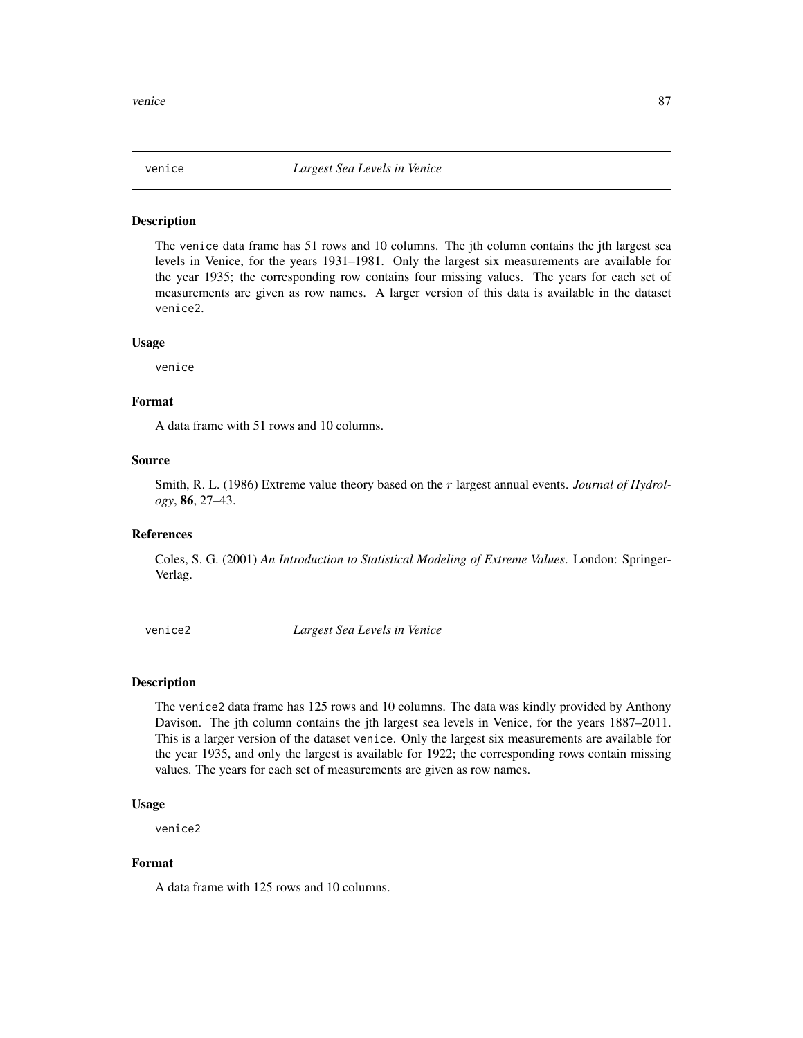## venice — *Largest Sea Levels in Venice*

### Description

The venice data frame has 51 rows and 10 columns. The jth column contains the jth largest sea levels in Venice, for the years 1931–1981. Only the largest six measurements are available for the year 1935; the corresponding row contains four missing values. The years for each set of measurements are given as row names. A larger version of this data is available in the dataset venice2.

### Usage

```
venice
```

### Format

A data frame with 51 rows and 10 columns.

### Source

Smith, R. L. (1986) Extreme value theory based on the $r$ largest annual events. *Journal of Hydrology*, **86**, 27–43.

### References

Coles, S. G. (2001) *An Introduction to Statistical Modeling of Extreme Values*. London: Springer-Verlag.

## venice2 — *Largest Sea Levels in Venice*

### Description

The venice2 data frame has 125 rows and 10 columns. The data was kindly provided by Anthony Davison. The jth column contains the jth largest sea levels in Venice, for the years 1887–2011. This is a larger version of the dataset venice. Only the largest six measurements are available for the year 1935, and only the largest is available for 1922; the corresponding rows contain missing values. The years for each set of measurements are given as row names.

### Usage

```
venice2
```

### Format

A data frame with 125 rows and 10 columns.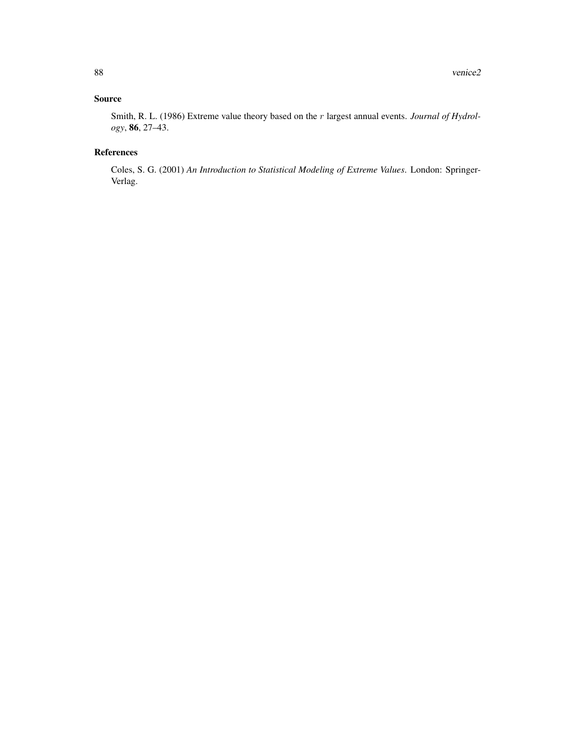## Source

Smith, R. L. (1986) Extreme value theory based on the $r$ largest annual events. *Journal of Hydrology*, **86**, 27–43.

## References

Coles, S. G. (2001) *An Introduction to Statistical Modeling of Extreme Values*. London: Springer-Verlag.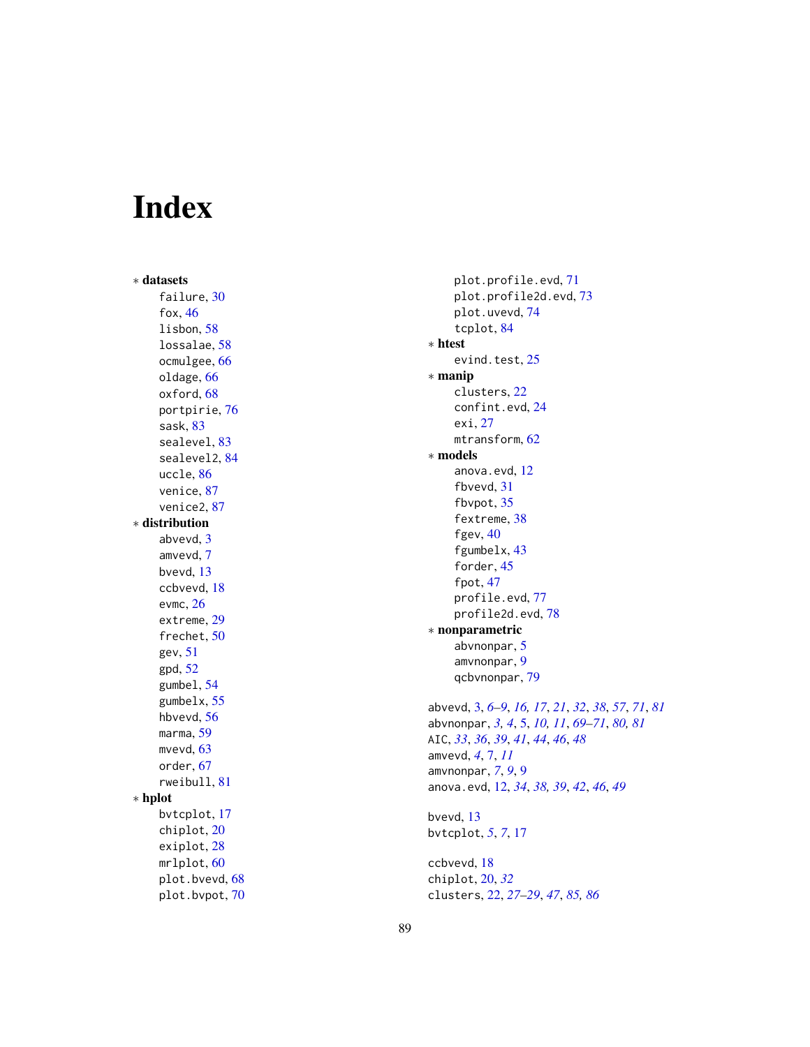# Index

∗ **datasets**
- failure, 30
- fox, 46
- lisbon, 58
- lossalae, 58
- ocmulgee, 66
- oldage, 66
- oxford, 68
- portpirie, 76
- sask, 83
- sealevel, 83
- sealevel2, 84
- uccle, 86
- venice, 87
- venice2, 87

∗ **distribution**
- abvevd, 3
- amvevd, 7
- bvevd, 13
- ccbvevd, 18
- evmc, 26
- extreme, 29
- frechet, 50
- gev, 51
- gpd, 52
- gumbel, 54
- gumbelx, 55
- hbvevd, 56
- marma, 59
- mvevd, 63
- order, 67
- rweibull, 81

∗ **hplot**
- bvtcplot, 17
- chiplot, 20
- exiplot, 28
- mrlplot, 60
- plot.bvevd, 68
- plot.bvpot, 70
- plot.profile.evd, 71
- plot.profile2d.evd, 73
- plot.uvevd, 74
- tcplot, 84

∗ **htest**
- evind.test, 25

∗ **manip**
- clusters, 22
- confint.evd, 24
- exi, 27
- mtransform, 62

∗ **models**
- anova.evd, 12
- fbvevd, 31
- fbvpot, 35
- fextreme, 38
- fgev, 40
- fgumbelx, 43
- forder, 45
- fpot, 47
- profile.evd, 77
- profile2d.evd, 78

∗ **nonparametric**
- abvnonpar, 5
- amvnonpar, 9
- qcbvnonpar, 79

abvevd, 3, *6–9*, *16, 17*, *21*, *32*, *38*, *57*, *71*, *81*
abvnonpar, *3, 4*, 5, *10, 11*, *69–71*, *80, 81*
AIC, *33*, *36*, *39*, *41*, *44*, *46*, *48*
amvevd, *4*, 7, *11*
amvnonpar, *7*, *9*, 9
anova.evd, 12, *34*, *38, 39*, *42*, *46*, *49*

bvevd, 13
bvtcplot, *5*, *7*, 17

ccbvevd, 18
chiplot, 20, *32*
clusters, 22, *27–29*, *47*, *85, 86*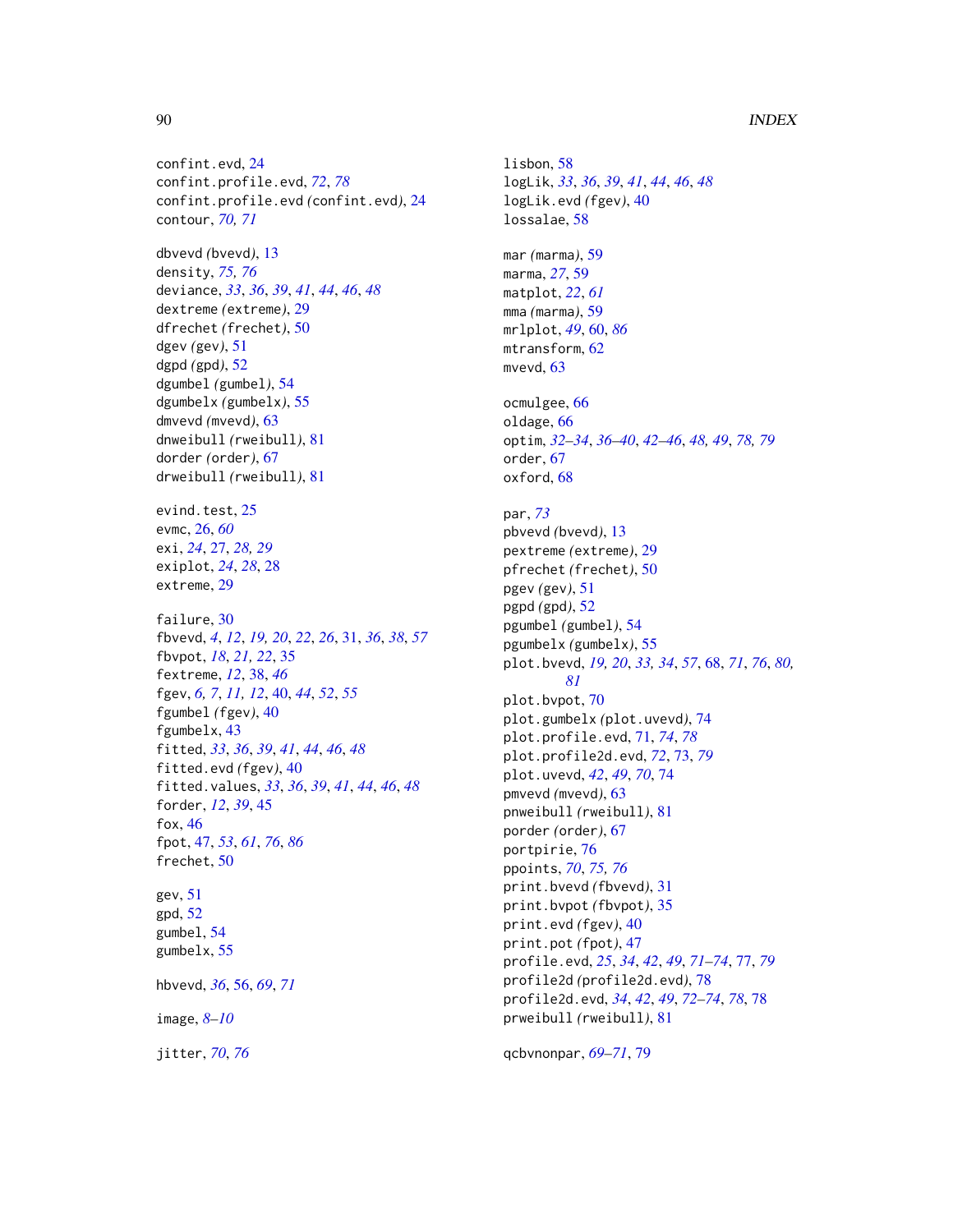confint.evd, 24
confint.profile.evd, *72*, *78*
confint.profile.evd *(confint.evd)*, 24
contour, *70, 71*

dbvevd *(bvevd)*, 13
density, *75, 76*
deviance, *33*, *36*, *39*, *41*, *44*, *46*, *48*
dextreme *(extreme)*, 29
dfrechet *(frechet)*, 50
dgev *(gev)*, 51
dgpd *(gpd)*, 52
dgumbel *(gumbel)*, 54
dgumbelx *(gumbelx)*, 55
dmvevd *(mvevd)*, 63
dnweibull *(rweibull)*, 81
dorder *(order)*, 67
drweibull *(rweibull)*, 81

evind.test, 25
evmc, 26, *60*
exi, *24*, 27, *28, 29*
exiplot, *24*, *28*, 28
extreme, 29

failure, 30
fbvevd, *4*, *12*, *19, 20*, *22*, *26*, 31, *36*, *38*, *57*
fbvpot, *18*, *21, 22*, 35
fextreme, *12*, 38, *46*
fgev, *6, 7*, *11, 12*, 40, *44*, *52*, *55*
fgumbel *(fgev)*, 40
fgumbelx, 43
fitted, *33*, *36*, *39*, *41*, *44*, *46*, *48*
fitted.evd *(fgev)*, 40
fitted.values, *33*, *36*, *39*, *41*, *44*, *46*, *48*
forder, *12*, *39*, 45
fox, 46
fpot, 47, *53*, *61*, *76*, *86*
frechet, 50

gev, 51
gpd, 52
gumbel, 54
gumbelx, 55

hbvevd, *36*, 56, *69*, *71*

image, *8–10*

jitter, *70*, *76*

lisbon, 58
logLik, *33*, *36*, *39*, *41*, *44*, *46*, *48*
logLik.evd *(fgev)*, 40
lossalae, 58

mar *(marma)*, 59
marma, *27*, 59
matplot, *22*, *61*
mma *(marma)*, 59
mrlplot, *49*, 60, *86*
mtransform, 62
mvevd, 63

ocmulgee, 66
oldage, 66
optim, *32–34*, *36–40*, *42–46*, *48, 49*, *78, 79*
order, 67
oxford, 68

par, *73*
pbvevd *(bvevd)*, 13
pextreme *(extreme)*, 29
pfrechet *(frechet)*, 50
pgev *(gev)*, 51
pgpd *(gpd)*, 52
pgumbel *(gumbel)*, 54
pgumbelx *(gumbelx)*, 55
plot.bvevd, *19, 20*, *33, 34*, *57*, 68, *71*, *76*, *80, 81*
plot.bvpot, 70
plot.gumbelx *(plot.uvevd)*, 74
plot.profile.evd, 71, *74*, *78*
plot.profile2d.evd, *72*, 73, *79*
plot.uvevd, *42*, *49*, *70*, 74
pmvevd *(mvevd)*, 63
pnweibull *(rweibull)*, 81
porder *(order)*, 67
portpirie, 76
ppoints, *70*, *75, 76*
print.bvevd *(fbvevd)*, 31
print.bvpot *(fbvpot)*, 35
print.evd *(fgev)*, 40
print.pot *(fpot)*, 47
profile.evd, *25*, *34*, *42*, *49*, *71–74*, 77, *79*
profile2d *(profile2d.evd)*, 78
profile2d.evd, *34*, *42*, *49*, *72–74*, *78*, 78
prweibull *(rweibull)*, 81

qcbvnonpar, *69–71*, 79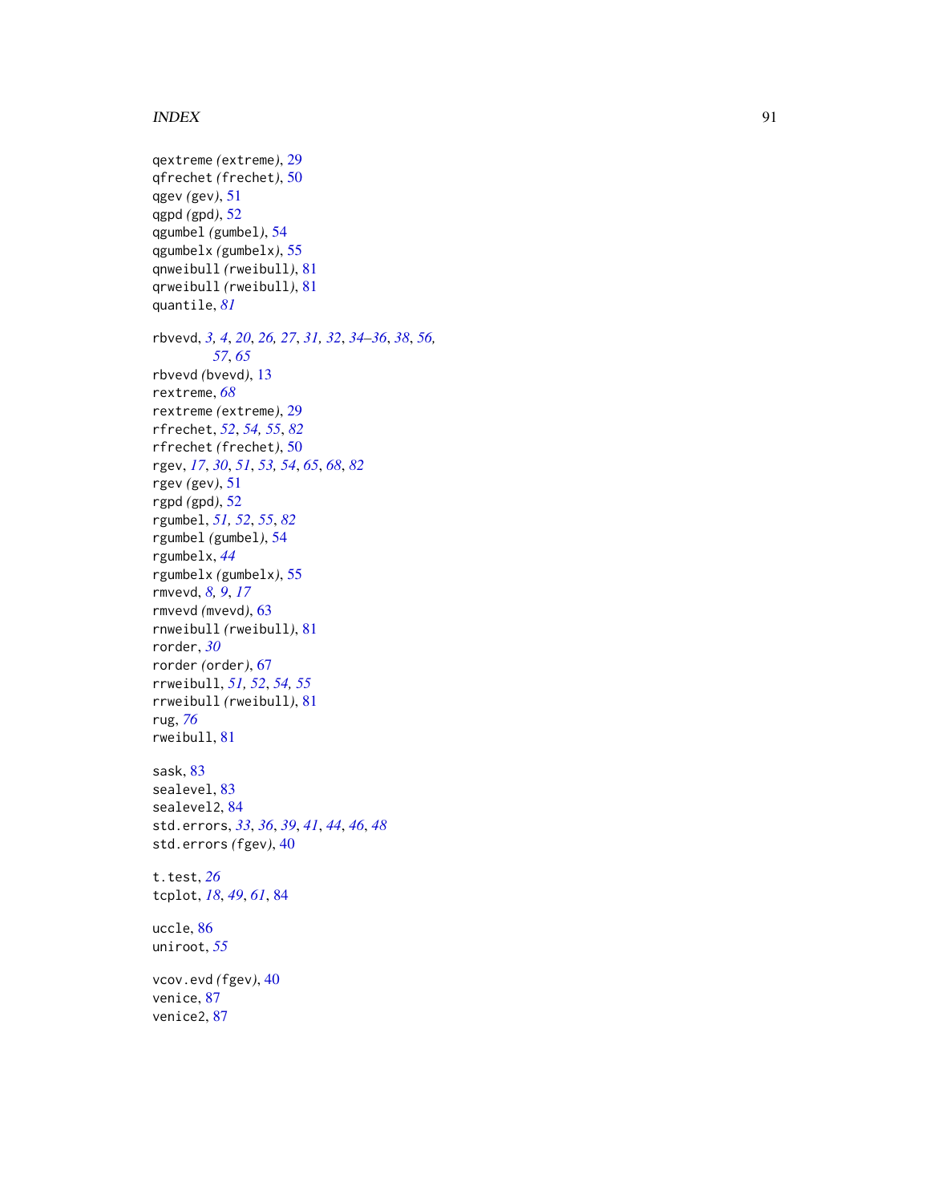qextreme *(*extreme*)*, 29
qfrechet *(*frechet*)*, 50
qgev *(*gev*)*, 51
qgpd *(*gpd*)*, 52
qgumbel *(*gumbel*)*, 54
qgumbelx *(*gumbelx*)*, 55
qnweibull *(*rweibull*)*, 81
qrweibull *(*rweibull*)*, 81
quantile, *81*

rbvevd, *3, 4*, *20*, *26, 27*, *31, 32*, *34–36*, *38*, *56, 57*, *65*
rbvevd *(*bvevd*)*, 13
rextreme, *68*
rextreme *(*extreme*)*, 29
rfrechet, *52*, *54, 55*, *82*
rfrechet *(*frechet*)*, 50
rgev, *17*, *30*, *51*, *53, 54*, *65*, *68*, *82*
rgev *(*gev*)*, 51
rgpd *(*gpd*)*, 52
rgumbel, *51, 52*, *55*, *82*
rgumbel *(*gumbel*)*, 54
rgumbelx, *44*
rgumbelx *(*gumbelx*)*, 55
rmvevd, *8, 9*, *17*
rmvevd *(*mvevd*)*, 63
rnweibull *(*rweibull*)*, 81
rorder, *30*
rorder *(*order*)*, 67
rrweibull, *51, 52*, *54, 55*
rrweibull *(*rweibull*)*, 81
rug, *76*
rweibull, 81

sask, 83
sealevel, 83
sealevel2, 84
std.errors, *33*, *36*, *39*, *41*, *44*, *46*, *48*
std.errors *(*fgev*)*, 40

t.test, *26*
tcplot, *18*, *49*, *61*, 84

uccle, 86
uniroot, *55*

vcov.evd *(*fgev*)*, 40
venice, 87
venice2, 87